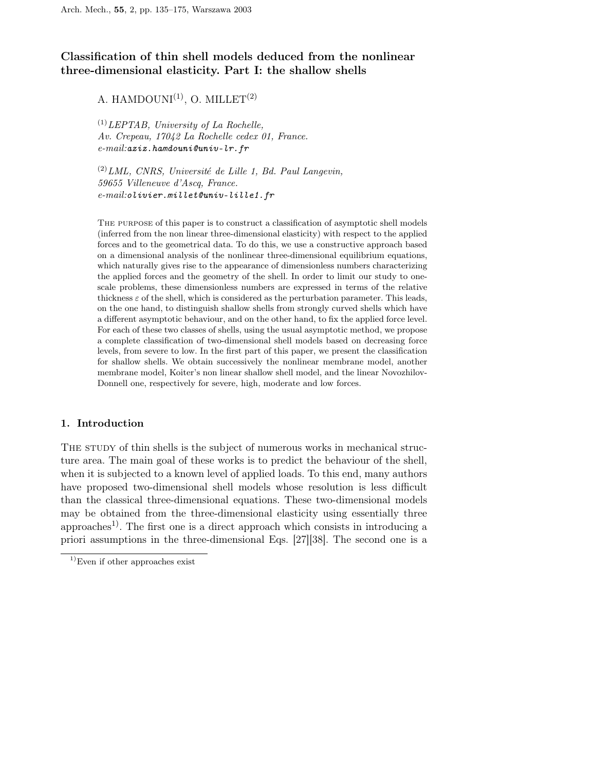# Classification of thin shell models deduced from the nonlinear three-dimensional elasticity. Part I: the shallow shells

A. HAMDOUNI[(1)], O. MILLET[(2)]

[(1)] *LEPTAB, University of La Rochelle,*
*Av. Crepeau, 17042 La Rochelle cedex 01, France.*
*e-mail:aziz.hamdouni@univ-lr.fr*

[(2)] *LML, CNRS, Université de Lille 1, Bd. Paul Langevin,*
*59655 Villeneuve d'Ascq, France.*
*e-mail:olivier.millet@univ-lille1.fr*

The purpose of this paper is to construct a classification of asymptotic shell models (inferred from the non linear three-dimensional elasticity) with respect to the applied forces and to the geometrical data. To do this, we use a constructive approach based on a dimensional analysis of the nonlinear three-dimensional equilibrium equations, which naturally gives rise to the appearance of dimensionless numbers characterizing the applied forces and the geometry of the shell. In order to limit our study to one-scale problems, these dimensionless numbers are expressed in terms of the relative thickness $\varepsilon$ of the shell, which is considered as the perturbation parameter. This leads, on the one hand, to distinguish shallow shells from strongly curved shells which have a different asymptotic behaviour, and on the other hand, to fix the applied force level. For each of these two classes of shells, using the usual asymptotic method, we propose a complete classification of two-dimensional shell models based on decreasing force levels, from severe to low. In the first part of this paper, we present the classification for shallow shells. We obtain successively the nonlinear membrane model, another membrane model, Koiter's non linear shallow shell model, and the linear Novozhilov-Donnell one, respectively for severe, high, moderate and low forces.

## 1. Introduction

The study of thin shells is the subject of numerous works in mechanical structure area. The main goal of these works is to predict the behaviour of the shell, when it is subjected to a known level of applied loads. To this end, many authors have proposed two-dimensional shell models whose resolution is less difficult than the classical three-dimensional equations. These two-dimensional models may be obtained from the three-dimensional elasticity using essentially three approaches[1)]. The first one is a direct approach which consists in introducing a priori assumptions in the three-dimensional Eqs. [27][38]. The second one is a

[1)] Even if other approaches exist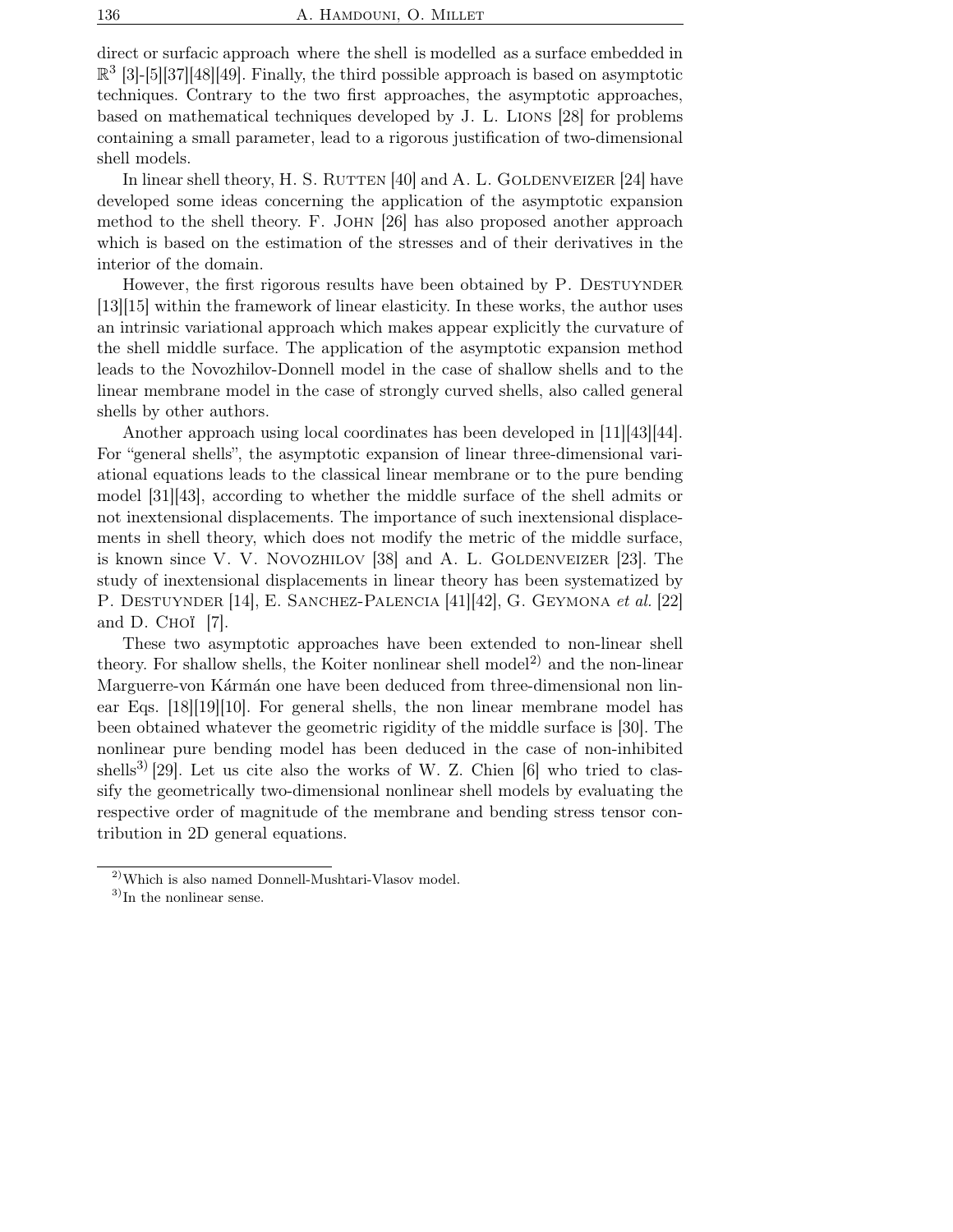direct or surfacic approach where the shell is modelled as a surface embedded in $\mathbb{R}^3$ [3]-[5][37][48][49]. Finally, the third possible approach is based on asymptotic techniques. Contrary to the two first approaches, the asymptotic approaches, based on mathematical techniques developed by J. L. Lions [28] for problems containing a small parameter, lead to a rigorous justification of two-dimensional shell models.

In linear shell theory, H. S. Rutten [40] and A. L. Goldenveizer [24] have developed some ideas concerning the application of the asymptotic expansion method to the shell theory. F. John [26] has also proposed another approach which is based on the estimation of the stresses and of their derivatives in the interior of the domain.

However, the first rigorous results have been obtained by P. Destuynder [13][15] within the framework of linear elasticity. In these works, the author uses an intrinsic variational approach which makes appear explicitly the curvature of the shell middle surface. The application of the asymptotic expansion method leads to the Novozhilov-Donnell model in the case of shallow shells and to the linear membrane model in the case of strongly curved shells, also called general shells by other authors.

Another approach using local coordinates has been developed in [11][43][44]. For "general shells", the asymptotic expansion of linear three-dimensional variational equations leads to the classical linear membrane or to the pure bending model [31][43], according to whether the middle surface of the shell admits or not inextensional displacements. The importance of such inextensional displacements in shell theory, which does not modify the metric of the middle surface, is known since V. V. Novozhilov [38] and A. L. Goldenveizer [23]. The study of inextensional displacements in linear theory has been systematized by P. Destuynder [14], E. Sanchez-Palencia [41][42], G. Geymona *et al.* [22] and D. Choï [7].

These two asymptotic approaches have been extended to non-linear shell theory. For shallow shells, the Koiter nonlinear shell model[2] and the non-linear Marguerre-von Kármán one have been deduced from three-dimensional non linear Eqs. [18][19][10]. For general shells, the non linear membrane model has been obtained whatever the geometric rigidity of the middle surface is [30]. The nonlinear pure bending model has been deduced in the case of non-inhibited shells[3] [29]. Let us cite also the works of W. Z. Chien [6] who tried to classify the geometrically two-dimensional nonlinear shell models by evaluating the respective order of magnitude of the membrane and bending stress tensor contribution in 2D general equations.

---

[2] Which is also named Donnell-Mushtari-Vlasov model.

[3] In the nonlinear sense.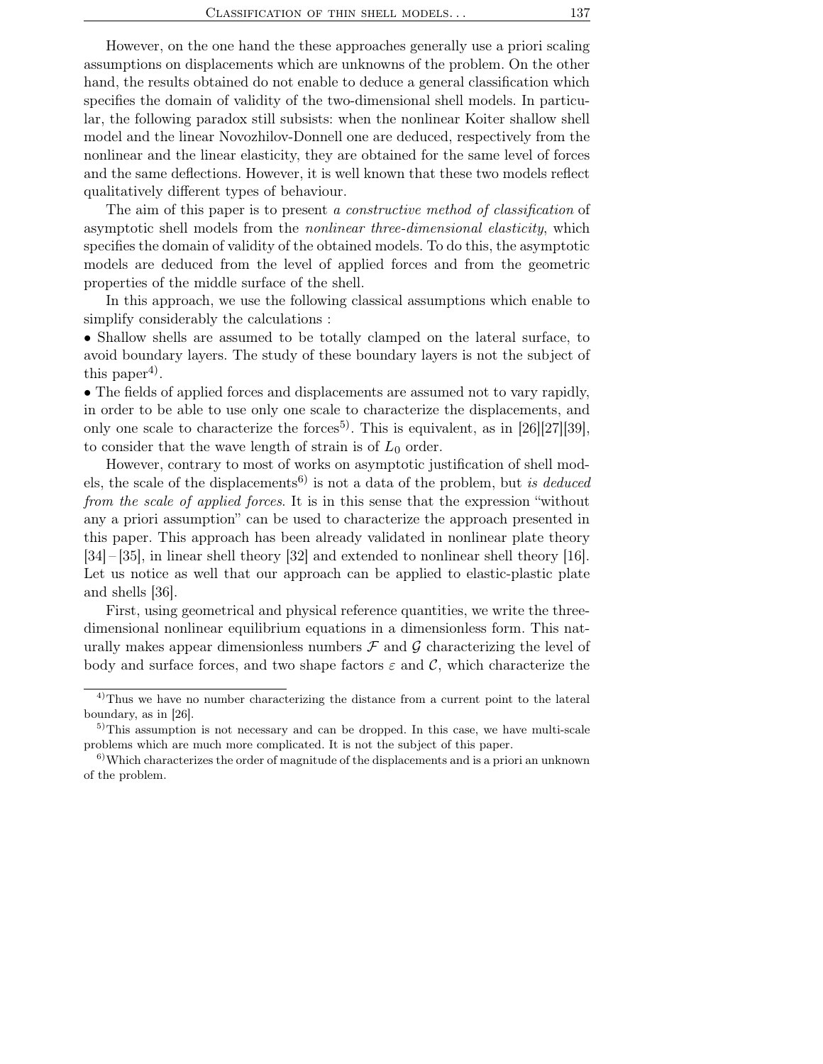However, on the one hand the these approaches generally use a priori scaling assumptions on displacements which are unknowns of the problem. On the other hand, the results obtained do not enable to deduce a general classification which specifies the domain of validity of the two-dimensional shell models. In particular, the following paradox still subsists: when the nonlinear Koiter shallow shell model and the linear Novozhilov-Donnell one are deduced, respectively from the nonlinear and the linear elasticity, they are obtained for the same level of forces and the same deflections. However, it is well known that these two models reflect qualitatively different types of behaviour.

The aim of this paper is to present *a constructive method of classification* of asymptotic shell models from the *nonlinear three-dimensional elasticity*, which specifies the domain of validity of the obtained models. To do this, the asymptotic models are deduced from the level of applied forces and from the geometric properties of the middle surface of the shell.

In this approach, we use the following classical assumptions which enable to simplify considerably the calculations :

• Shallow shells are assumed to be totally clamped on the lateral surface, to avoid boundary layers. The study of these boundary layers is not the subject of this paper[4)].

• The fields of applied forces and displacements are assumed not to vary rapidly, in order to be able to use only one scale to characterize the displacements, and only one scale to characterize the forces[5)]. This is equivalent, as in [26][27][39], to consider that the wave length of strain is of $L_0$ order.

However, contrary to most of works on asymptotic justification of shell models, the scale of the displacements[6)] is not a data of the problem, but *is deduced from the scale of applied forces*. It is in this sense that the expression "without any a priori assumption" can be used to characterize the approach presented in this paper. This approach has been already validated in nonlinear plate theory [34] – [35], in linear shell theory [32] and extended to nonlinear shell theory [16]. Let us notice as well that our approach can be applied to elastic-plastic plate and shells [36].

First, using geometrical and physical reference quantities, we write the three-dimensional nonlinear equilibrium equations in a dimensionless form. This naturally makes appear dimensionless numbers $\mathcal{F}$ and $\mathcal{G}$ characterizing the level of body and surface forces, and two shape factors $\varepsilon$ and $\mathcal{C}$, which characterize the

---

[4)] Thus we have no number characterizing the distance from a current point to the lateral boundary, as in [26].

[5)] This assumption is not necessary and can be dropped. In this case, we have multi-scale problems which are much more complicated. It is not the subject of this paper.

[6)] Which characterizes the order of magnitude of the displacements and is a priori an unknown of the problem.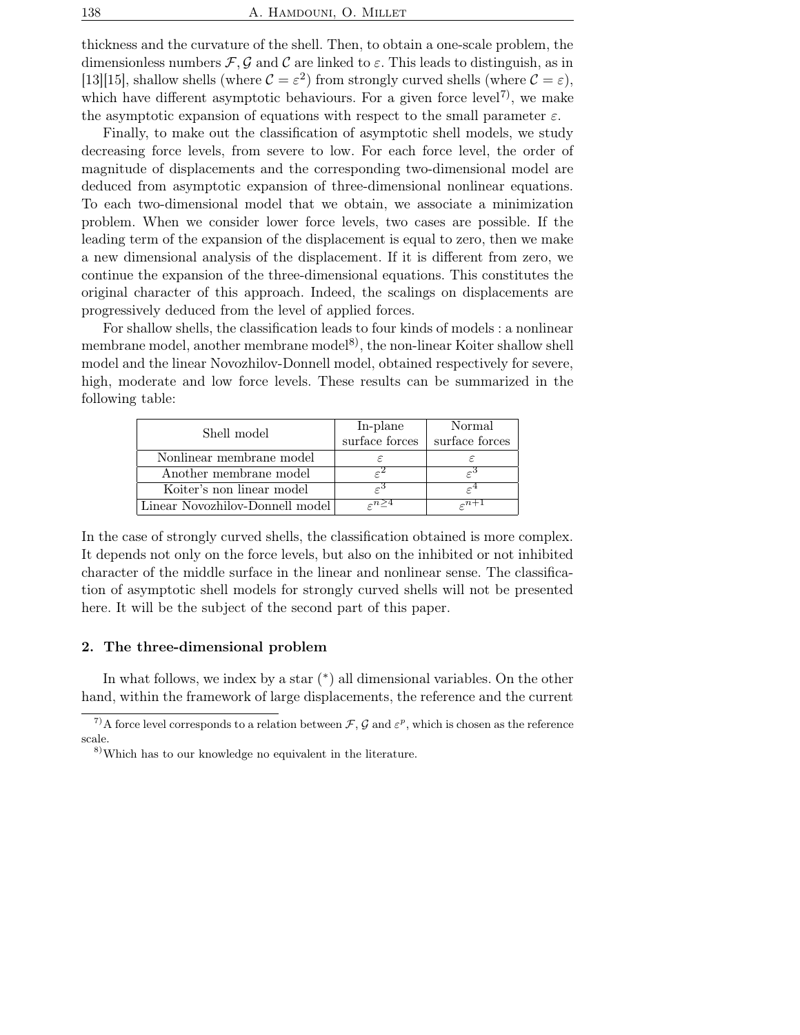thickness and the curvature of the shell. Then, to obtain a one-scale problem, the dimensionless numbers $\mathcal{F}, \mathcal{G}$ and $\mathcal{C}$ are linked to $\varepsilon$. This leads to distinguish, as in [13][15], shallow shells (where $\mathcal{C} = \varepsilon^2$) from strongly curved shells (where $\mathcal{C} = \varepsilon$), which have different asymptotic behaviours. For a given force level[7)], we make the asymptotic expansion of equations with respect to the small parameter $\varepsilon$.

Finally, to make out the classification of asymptotic shell models, we study decreasing force levels, from severe to low. For each force level, the order of magnitude of displacements and the corresponding two-dimensional model are deduced from asymptotic expansion of three-dimensional nonlinear equations. To each two-dimensional model that we obtain, we associate a minimization problem. When we consider lower force levels, two cases are possible. If the leading term of the expansion of the displacement is equal to zero, then we make a new dimensional analysis of the displacement. If it is different from zero, we continue the expansion of the three-dimensional equations. This constitutes the original character of this approach. Indeed, the scalings on displacements are progressively deduced from the level of applied forces.

For shallow shells, the classification leads to four kinds of models : a nonlinear membrane model, another membrane model[8)], the non-linear Koiter shallow shell model and the linear Novozhilov-Donnell model, obtained respectively for severe, high, moderate and low force levels. These results can be summarized in the following table:

| Shell model | In-plane surface forces | Normal surface forces |
|---|---|---|
| Nonlinear membrane model | $\varepsilon$ | $\varepsilon$ |
| Another membrane model | $\varepsilon^2$ | $\varepsilon^3$ |
| Koiter's non linear model | $\varepsilon^3$ | $\varepsilon^4$ |
| Linear Novozhilov-Donnell model | $\varepsilon^{n\geq 4}$ | $\varepsilon^{n+1}$ |

In the case of strongly curved shells, the classification obtained is more complex. It depends not only on the force levels, but also on the inhibited or not inhibited character of the middle surface in the linear and nonlinear sense. The classification of asymptotic shell models for strongly curved shells will not be presented here. It will be the subject of the second part of this paper.

## 2. The three-dimensional problem

In what follows, we index by a star ($^*$) all dimensional variables. On the other hand, within the framework of large displacements, the reference and the current

---

[7)] A force level corresponds to a relation between $\mathcal{F}, \mathcal{G}$ and $\varepsilon^p$, which is chosen as the reference scale.

[8)] Which has to our knowledge no equivalent in the literature.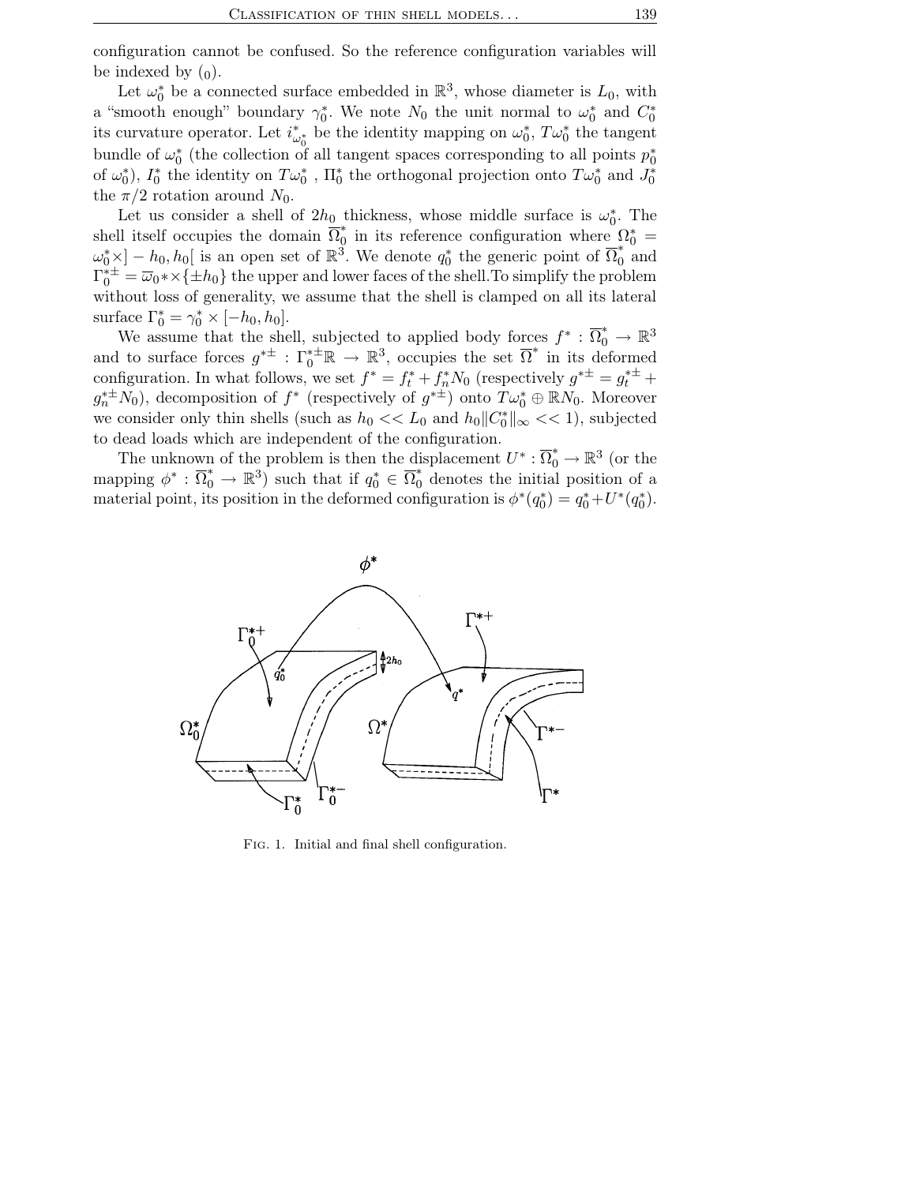configuration cannot be confused. So the reference configuration variables will be indexed by $(_0)$.

Let $\omega_0^*$ be a connected surface embedded in $\mathbb{R}^3$, whose diameter is $L_0$, with a "smooth enough" boundary $\gamma_0^*$. We note $N_0$ the unit normal to $\omega_0^*$ and $C_0^*$ its curvature operator. Let $i_{\omega_0^*}^*$ be the identity mapping on $\omega_0^*$, $T\omega_0^*$ the tangent bundle of $\omega_0^*$ (the collection of all tangent spaces corresponding to all points $p_0^*$ of $\omega_0^*$), $I_0^*$ the identity on $T\omega_0^*$ , $\Pi_0^*$ the orthogonal projection onto $T\omega_0^*$ and $J_0^*$ the $\pi/2$ rotation around $N_0$.

Let us consider a shell of $2h_0$ thickness, whose middle surface is $\omega_0^*$. The shell itself occupies the domain $\overline{\Omega}_0^*$ in its reference configuration where $\Omega_0^* = \omega_0^* \times ]-h_0, h_0[$ is an open set of $\mathbb{R}^3$. We denote $q_0^*$ the generic point of $\overline{\Omega}_0^*$ and $\Gamma_0^{*\pm} = \overline{\omega}_0 * \times \{\pm h_0\}$ the upper and lower faces of the shell.To simplify the problem without loss of generality, we assume that the shell is clamped on all its lateral surface $\Gamma_0^* = \gamma_0^* \times [-h_0, h_0]$.

We assume that the shell, subjected to applied body forces $f^* : \overline{\Omega}_0^* \to \mathbb{R}^3$ and to surface forces $g^{*\pm} : \Gamma_0^{*\pm}\mathbb{R} \to \mathbb{R}^3$, occupies the set $\overline{\Omega}^*$ in its deformed configuration. In what follows, we set $f^* = f_t^* + f_n^* N_0$ (respectively $g^{*\pm} = g_t^{*\pm} + g_n^{*\pm} N_0$), decomposition of $f^*$ (respectively of $g^{*\pm}$) onto $T\omega_0^* \oplus \mathbb{R}N_0$. Moreover we consider only thin shells (such as $h_0 << L_0$ and $h_0 \|C_0^*\|_\infty << 1$), subjected to dead loads which are independent of the configuration.

The unknown of the problem is then the displacement $U^* : \overline{\Omega}_0^* \to \mathbb{R}^3$ (or the mapping $\phi^* : \overline{\Omega}_0^* \to \mathbb{R}^3$) such that if $q_0^* \in \overline{\Omega}_0^*$ denotes the initial position of a material point, its position in the deformed configuration is $\phi^*(q_0^*) = q_0^* + U^*(q_0^*)$.

FIG. 1. Initial and final shell configuration.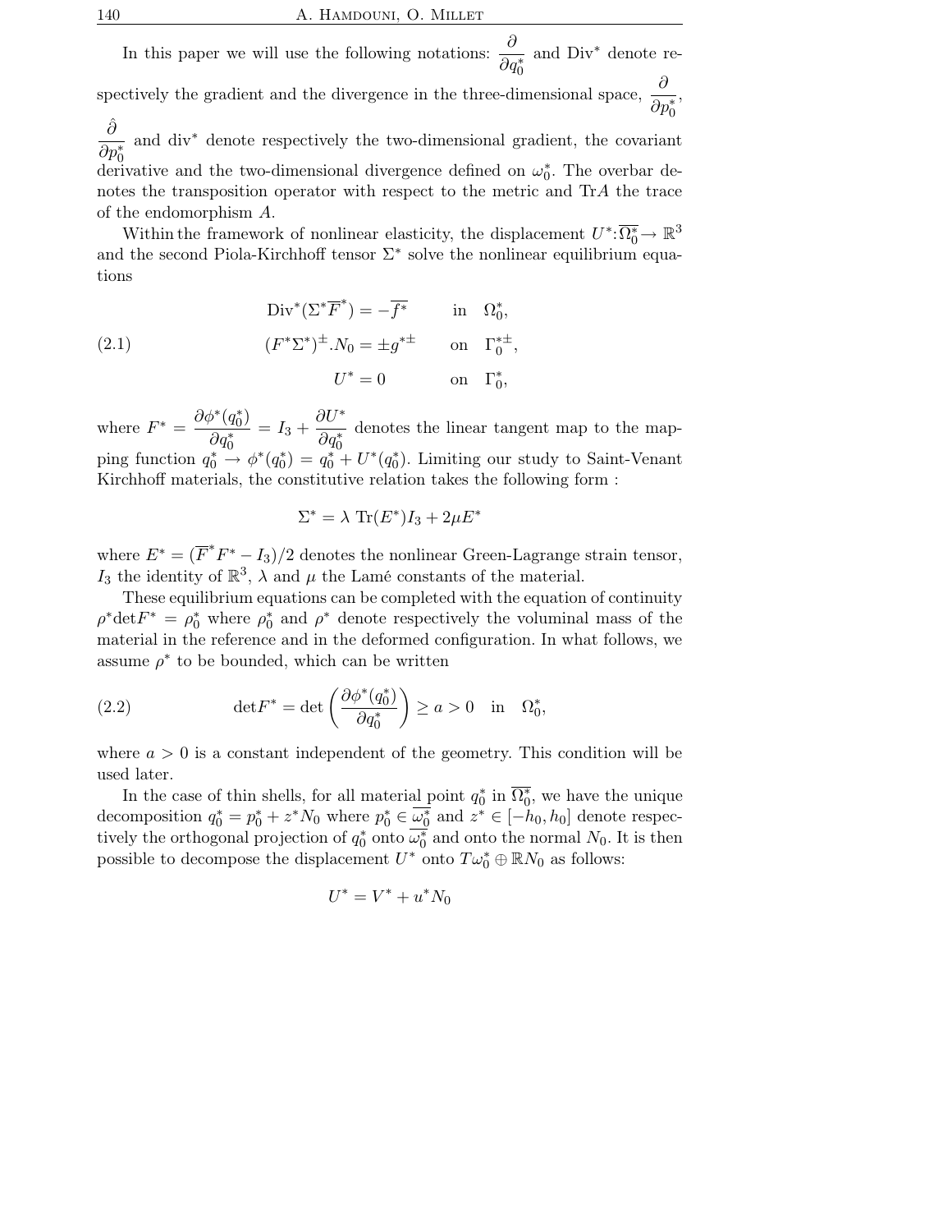In this paper we will use the following notations: $\dfrac{\partial}{\partial q_0^*}$ and $\text{Div}^*$ denote respectively the gradient and the divergence in the three-dimensional space, $\dfrac{\partial}{\partial p_0^*}$, $\dfrac{\hat{\partial}}{\partial p_0^*}$ and $\text{div}^*$ denote respectively the two-dimensional gradient, the covariant derivative and the two-dimensional divergence defined on $\omega_0^*$. The overbar denotes the transposition operator with respect to the metric and $\text{Tr}A$ the trace of the endomorphism $A$.

Within the framework of nonlinear elasticity, the displacement $U^*:\overline{\Omega_0^*}\to \mathbb{R}^3$ and the second Piola-Kirchhoff tensor $\Sigma^*$ solve the nonlinear equilibrium equations

$$
\begin{aligned}
&\text{Div}^*(\Sigma^*\overline{F}^*) = -\overline{f^*} && \text{in} \quad \Omega_0^*,\\
&(F^*\Sigma^*)^{\pm}.N_0 = \pm g^{*\pm} && \text{on} \quad \Gamma_0^{*\pm},\\
&U^* = 0 && \text{on} \quad \Gamma_0^*,
\end{aligned}
\tag{2.1}
$$

where $F^* = \dfrac{\partial \phi^*(q_0^*)}{\partial q_0^*} = I_3 + \dfrac{\partial U^*}{\partial q_0^*}$ denotes the linear tangent map to the mapping function $q_0^* \to \phi^*(q_0^*) = q_0^* + U^*(q_0^*)$. Limiting our study to Saint-Venant Kirchhoff materials, the constitutive relation takes the following form :

$$
\Sigma^* = \lambda \ \text{Tr}(E^*)I_3 + 2\mu E^*
$$

where $E^* = (\overline{F}^*F^* - I_3)/2$ denotes the nonlinear Green-Lagrange strain tensor, $I_3$ the identity of $\mathbb{R}^3$, $\lambda$ and $\mu$ the Lamé constants of the material.

These equilibrium equations can be completed with the equation of continuity $\rho^*\det F^* = \rho_0^*$ where $\rho_0^*$ and $\rho^*$ denote respectively the voluminal mass of the material in the reference and in the deformed configuration. In what follows, we assume $\rho^*$ to be bounded, which can be written

$$
\det F^* = \det\left(\frac{\partial \phi^*(q_0^*)}{\partial q_0^*}\right) \geq a > 0 \quad \text{in} \quad \Omega_0^*,
\tag{2.2}
$$

where $a > 0$ is a constant independent of the geometry. This condition will be used later.

In the case of thin shells, for all material point $q_0^*$ in $\overline{\Omega_0^*}$, we have the unique decomposition $q_0^* = p_0^* + z^*N_0$ where $p_0^* \in \overline{\omega_0^*}$ and $z^* \in [-h_0, h_0]$ denote respectively the orthogonal projection of $q_0^*$ onto $\overline{\omega_0^*}$ and onto the normal $N_0$. It is then possible to decompose the displacement $U^*$ onto $T\omega_0^* \oplus \mathbb{R}N_0$ as follows:

$$
U^* = V^* + u^*N_0
$$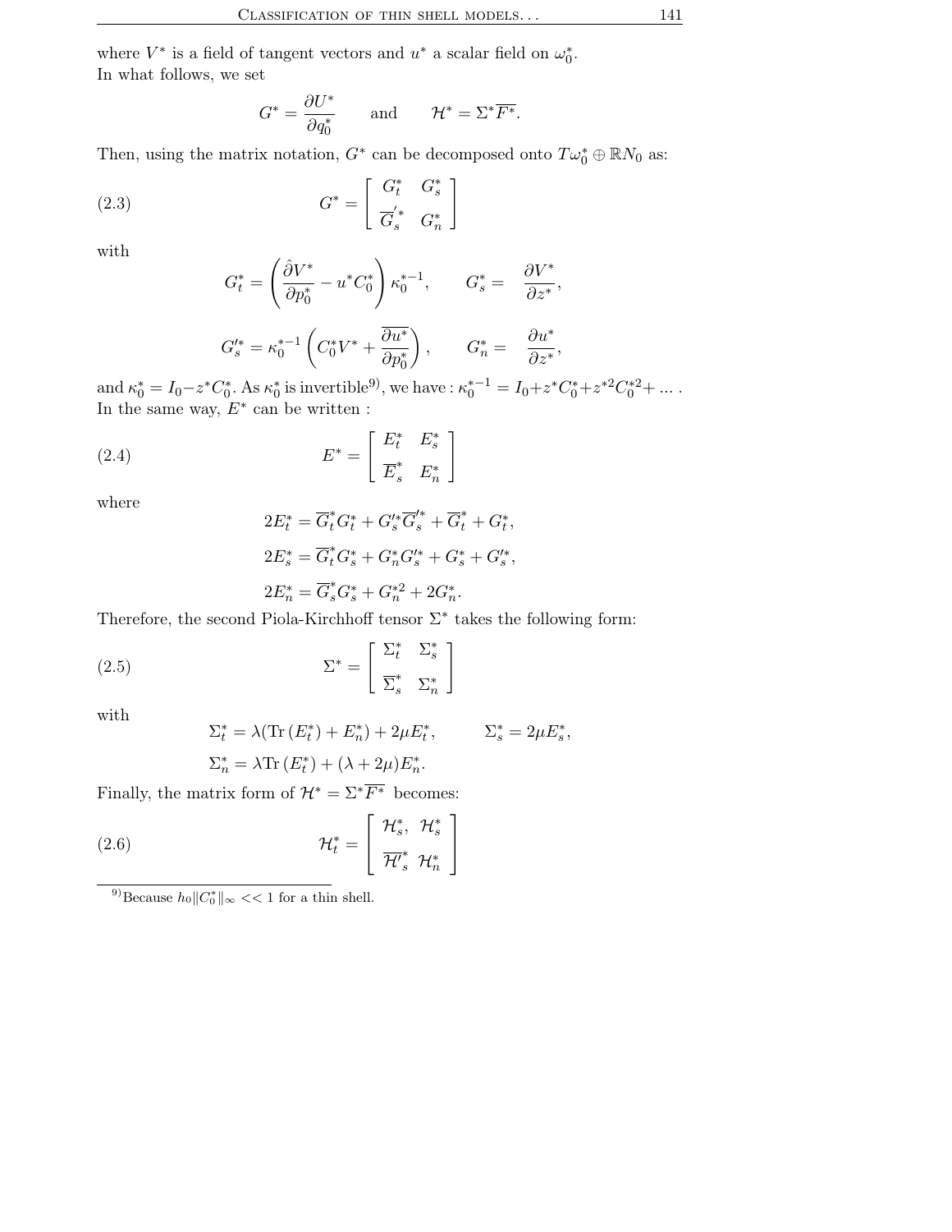where $V^*$ is a field of tangent vectors and $u^*$ a scalar field on $\omega_0^*$.
In what follows, we set

$$G^* = \frac{\partial U^*}{\partial q_0^*} \qquad \text{and} \qquad \mathcal{H}^* = \Sigma^* \overline{F^*}.$$

Then, using the matrix notation, $G^*$ can be decomposed onto $T\omega_0^* \oplus \mathbb{R}N_0$ as:

$$G^* = \begin{bmatrix} G_t^* & G_s^* \\ \overline{G}_s^{'*} & G_n^* \end{bmatrix} \tag{2.3}$$

with

$$G_t^* = \left( \frac{\hat{\partial} V^*}{\partial p_0^*} - u^* C_0^* \right) \kappa_0^{*-1}, \qquad G_s^* = \frac{\partial V^*}{\partial z^*},$$

$$G_s'^* = \kappa_0^{*-1} \left( C_0^* V^* + \overline{\frac{\partial u^*}{\partial p_0^*}} \right), \qquad G_n^* = \frac{\partial u^*}{\partial z^*},$$

and $\kappa_0^* = I_0 - z^* C_0^*$. As $\kappa_0^*$ is invertible[9], we have : $\kappa_0^{*-1} = I_0 + z^* C_0^* + z^{*2} C_0^{*2} + \dots$ .
In the same way, $E^*$ can be written :

$$E^* = \begin{bmatrix} E_t^* & E_s^* \\ \overline{E}_s^* & E_n^* \end{bmatrix} \tag{2.4}$$

where

$$2E_t^* = \overline{G}_t^* G_t^* + G_s'^* \overline{G}_s'^* + \overline{G}_t^* + G_t^*,$$

$$2E_s^* = \overline{G}_t^* G_s^* + G_n^* G_s'^* + G_s^* + G_s'^*,$$

$$2E_n^* = \overline{G}_s^* G_s^* + G_n^{*2} + 2G_n^*.$$

Therefore, the second Piola-Kirchhoff tensor $\Sigma^*$ takes the following form:

$$\Sigma^* = \begin{bmatrix} \Sigma_t^* & \Sigma_s^* \\ \overline{\Sigma}_s^* & \Sigma_n^* \end{bmatrix} \tag{2.5}$$

with

$$\Sigma_t^* = \lambda(\mathrm{Tr}\,(E_t^*) + E_n^*) + 2\mu E_t^*, \qquad \Sigma_s^* = 2\mu E_s^*,$$

$$\Sigma_n^* = \lambda \mathrm{Tr}\,(E_t^*) + (\lambda + 2\mu) E_n^*.$$

Finally, the matrix form of $\mathcal{H}^* = \Sigma^* \overline{F^*}$ becomes:

$$\mathcal{H}_t^* = \begin{bmatrix} \mathcal{H}_s^*, & \mathcal{H}_s^* \\ \overline{\mathcal{H}'}_s^* & \mathcal{H}_n^* \end{bmatrix} \tag{2.6}$$

---

[9] Because $h_0 \|C_0^*\|_\infty << 1$ for a thin shell.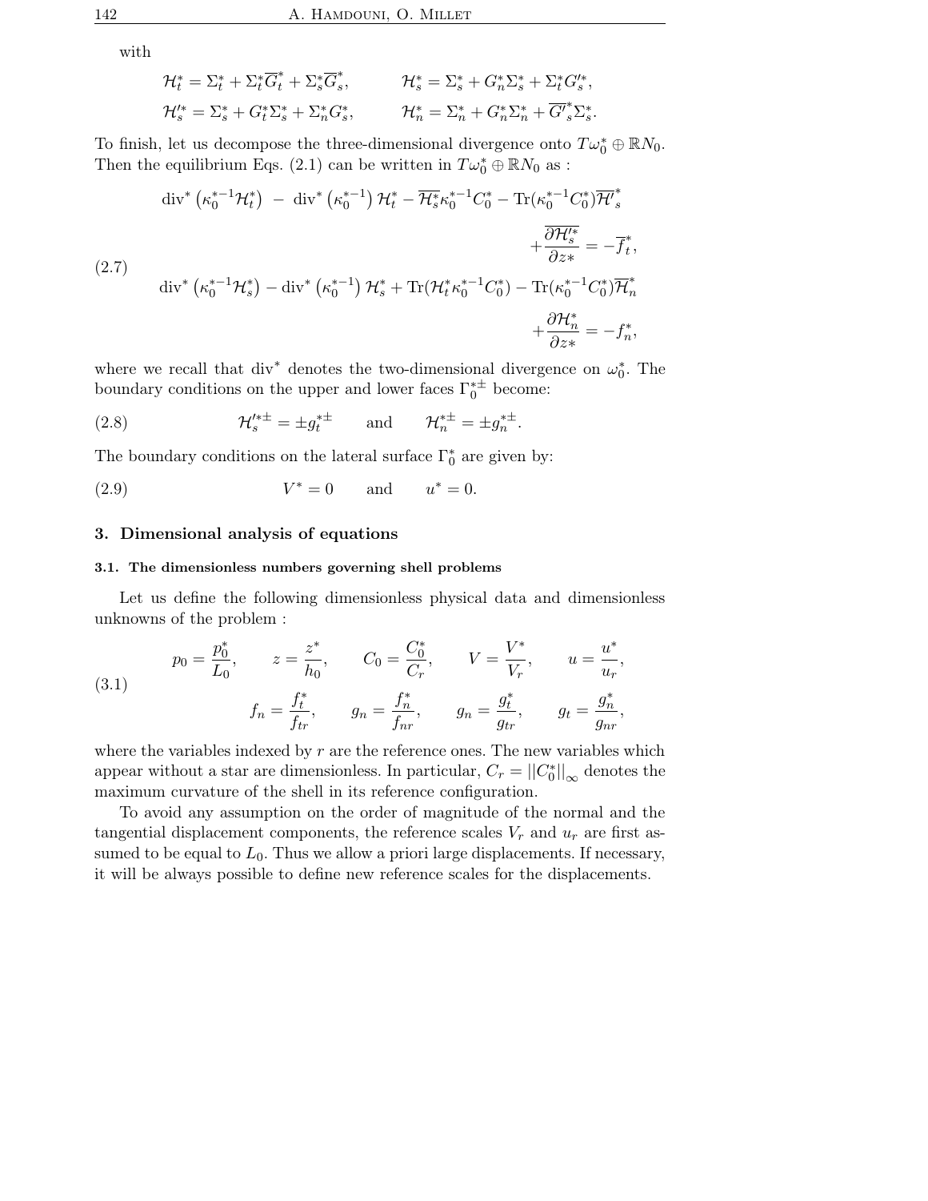with

$$\mathcal{H}_t^* = \Sigma_t^* + \Sigma_t^* \overline{G}_t^* + \Sigma_s^* \overline{G}_s^*, \qquad \mathcal{H}_s^* = \Sigma_s^* + G_n^* \Sigma_s^* + \Sigma_t^* G_s'^*,$$

$$\mathcal{H}_s'^* = \Sigma_s^* + G_t^* \Sigma_s^* + \Sigma_n^* G_s^*, \qquad \mathcal{H}_n^* = \Sigma_n^* + G_n^* \Sigma_n^* + \overline{G'}_s^* \Sigma_s^*.$$

To finish, let us decompose the three-dimensional divergence onto $T\omega_0^* \oplus \mathbb{R}N_0$. Then the equilibrium Eqs. (2.1) can be written in $T\omega_0^* \oplus \mathbb{R}N_0$ as :

$$(2.7)\qquad \begin{aligned}
&\operatorname{div}^*\left(\kappa_0^{*-1}\mathcal{H}_t^*\right) \;-\; \operatorname{div}^*\left(\kappa_0^{*-1}\right)\mathcal{H}_t^* - \overline{\mathcal{H}_s^*}\kappa_0^{*-1}C_0^* - \operatorname{Tr}(\kappa_0^{*-1}C_0^*)\overline{\mathcal{H}'}_s^* \\
&\qquad\qquad\qquad\qquad + \frac{\partial \overline{\mathcal{H}_s'^*}}{\partial z*} = -\overline{f}_t^*, \\
&\operatorname{div}^*\left(\kappa_0^{*-1}\mathcal{H}_s^*\right) - \operatorname{div}^*\left(\kappa_0^{*-1}\right)\mathcal{H}_s^* + \operatorname{Tr}(\mathcal{H}_t^*\kappa_0^{*-1}C_0^*) - \operatorname{Tr}(\kappa_0^{*-1}C_0^*)\overline{\mathcal{H}}_n^* \\
&\qquad\qquad\qquad\qquad + \frac{\partial \mathcal{H}_n^*}{\partial z*} = -f_n^*,
\end{aligned}$$

where we recall that $\operatorname{div}^*$ denotes the two-dimensional divergence on $\omega_0^*$. The boundary conditions on the upper and lower faces $\Gamma_0^{*\pm}$ become:

$$(2.8)\qquad \mathcal{H}_s'^{*\pm} = \pm g_t^{*\pm} \qquad \text{and} \qquad \mathcal{H}_n^{*\pm} = \pm g_n^{*\pm}.$$

The boundary conditions on the lateral surface $\Gamma_0^*$ are given by:

$$(2.9)\qquad V^* = 0 \qquad \text{and} \qquad u^* = 0.$$

## 3. Dimensional analysis of equations

### 3.1. The dimensionless numbers governing shell problems

Let us define the following dimensionless physical data and dimensionless unknowns of the problem :

$$(3.1)\qquad \begin{aligned}
&p_0 = \frac{p_0^*}{L_0}, \qquad z = \frac{z^*}{h_0}, \qquad C_0 = \frac{C_0^*}{C_r}, \qquad V = \frac{V^*}{V_r}, \qquad u = \frac{u^*}{u_r}, \\
&\qquad\qquad f_n = \frac{f_t^*}{f_{tr}}, \qquad g_n = \frac{f_n^*}{f_{nr}}, \qquad g_n = \frac{g_t^*}{g_{tr}}, \qquad g_t = \frac{g_n^*}{g_{nr}},
\end{aligned}$$

where the variables indexed by $r$ are the reference ones. The new variables which appear without a star are dimensionless. In particular, $C_r = ||C_0^*||_\infty$ denotes the maximum curvature of the shell in its reference configuration.

To avoid any assumption on the order of magnitude of the normal and the tangential displacement components, the reference scales $V_r$ and $u_r$ are first assumed to be equal to $L_0$. Thus we allow a priori large displacements. If necessary, it will be always possible to define new reference scales for the displacements.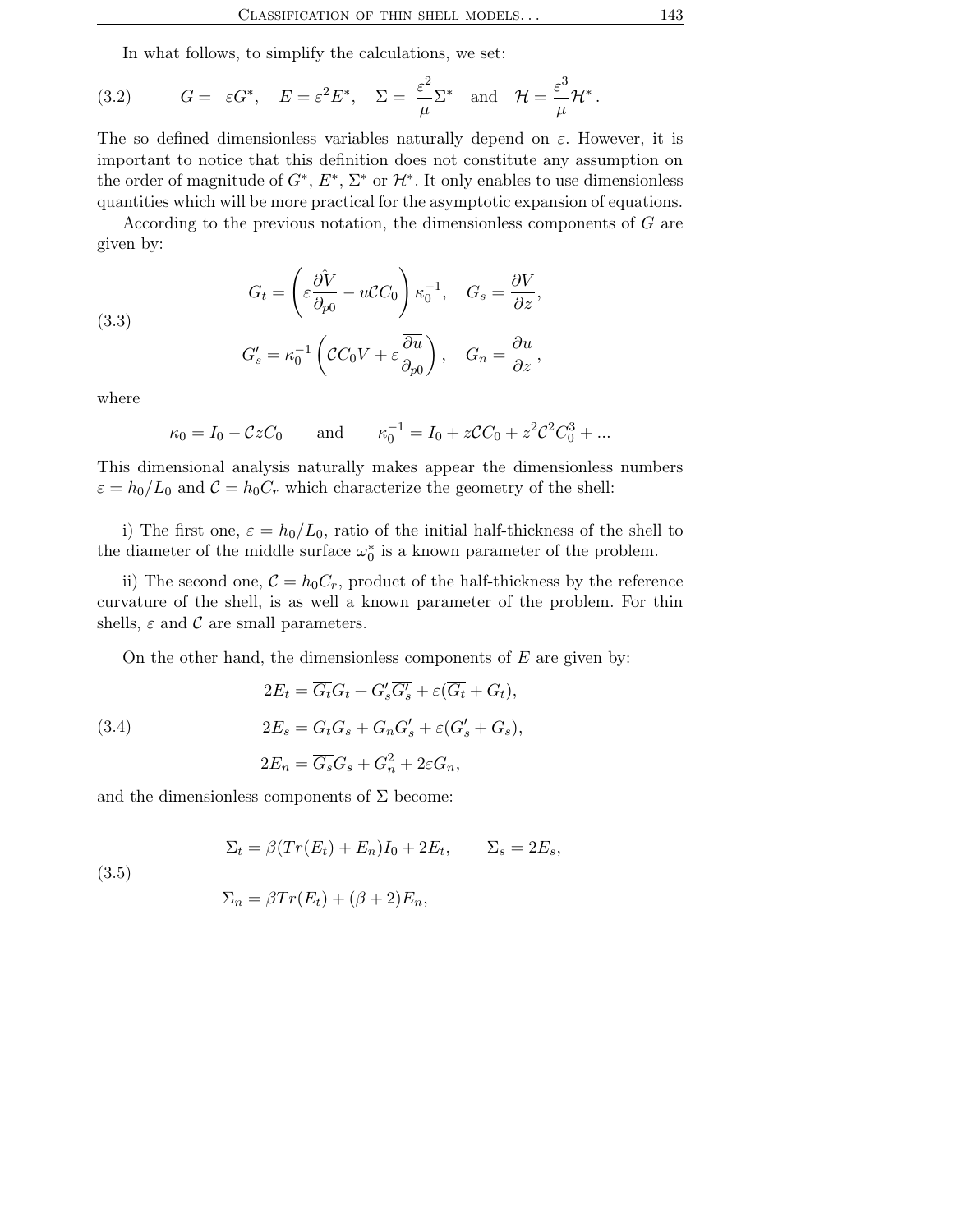In what follows, to simplify the calculations, we set:

$$G = \varepsilon G^*, \quad E = \varepsilon^2 E^*, \quad \Sigma = \frac{\varepsilon^2}{\mu}\Sigma^* \quad \text{and} \quad \mathcal{H} = \frac{\varepsilon^3}{\mu}\mathcal{H}^* . \tag{3.2}$$

The so defined dimensionless variables naturally depend on $\varepsilon$. However, it is important to notice that this definition does not constitute any assumption on the order of magnitude of $G^*$, $E^*$, $\Sigma^*$ or $\mathcal{H}^*$. It only enables to use dimensionless quantities which will be more practical for the asymptotic expansion of equations.

According to the previous notation, the dimensionless components of $G$ are given by:

$$\begin{aligned} G_t &= \left(\varepsilon \frac{\partial \hat{V}}{\partial_{p0}} - u\mathcal{C}C_0\right)\kappa_0^{-1}, \quad G_s = \frac{\partial V}{\partial z}, \\ G_s' &= \kappa_0^{-1}\left(\mathcal{C}C_0 V + \varepsilon \frac{\overline{\partial u}}{\partial_{p0}}\right), \quad G_n = \frac{\partial u}{\partial z}, \end{aligned} \tag{3.3}$$

where

$$\kappa_0 = I_0 - \mathcal{C}zC_0 \qquad \text{and} \qquad \kappa_0^{-1} = I_0 + z\mathcal{C}C_0 + z^2\mathcal{C}^2C_0^3 + ...$$

This dimensional analysis naturally makes appear the dimensionless numbers $\varepsilon = h_0/L_0$ and $\mathcal{C} = h_0 C_r$ which characterize the geometry of the shell:

i) The first one, $\varepsilon = h_0/L_0$, ratio of the initial half-thickness of the shell to the diameter of the middle surface $\omega_0^*$ is a known parameter of the problem.

ii) The second one, $\mathcal{C} = h_0 C_r$, product of the half-thickness by the reference curvature of the shell, is as well a known parameter of the problem. For thin shells, $\varepsilon$ and $\mathcal{C}$ are small parameters.

On the other hand, the dimensionless components of $E$ are given by:

$$\begin{aligned} 2E_t &= \overline{G_t}G_t + G_s'\overline{G_s'} + \varepsilon(\overline{G_t} + G_t), \\ 2E_s &= \overline{G_t}G_s + G_n G_s' + \varepsilon(G_s' + G_s), \\ 2E_n &= \overline{G_s}G_s + G_n^2 + 2\varepsilon G_n, \end{aligned} \tag{3.4}$$

and the dimensionless components of $\Sigma$ become:

$$\begin{aligned} \Sigma_t &= \beta(Tr(E_t) + E_n)I_0 + 2E_t, \qquad \Sigma_s = 2E_s, \\ \Sigma_n &= \beta Tr(E_t) + (\beta + 2)E_n, \end{aligned} \tag{3.5}$$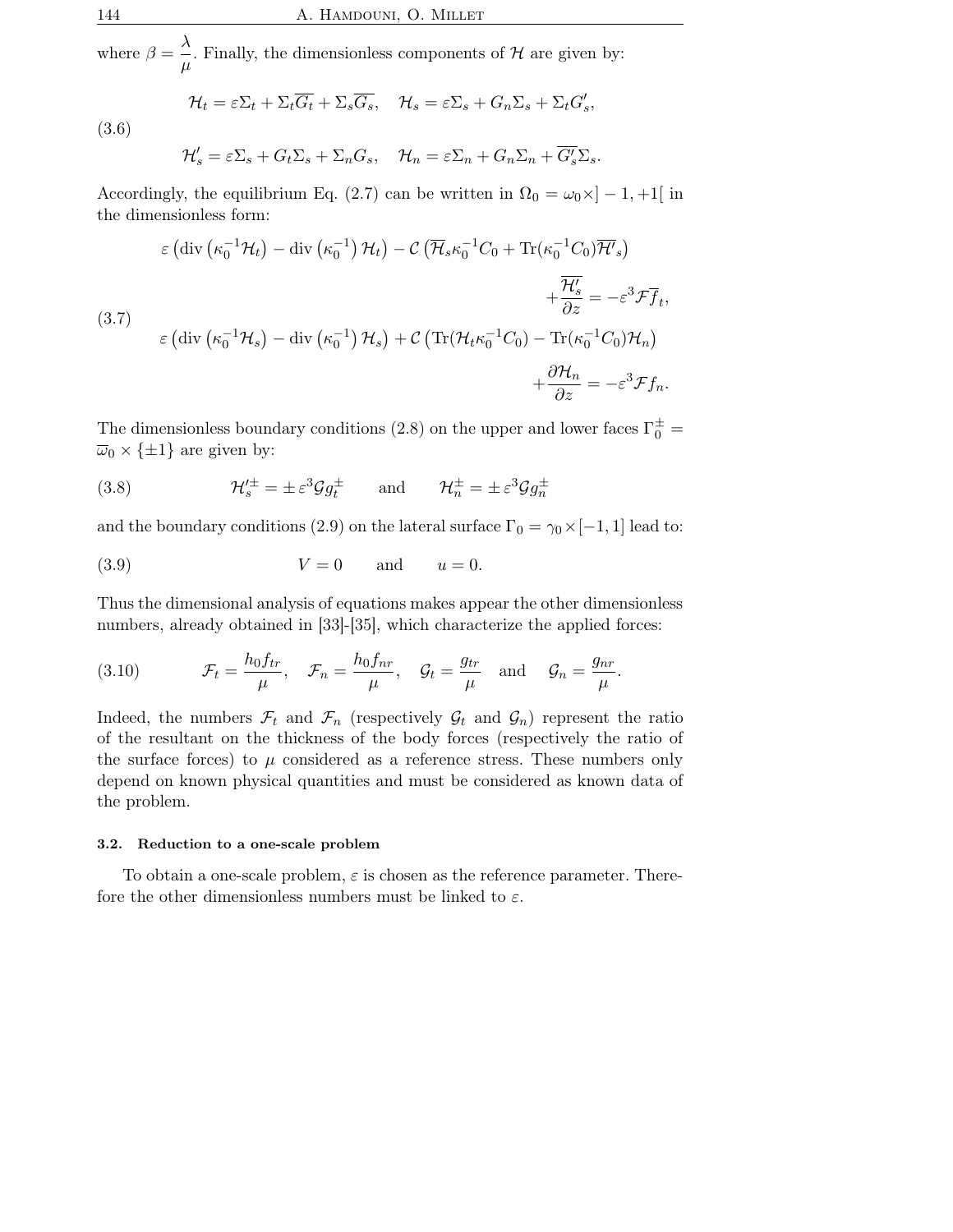where $\beta = \dfrac{\lambda}{\mu}$. Finally, the dimensionless components of $\mathcal{H}$ are given by:

$$
\begin{aligned}
&\mathcal{H}_t = \varepsilon\Sigma_t + \Sigma_t\overline{G_t} + \Sigma_s\overline{G_s}, \quad \mathcal{H}_s = \varepsilon\Sigma_s + G_n\Sigma_s + \Sigma_t G_s', \\
&\mathcal{H}_s' = \varepsilon\Sigma_s + G_t\Sigma_s + \Sigma_n G_s, \quad \mathcal{H}_n = \varepsilon\Sigma_n + G_n\Sigma_n + \overline{G_s'}\Sigma_s.
\end{aligned} \tag{3.6}
$$

Accordingly, the equilibrium Eq. (2.7) can be written in $\Omega_0 = \omega_0 \times ]-1,+1[$ in the dimensionless form:

$$
\begin{aligned}
&\varepsilon\left(\operatorname{div}\left(\kappa_0^{-1}\mathcal{H}_t\right) - \operatorname{div}\left(\kappa_0^{-1}\right)\mathcal{H}_t\right) - \mathcal{C}\left(\overline{\mathcal{H}}_s\kappa_0^{-1}C_0 + \operatorname{Tr}(\kappa_0^{-1}C_0)\overline{\mathcal{H}'}_s\right) \\
&\qquad\qquad\qquad\qquad\qquad\qquad\qquad\qquad + \frac{\partial\overline{\mathcal{H}_s'}}{\partial z} = -\varepsilon^3\mathcal{F}\overline{f}_t, \\
&\varepsilon\left(\operatorname{div}\left(\kappa_0^{-1}\mathcal{H}_s\right) - \operatorname{div}\left(\kappa_0^{-1}\right)\mathcal{H}_s\right) + \mathcal{C}\left(\operatorname{Tr}(\mathcal{H}_t\kappa_0^{-1}C_0) - \operatorname{Tr}(\kappa_0^{-1}C_0)\mathcal{H}_n\right) \\
&\qquad\qquad\qquad\qquad\qquad\qquad\qquad\qquad + \frac{\partial\mathcal{H}_n}{\partial z} = -\varepsilon^3\mathcal{F}f_n.
\end{aligned} \tag{3.7}
$$

The dimensionless boundary conditions (2.8) on the upper and lower faces $\Gamma_0^\pm = \overline{\omega}_0 \times \{\pm 1\}$ are given by:

$$
\mathcal{H}_s'^{\pm} = \pm\,\varepsilon^3\mathcal{G}g_t^\pm \qquad \text{and} \qquad \mathcal{H}_n^\pm = \pm\,\varepsilon^3\mathcal{G}g_n^\pm \tag{3.8}
$$

and the boundary conditions (2.9) on the lateral surface $\Gamma_0 = \gamma_0 \times [-1,1]$ lead to:

$$
V = 0 \qquad \text{and} \qquad u = 0. \tag{3.9}
$$

Thus the dimensional analysis of equations makes appear the other dimensionless numbers, already obtained in [33]-[35], which characterize the applied forces:

$$
\mathcal{F}_t = \frac{h_0 f_{tr}}{\mu}, \quad \mathcal{F}_n = \frac{h_0 f_{nr}}{\mu}, \quad \mathcal{G}_t = \frac{g_{tr}}{\mu} \quad \text{and} \quad \mathcal{G}_n = \frac{g_{nr}}{\mu}. \tag{3.10}
$$

Indeed, the numbers $\mathcal{F}_t$ and $\mathcal{F}_n$ (respectively $\mathcal{G}_t$ and $\mathcal{G}_n$) represent the ratio of the resultant on the thickness of the body forces (respectively the ratio of the surface forces) to $\mu$ considered as a reference stress. These numbers only depend on known physical quantities and must be considered as known data of the problem.

### 3.2. Reduction to a one-scale problem

To obtain a one-scale problem, $\varepsilon$ is chosen as the reference parameter. Therefore the other dimensionless numbers must be linked to $\varepsilon$.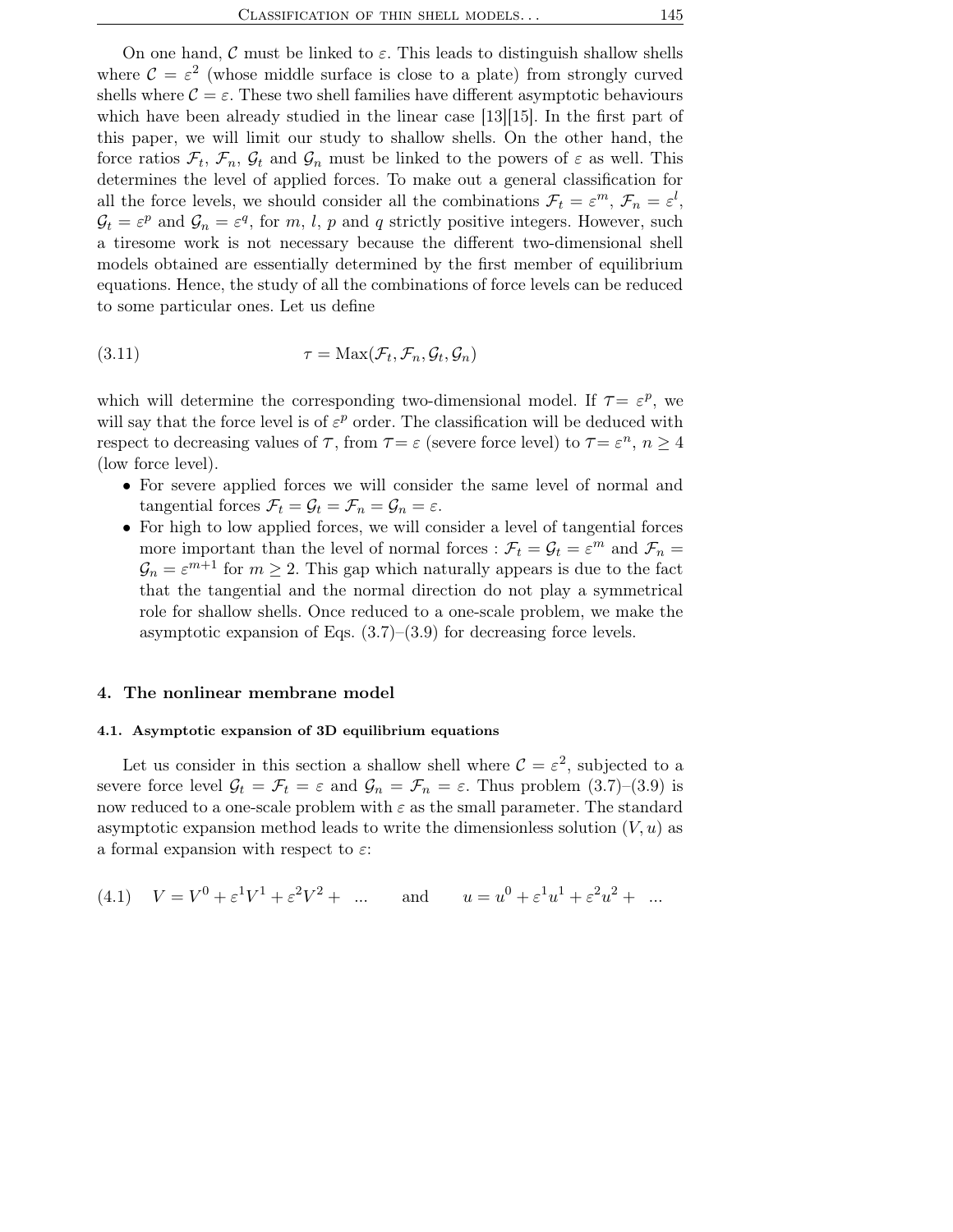On one hand, $\mathcal{C}$ must be linked to $\varepsilon$. This leads to distinguish shallow shells where $\mathcal{C} = \varepsilon^2$ (whose middle surface is close to a plate) from strongly curved shells where $\mathcal{C} = \varepsilon$. These two shell families have different asymptotic behaviours which have been already studied in the linear case [13][15]. In the first part of this paper, we will limit our study to shallow shells. On the other hand, the force ratios $\mathcal{F}_t$, $\mathcal{F}_n$, $\mathcal{G}_t$ and $\mathcal{G}_n$ must be linked to the powers of $\varepsilon$ as well. This determines the level of applied forces. To make out a general classification for all the force levels, we should consider all the combinations $\mathcal{F}_t = \varepsilon^m$, $\mathcal{F}_n = \varepsilon^l$, $\mathcal{G}_t = \varepsilon^p$ and $\mathcal{G}_n = \varepsilon^q$, for $m$, $l$, $p$ and $q$ strictly positive integers. However, such a tiresome work is not necessary because the different two-dimensional shell models obtained are essentially determined by the first member of equilibrium equations. Hence, the study of all the combinations of force levels can be reduced to some particular ones. Let us define

$$\tau = \mathrm{Max}(\mathcal{F}_t, \mathcal{F}_n, \mathcal{G}_t, \mathcal{G}_n) \tag{3.11}$$

which will determine the corresponding two-dimensional model. If $\mathcal{T} = \varepsilon^p$, we will say that the force level is of $\varepsilon^p$ order. The classification will be deduced with respect to decreasing values of $\mathcal{T}$, from $\mathcal{T} = \varepsilon$ (severe force level) to $\mathcal{T} = \varepsilon^n$, $n \geq 4$ (low force level).

- For severe applied forces we will consider the same level of normal and tangential forces $\mathcal{F}_t = \mathcal{G}_t = \mathcal{F}_n = \mathcal{G}_n = \varepsilon$.
- For high to low applied forces, we will consider a level of tangential forces more important than the level of normal forces : $\mathcal{F}_t = \mathcal{G}_t = \varepsilon^m$ and $\mathcal{F}_n = \mathcal{G}_n = \varepsilon^{m+1}$ for $m \geq 2$. This gap which naturally appears is due to the fact that the tangential and the normal direction do not play a symmetrical role for shallow shells. Once reduced to a one-scale problem, we make the asymptotic expansion of Eqs. (3.7)–(3.9) for decreasing force levels.

## 4. The nonlinear membrane model

### 4.1. Asymptotic expansion of 3D equilibrium equations

Let us consider in this section a shallow shell where $\mathcal{C} = \varepsilon^2$, subjected to a severe force level $\mathcal{G}_t = \mathcal{F}_t = \varepsilon$ and $\mathcal{G}_n = \mathcal{F}_n = \varepsilon$. Thus problem (3.7)–(3.9) is now reduced to a one-scale problem with $\varepsilon$ as the small parameter. The standard asymptotic expansion method leads to write the dimensionless solution $(V, u)$ as a formal expansion with respect to $\varepsilon$:

$$V = V^0 + \varepsilon^1 V^1 + \varepsilon^2 V^2 + \ \ldots \qquad \text{and} \qquad u = u^0 + \varepsilon^1 u^1 + \varepsilon^2 u^2 + \ \ldots \tag{4.1}$$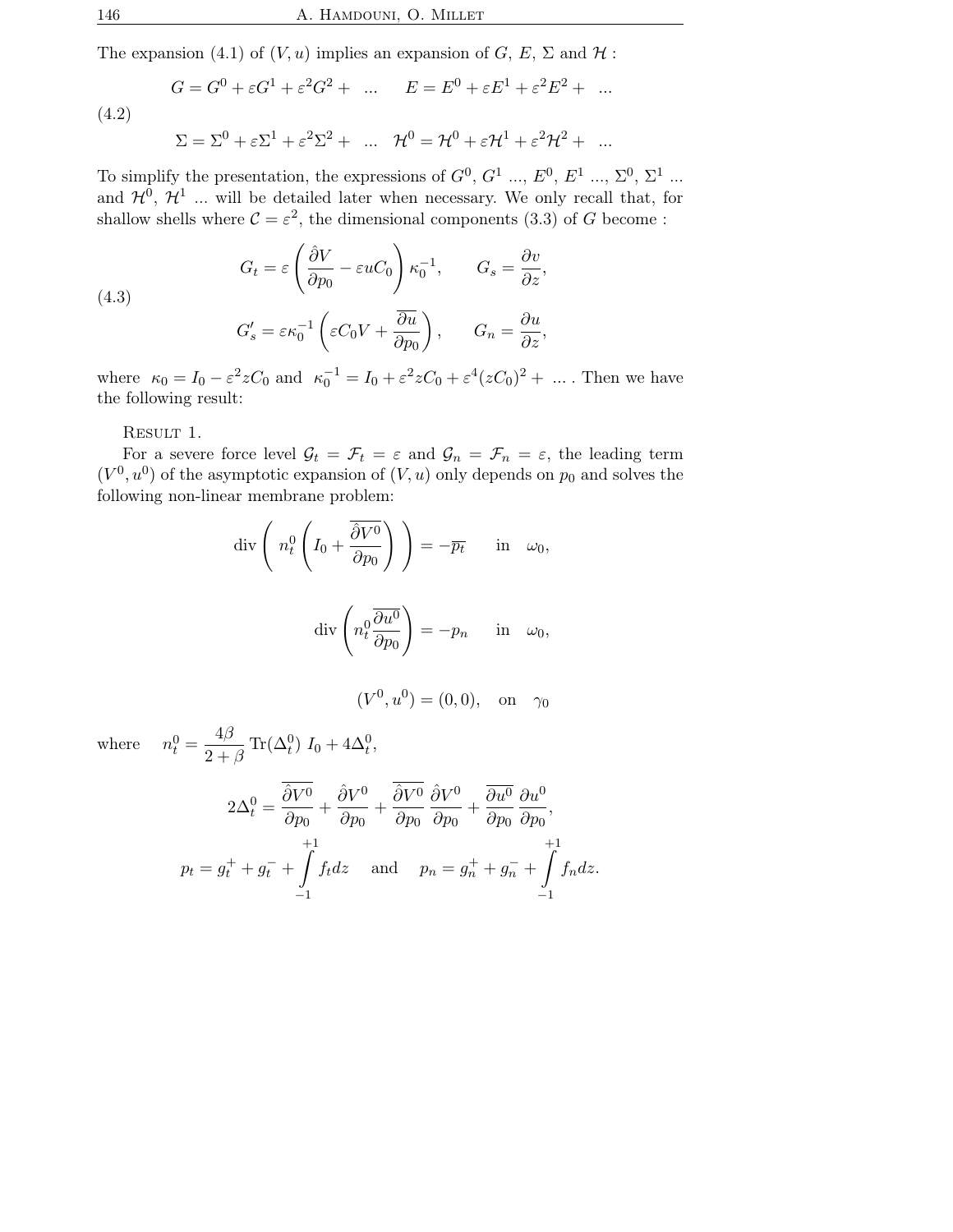The expansion (4.1) of $(V, u)$ implies an expansion of $G$, $E$, $\Sigma$ and $\mathcal{H}$ :

$$
\begin{aligned}
&G = G^0 + \varepsilon G^1 + \varepsilon^2 G^2 + \ \ldots \qquad E = E^0 + \varepsilon E^1 + \varepsilon^2 E^2 + \ \ldots \\
&\Sigma = \Sigma^0 + \varepsilon \Sigma^1 + \varepsilon^2 \Sigma^2 + \ \ldots \quad \mathcal{H}^0 = \mathcal{H}^0 + \varepsilon \mathcal{H}^1 + \varepsilon^2 \mathcal{H}^2 + \ \ldots
\end{aligned}
\tag{4.2}
$$

To simplify the presentation, the expressions of $G^0$, $G^1$ ..., $E^0$, $E^1$ ..., $\Sigma^0$, $\Sigma^1$ ... and $\mathcal{H}^0$, $\mathcal{H}^1$ ... will be detailed later when necessary. We only recall that, for shallow shells where $\mathcal{C} = \varepsilon^2$, the dimensional components (3.3) of $G$ become :

$$
\begin{aligned}
&G_t = \varepsilon \left( \frac{\hat{\partial} V}{\partial p_0} - \varepsilon u C_0 \right) \kappa_0^{-1}, \qquad G_s = \frac{\partial v}{\partial z}, \\
&G_s' = \varepsilon \kappa_0^{-1} \left( \varepsilon C_0 V + \frac{\overline{\partial u}}{\partial p_0} \right), \qquad G_n = \frac{\partial u}{\partial z},
\end{aligned}
\tag{4.3}
$$

where $\kappa_0 = I_0 - \varepsilon^2 z C_0$ and $\kappa_0^{-1} = I_0 + \varepsilon^2 z C_0 + \varepsilon^4 (z C_0)^2 + \ \ldots$ . Then we have the following result:

Result 1.

For a severe force level $\mathcal{G}_t = \mathcal{F}_t = \varepsilon$ and $\mathcal{G}_n = \mathcal{F}_n = \varepsilon$, the leading term $(V^0, u^0)$ of the asymptotic expansion of $(V, u)$ only depends on $p_0$ and solves the following non-linear membrane problem:

$$
\operatorname{div} \left( \ n_t^0 \left( I_0 + \overline{\frac{\hat{\partial} V^0}{\partial p_0}} \right) \ \right) = -\overline{p_t} \qquad \text{in} \quad \omega_0,
$$

$$
\operatorname{div} \left( n_t^0 \overline{\frac{\partial u^0}{\partial p_0}} \right) = -p_n \qquad \text{in} \quad \omega_0,
$$

$$
(V^0, u^0) = (0, 0), \quad \text{on} \quad \gamma_0
$$

where $\quad n_t^0 = \dfrac{4\beta}{2+\beta} \operatorname{Tr}(\Delta_t^0) \ I_0 + 4\Delta_t^0,$

$$
2\Delta_t^0 = \overline{\frac{\hat{\partial} V^0}{\partial p_0}} + \frac{\hat{\partial} V^0}{\partial p_0} + \overline{\frac{\hat{\partial} V^0}{\partial p_0}} \, \frac{\hat{\partial} V^0}{\partial p_0} + \overline{\frac{\partial u^0}{\partial p_0}} \, \frac{\partial u^0}{\partial p_0},
$$

$$
p_t = g_t^+ + g_t^- + \int_{-1}^{+1} f_t dz \quad \text{ and } \quad p_n = g_n^+ + g_n^- + \int_{-1}^{+1} f_n dz.
$$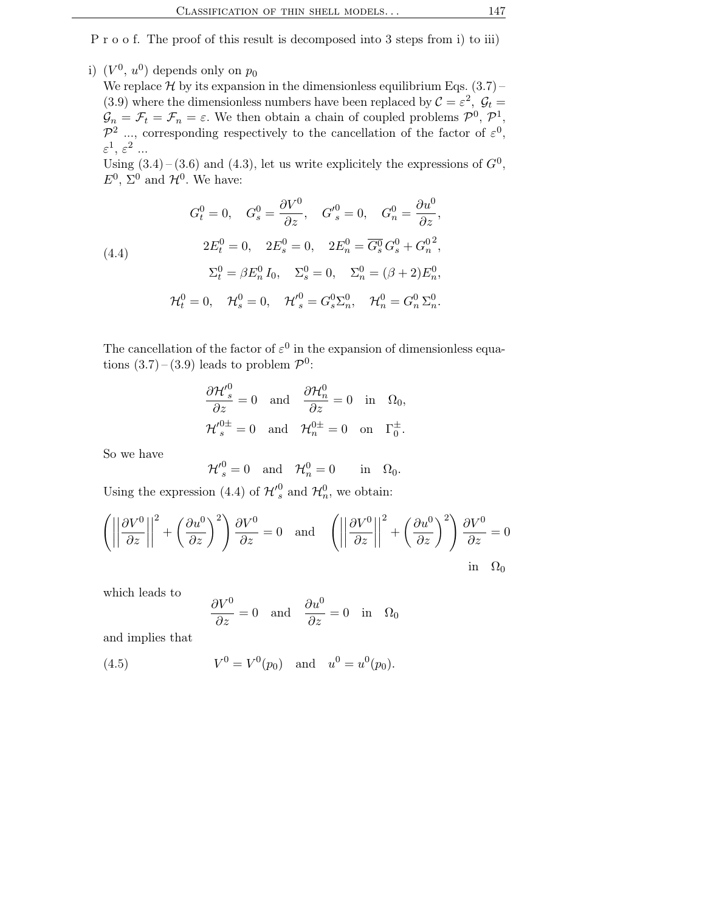P r o o f. The proof of this result is decomposed into 3 steps from i) to iii)

i) $(V^0, u^0)$ depends only on $p_0$

We replace $\mathcal{H}$ by its expansion in the dimensionless equilibrium Eqs. (3.7) – (3.9) where the dimensionless numbers have been replaced by $\mathcal{C} = \varepsilon^2$, $\mathcal{G}_t = \mathcal{G}_n = \mathcal{F}_t = \mathcal{F}_n = \varepsilon$. We then obtain a chain of coupled problems $\mathcal{P}^0$, $\mathcal{P}^1$, $\mathcal{P}^2$ ..., corresponding respectively to the cancellation of the factor of $\varepsilon^0$, $\varepsilon^1$, $\varepsilon^2$ ...

Using (3.4) – (3.6) and (4.3), let us write explicitely the expressions of $G^0$, $E^0$, $\Sigma^0$ and $\mathcal{H}^0$. We have:

$$
\begin{gathered}
G_t^0 = 0, \quad G_s^0 = \frac{\partial V^0}{\partial z}, \quad G'^0_s = 0, \quad G_n^0 = \frac{\partial u^0}{\partial z}, \\
2E_t^0 = 0, \quad 2E_s^0 = 0, \quad 2E_n^0 = \overline{G_s^0}\, G_s^0 + G_n^{0\,2}, \\
\Sigma_t^0 = \beta E_n^0\, I_0, \quad \Sigma_s^0 = 0, \quad \Sigma_n^0 = (\beta + 2) E_n^0, \\
\mathcal{H}_t^0 = 0, \quad \mathcal{H}_s^0 = 0, \quad \mathcal{H}'^0_s = G_s^0 \Sigma_n^0, \quad \mathcal{H}_n^0 = G_n^0\, \Sigma_n^0.
\end{gathered}
\tag{4.4}
$$

The cancellation of the factor of $\varepsilon^0$ in the expansion of dimensionless equations (3.7) – (3.9) leads to problem $\mathcal{P}^0$:

$$
\begin{gathered}
\frac{\partial \mathcal{H}'^0_s}{\partial z} = 0 \quad \text{and} \quad \frac{\partial \mathcal{H}_n^0}{\partial z} = 0 \quad \text{in} \quad \Omega_0, \\
\mathcal{H}'^{0\pm}_s = 0 \quad \text{and} \quad \mathcal{H}_n^{0\pm} = 0 \quad \text{on} \quad \Gamma_0^\pm.
\end{gathered}
$$

So we have

$$
\mathcal{H}'^0_s = 0 \quad \text{and} \quad \mathcal{H}_n^0 = 0 \qquad \text{in} \quad \Omega_0.
$$

Using the expression (4.4) of $\mathcal{H}'^0_s$ and $\mathcal{H}_n^0$, we obtain:

$$
\left( \left\| \frac{\partial V^0}{\partial z} \right\|^2 + \left( \frac{\partial u^0}{\partial z} \right)^2 \right) \frac{\partial V^0}{\partial z} = 0 \quad \text{and} \quad \left( \left\| \frac{\partial V^0}{\partial z} \right\|^2 + \left( \frac{\partial u^0}{\partial z} \right)^2 \right) \frac{\partial V^0}{\partial z} = 0 \quad \text{in} \quad \Omega_0
$$

which leads to

$$
\frac{\partial V^0}{\partial z} = 0 \quad \text{and} \quad \frac{\partial u^0}{\partial z} = 0 \quad \text{in} \quad \Omega_0
$$

and implies that

$$
V^0 = V^0(p_0) \quad \text{and} \quad u^0 = u^0(p_0). \tag{4.5}
$$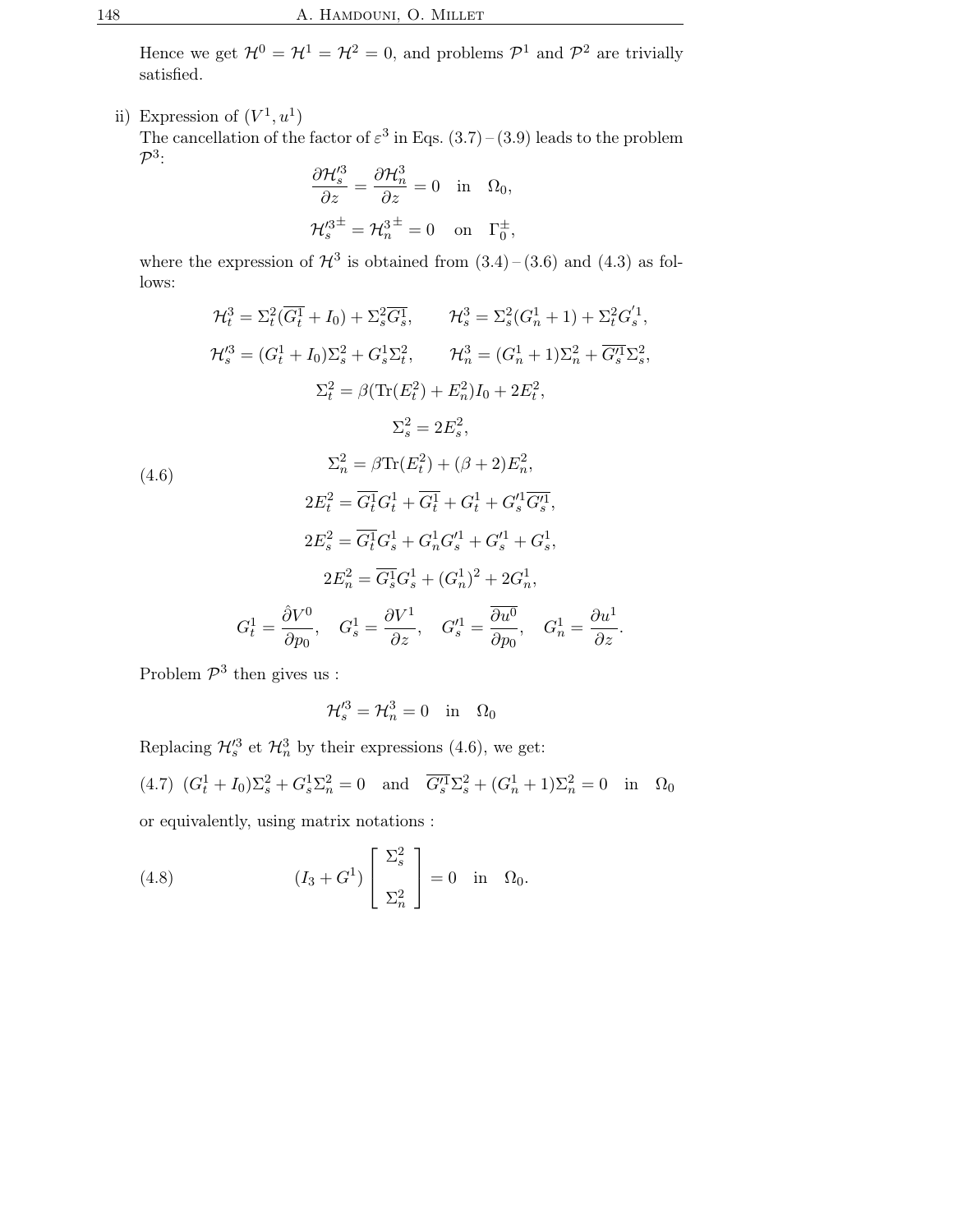Hence we get $\mathcal{H}^0 = \mathcal{H}^1 = \mathcal{H}^2 = 0$, and problems $\mathcal{P}^1$ and $\mathcal{P}^2$ are trivially satisfied.

ii) Expression of $(V^1, u^1)$

The cancellation of the factor of $\varepsilon^3$ in Eqs. (3.7) – (3.9) leads to the problem $\mathcal{P}^3$:

$$\frac{\partial \mathcal{H}_s'^3}{\partial z} = \frac{\partial \mathcal{H}_n^3}{\partial z} = 0 \quad \text{in} \quad \Omega_0,$$

$$\mathcal{H}_s'^{3\pm} = \mathcal{H}_n^{3\pm} = 0 \quad \text{on} \quad \Gamma_0^\pm,$$

where the expression of $\mathcal{H}^3$ is obtained from (3.4) – (3.6) and (4.3) as follows:

$$\begin{aligned}
&\mathcal{H}_t^3 = \Sigma_t^2(\overline{G_t^1} + I_0) + \Sigma_s^2 \overline{G_s^1}, \qquad \mathcal{H}_s^3 = \Sigma_s^2(G_n^1 + 1) + \Sigma_t^2 G_s'^1, \\
&\mathcal{H}_s'^3 = (G_t^1 + I_0)\Sigma_s^2 + G_s^1 \Sigma_t^2, \qquad \mathcal{H}_n^3 = (G_n^1 + 1)\Sigma_n^2 + \overline{G_s'^1}\Sigma_s^2, \\
&\Sigma_t^2 = \beta(\mathrm{Tr}(E_t^2) + E_n^2) I_0 + 2E_t^2, \\
&\Sigma_s^2 = 2E_s^2, \\
&\Sigma_n^2 = \beta \mathrm{Tr}(E_t^2) + (\beta + 2)E_n^2, \\
&2E_t^2 = \overline{G_t^1} G_t^1 + \overline{G_t^1} + G_t^1 + G_s'^1 \overline{G_s'^1}, \\
&2E_s^2 = \overline{G_t^1} G_s^1 + G_n^1 G_s'^1 + G_s'^1 + G_s^1, \\
&2E_n^2 = \overline{G_s^1} G_s^1 + (G_n^1)^2 + 2G_n^1, \\
&G_t^1 = \frac{\hat{\partial} V^0}{\partial p_0}, \quad G_s^1 = \frac{\partial V^1}{\partial z}, \quad G_s'^1 = \overline{\frac{\partial u^0}{\partial p_0}}, \quad G_n^1 = \frac{\partial u^1}{\partial z}.
\end{aligned} \tag{4.6}$$

Problem $\mathcal{P}^3$ then gives us :

$$\mathcal{H}_s'^3 = \mathcal{H}_n^3 = 0 \quad \text{in} \quad \Omega_0$$

Replacing $\mathcal{H}_s'^3$ et $\mathcal{H}_n^3$ by their expressions (4.6), we get:

$$(G_t^1 + I_0)\Sigma_s^2 + G_s^1 \Sigma_n^2 = 0 \quad \text{and} \quad \overline{G_s'^1}\Sigma_s^2 + (G_n^1 + 1)\Sigma_n^2 = 0 \quad \text{in} \quad \Omega_0 \tag{4.7}$$

or equivalently, using matrix notations :

$$(I_3 + G^1) \begin{bmatrix} \Sigma_s^2 \\ \\ \Sigma_n^2 \end{bmatrix} = 0 \quad \text{in} \quad \Omega_0. \tag{4.8}$$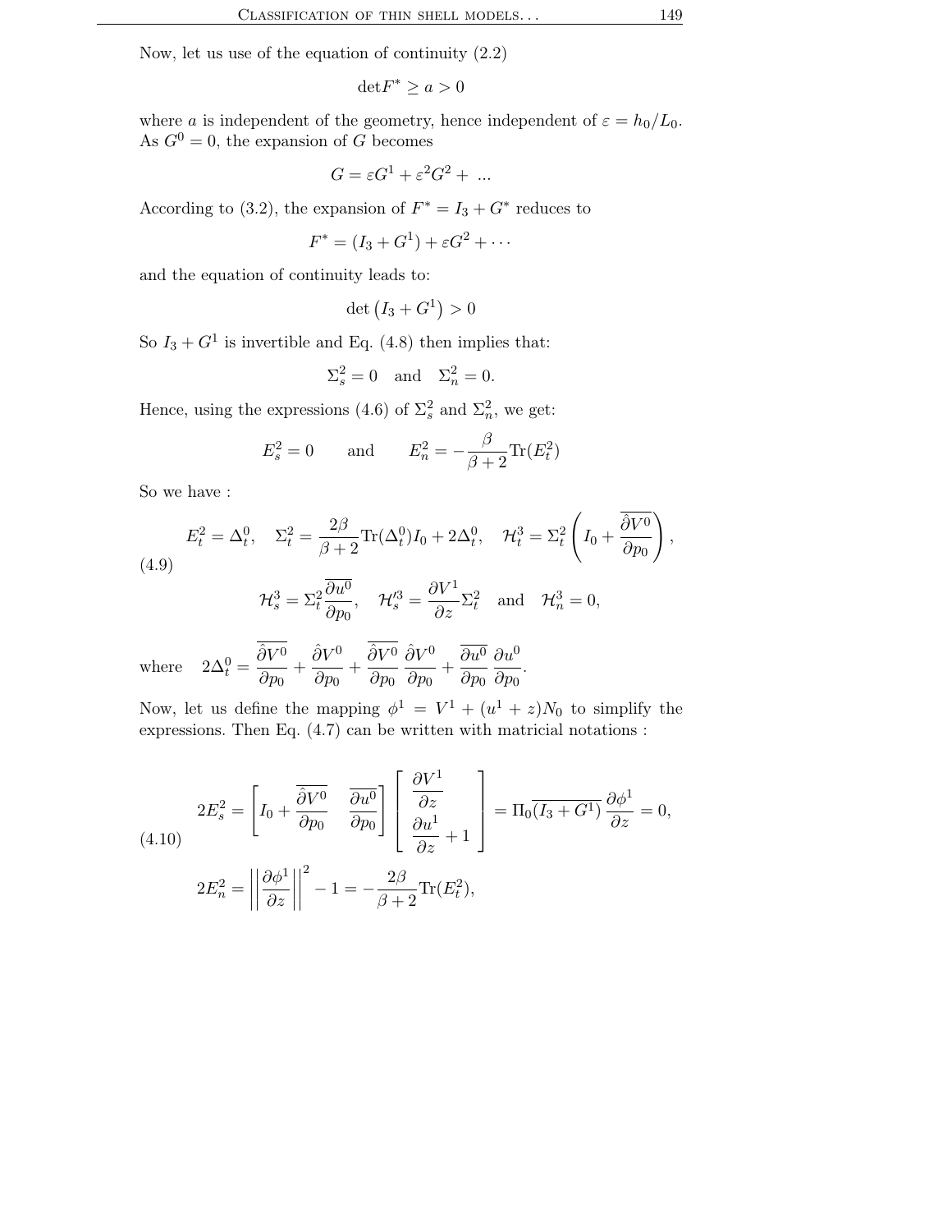Now, let us use of the equation of continuity (2.2)

$$\det F^* \geq a > 0$$

where $a$ is independent of the geometry, hence independent of $\varepsilon = h_0/L_0$. As $G^0 = 0$, the expansion of $G$ becomes

$$G = \varepsilon G^1 + \varepsilon^2 G^2 + \ ...$$

According to (3.2), the expansion of $F^* = I_3 + G^*$ reduces to

$$F^* = (I_3 + G^1) + \varepsilon G^2 + \cdots$$

and the equation of continuity leads to:

$$\det\left(I_3 + G^1\right) > 0$$

So $I_3 + G^1$ is invertible and Eq. (4.8) then implies that:

$$\Sigma_s^2 = 0 \quad \text{and} \quad \Sigma_n^2 = 0.$$

Hence, using the expressions (4.6) of $\Sigma_s^2$ and $\Sigma_n^2$, we get:

$$E_s^2 = 0 \qquad \text{and} \qquad E_n^2 = -\frac{\beta}{\beta+2}\mathrm{Tr}(E_t^2)$$

So we have :

$$\tag{4.9} \begin{gathered} E_t^2 = \Delta_t^0, \quad \Sigma_t^2 = \frac{2\beta}{\beta+2}\mathrm{Tr}(\Delta_t^0)I_0 + 2\Delta_t^0, \quad \mathcal{H}_t^3 = \Sigma_t^2\left(I_0 + \overline{\frac{\hat{\partial} V^0}{\partial p_0}}\right), \\ \mathcal{H}_s^3 = \Sigma_t^2\overline{\frac{\partial u^0}{\partial p_0}}, \quad \mathcal{H}_s'^3 = \frac{\partial V^1}{\partial z}\Sigma_t^2 \quad \text{and} \quad \mathcal{H}_n^3 = 0, \end{gathered}$$

where $\quad 2\Delta_t^0 = \overline{\dfrac{\hat{\partial} V^0}{\partial p_0}} + \dfrac{\hat{\partial} V^0}{\partial p_0} + \overline{\dfrac{\hat{\partial} V^0}{\partial p_0}}\,\dfrac{\hat{\partial} V^0}{\partial p_0} + \overline{\dfrac{\partial u^0}{\partial p_0}}\,\dfrac{\partial u^0}{\partial p_0}.$

Now, let us define the mapping $\phi^1 = V^1 + (u^1 + z)N_0$ to simplify the expressions. Then Eq. (4.7) can be written with matricial notations :

$$\tag{4.10} \begin{aligned} 2E_s^2 &= \left[ I_0 + \overline{\frac{\hat{\partial} V^0}{\partial p_0}} \quad \overline{\frac{\partial u^0}{\partial p_0}} \right] \left[ \begin{array}{c} \dfrac{\partial V^1}{\partial z} \\ \dfrac{\partial u^1}{\partial z} + 1 \end{array} \right] = \Pi_0 \overline{(I_3 + G^1)}\,\frac{\partial \phi^1}{\partial z} = 0, \\ 2E_n^2 &= \left|\left|\frac{\partial \phi^1}{\partial z}\right|\right|^2 - 1 = -\frac{2\beta}{\beta+2}\mathrm{Tr}(E_t^2), \end{aligned}$$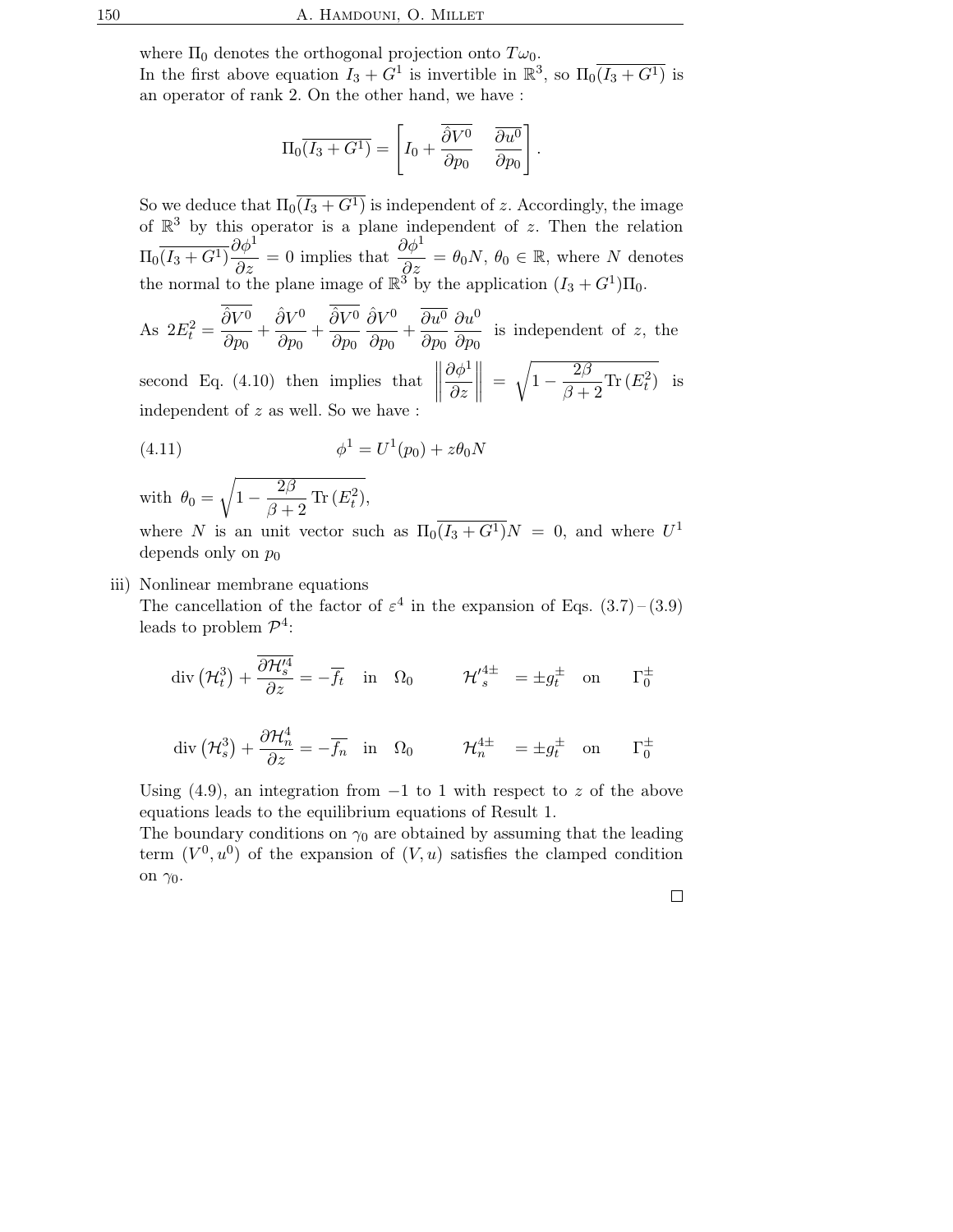where $\Pi_0$ denotes the orthogonal projection onto $T\omega_0$.

In the first above equation $I_3 + G^1$ is invertible in $\mathbb{R}^3$, so $\Pi_0\overline{(I_3 + G^1)}$ is an operator of rank 2. On the other hand, we have :

$$\Pi_0\overline{(I_3 + G^1)} = \left[ I_0 + \frac{\overline{\hat{\partial} V^0}}{\partial p_0} \quad \frac{\overline{\partial u^0}}{\partial p_0} \right].$$

So we deduce that $\Pi_0\overline{(I_3 + G^1)}$ is independent of $z$. Accordingly, the image of $\mathbb{R}^3$ by this operator is a plane independent of $z$. Then the relation $\Pi_0\overline{(I_3 + G^1)}\dfrac{\partial \phi^1}{\partial z} = 0$ implies that $\dfrac{\partial \phi^1}{\partial z} = \theta_0 N$, $\theta_0 \in \mathbb{R}$, where $N$ denotes the normal to the plane image of $\mathbb{R}^3$ by the application $(I_3 + G^1)\Pi_0$.

As $2E_t^2 = \dfrac{\overline{\hat{\partial} V^0}}{\partial p_0} + \dfrac{\hat{\partial} V^0}{\partial p_0} + \dfrac{\overline{\hat{\partial} V^0}}{\partial p_0}\dfrac{\hat{\partial} V^0}{\partial p_0} + \dfrac{\overline{\partial u^0}}{\partial p_0}\dfrac{\partial u^0}{\partial p_0}$ is independent of $z$, the second Eq. (4.10) then implies that $\left\| \dfrac{\partial \phi^1}{\partial z} \right\| = \sqrt{1 - \dfrac{2\beta}{\beta + 2}\mathrm{Tr}\,(E_t^2)}$ is independent of $z$ as well. So we have :

$$\phi^1 = U^1(p_0) + z\theta_0 N \tag{4.11}$$

with $\theta_0 = \sqrt{1 - \dfrac{2\beta}{\beta + 2}\,\mathrm{Tr}\,(E_t^2)}$,

where $N$ is an unit vector such as $\Pi_0\overline{(I_3 + G^1)}N = 0$, and where $U^1$ depends only on $p_0$

iii) Nonlinear membrane equations

The cancellation of the factor of $\varepsilon^4$ in the expansion of Eqs. (3.7) – (3.9) leads to problem $\mathcal{P}^4$:

$$\mathrm{div}\left(\mathcal{H}_t^3\right) + \frac{\overline{\partial \mathcal{H}_s'^4}}{\partial z} = -\overline{f_t} \quad \text{in} \quad \Omega_0 \qquad \mathcal{H}_s'^{4\pm} = \pm g_t^{\pm} \quad \text{on} \quad \Gamma_0^{\pm}$$

$$\mathrm{div}\left(\mathcal{H}_s^3\right) + \frac{\partial \mathcal{H}_n^4}{\partial z} = -\overline{f_n} \quad \text{in} \quad \Omega_0 \qquad \mathcal{H}_n^{4\pm} = \pm g_t^{\pm} \quad \text{on} \quad \Gamma_0^{\pm}$$

Using (4.9), an integration from $-1$ to $1$ with respect to $z$ of the above equations leads to the equilibrium equations of Result 1.

The boundary conditions on $\gamma_0$ are obtained by assuming that the leading term $(V^0, u^0)$ of the expansion of $(V, u)$ satisfies the clamped condition on $\gamma_0$.

□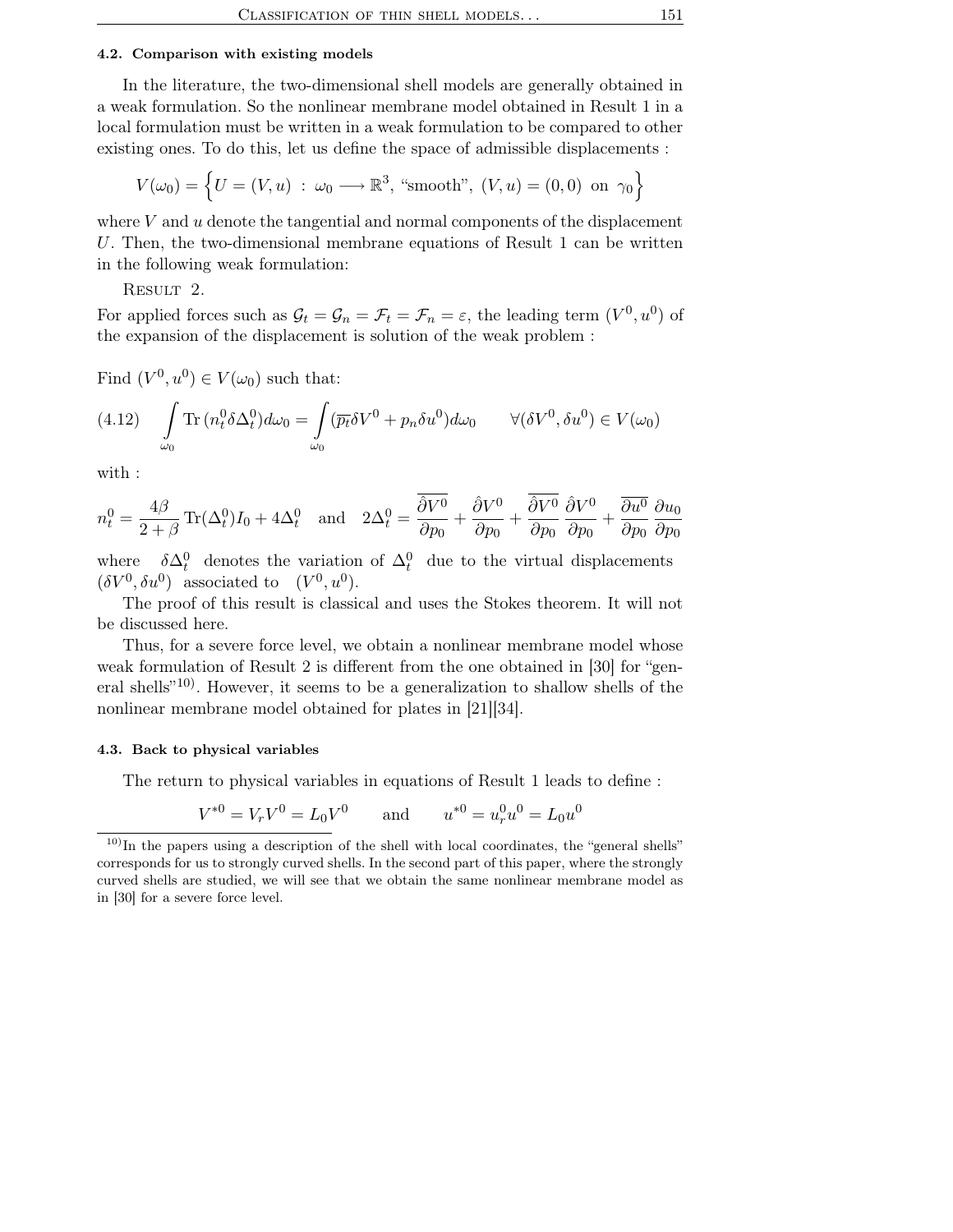#### 4.2. Comparison with existing models

In the literature, the two-dimensional shell models are generally obtained in a weak formulation. So the nonlinear membrane model obtained in Result 1 in a local formulation must be written in a weak formulation to be compared to other existing ones. To do this, let us define the space of admissible displacements :

$$V(\omega_0) = \Big\{ U = (V, u) \; : \; \omega_0 \longrightarrow \mathbb{R}^3, \text{ ``smooth''}, \; (V, u) = (0, 0) \text{ on } \gamma_0 \Big\}$$

where $V$ and $u$ denote the tangential and normal components of the displacement $U$. Then, the two-dimensional membrane equations of Result 1 can be written in the following weak formulation:

Result 2.

For applied forces such as $\mathcal{G}_t = \mathcal{G}_n = \mathcal{F}_t = \mathcal{F}_n = \varepsilon$, the leading term $(V^0, u^0)$ of the expansion of the displacement is solution of the weak problem :

Find $(V^0, u^0) \in V(\omega_0)$ such that:

$$\int_{\omega_0} \operatorname{Tr}(n_t^0 \delta \Delta_t^0) d\omega_0 = \int_{\omega_0} (\overline{p_t} \delta V^0 + p_n \delta u^0) d\omega_0 \qquad \forall (\delta V^0, \delta u^0) \in V(\omega_0) \tag{4.12}$$

with :

$$n_t^0 = \frac{4\beta}{2+\beta} \operatorname{Tr}(\Delta_t^0) I_0 + 4\Delta_t^0 \quad \text{and} \quad 2\Delta_t^0 = \overline{\frac{\hat{\partial} V^0}{\partial p_0}} + \frac{\hat{\partial} V^0}{\partial p_0} + \overline{\frac{\hat{\partial} V^0}{\partial p_0}} \frac{\hat{\partial} V^0}{\partial p_0} + \overline{\frac{\partial u^0}{\partial p_0}} \frac{\partial u_0}{\partial p_0}$$

where $\delta \Delta_t^0$ denotes the variation of $\Delta_t^0$ due to the virtual displacements $(\delta V^0, \delta u^0)$ associated to $(V^0, u^0)$.

The proof of this result is classical and uses the Stokes theorem. It will not be discussed here.

Thus, for a severe force level, we obtain a nonlinear membrane model whose weak formulation of Result 2 is different from the one obtained in [30] for "general shells"[10]. However, it seems to be a generalization to shallow shells of the nonlinear membrane model obtained for plates in [21][34].

#### 4.3. Back to physical variables

The return to physical variables in equations of Result 1 leads to define :

$$V^{*0} = V_r V^0 = L_0 V^0 \qquad \text{and} \qquad u^{*0} = u_r^0 u^0 = L_0 u^0$$

[10] In the papers using a description of the shell with local coordinates, the "general shells" corresponds for us to strongly curved shells. In the second part of this paper, where the strongly curved shells are studied, we will see that we obtain the same nonlinear membrane model as in [30] for a severe force level.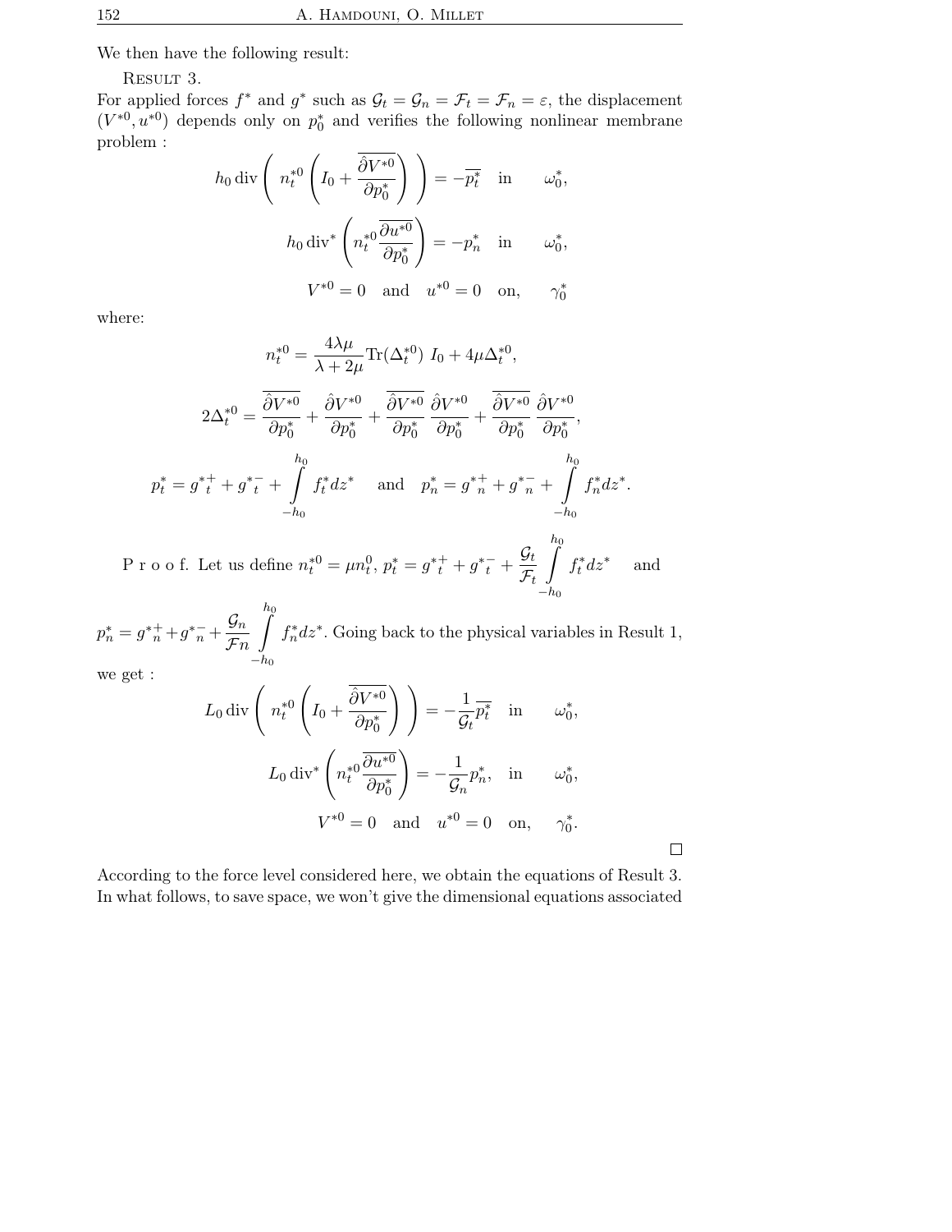We then have the following result:

Result 3.

For applied forces $f^*$ and $g^*$ such as $\mathcal{G}_t = \mathcal{G}_n = \mathcal{F}_t = \mathcal{F}_n = \varepsilon$, the displacement $(V^{*0}, u^{*0})$ depends only on $p_0^*$ and verifies the following nonlinear membrane problem :

$$h_0 \operatorname{div}\left( n_t^{*0}\left( I_0 + \overline{\frac{\hat{\partial} V^{*0}}{\partial p_0^*}} \right) \right) = -\overline{p_t^*} \quad \text{in} \qquad \omega_0^*,$$

$$h_0 \operatorname{div}^*\left( n_t^{*0} \overline{\frac{\partial u^{*0}}{\partial p_0^*}} \right) = -p_n^* \quad \text{in} \qquad \omega_0^*,$$

$$V^{*0} = 0 \quad \text{and} \quad u^{*0} = 0 \quad \text{on,} \qquad \gamma_0^*$$

where:

$$n_t^{*0} = \frac{4\lambda\mu}{\lambda + 2\mu} \operatorname{Tr}(\Delta_t^{*0})\; I_0 + 4\mu \Delta_t^{*0},$$

$$2\Delta_t^{*0} = \overline{\frac{\hat{\partial} V^{*0}}{\partial p_0^*}} + \frac{\hat{\partial} V^{*0}}{\partial p_0^*} + \overline{\frac{\hat{\partial} V^{*0}}{\partial p_0^*}}\; \frac{\hat{\partial} V^{*0}}{\partial p_0^*} + \overline{\frac{\hat{\partial} V^{*0}}{\partial p_0^*}}\; \frac{\hat{\partial} V^{*0}}{\partial p_0^*},$$

$$p_t^* = {g^*}_t^+ + {g^*}_t^- + \int_{-h_0}^{h_0} f_t^* dz^* \quad \text{and} \quad p_n^* = {g^*}_n^+ + {g^*}_n^- + \int_{-h_0}^{h_0} f_n^* dz^*.$$

P r o o f. Let us define $n_t^{*0} = \mu n_t^0$, $p_t^* = {g^*}_t^+ + {g^*}_t^- + \dfrac{\mathcal{G}_t}{\mathcal{F}_t} \displaystyle\int_{-h_0}^{h_0} f_t^* dz^*$ and $p_n^* = {g^*}_n^+ + {g^*}_n^- + \dfrac{\mathcal{G}_n}{\mathcal{F}n} \displaystyle\int_{-h_0}^{h_0} f_n^* dz^*$. Going back to the physical variables in Result 1, we get :

$$L_0 \operatorname{div}\left( n_t^{*0}\left( I_0 + \overline{\frac{\hat{\partial} V^{*0}}{\partial p_0^*}} \right) \right) = -\frac{1}{\mathcal{G}_t}\overline{p_t^*} \quad \text{in} \qquad \omega_0^*,$$

$$L_0 \operatorname{div}^*\left( n_t^{*0} \overline{\frac{\partial u^{*0}}{\partial p_0^*}} \right) = -\frac{1}{\mathcal{G}_n} p_n^*, \quad \text{in} \qquad \omega_0^*,$$

$$V^{*0} = 0 \quad \text{and} \quad u^{*0} = 0 \quad \text{on,} \qquad \gamma_0^*.$$

□

According to the force level considered here, we obtain the equations of Result 3. In what follows, to save space, we won't give the dimensional equations associated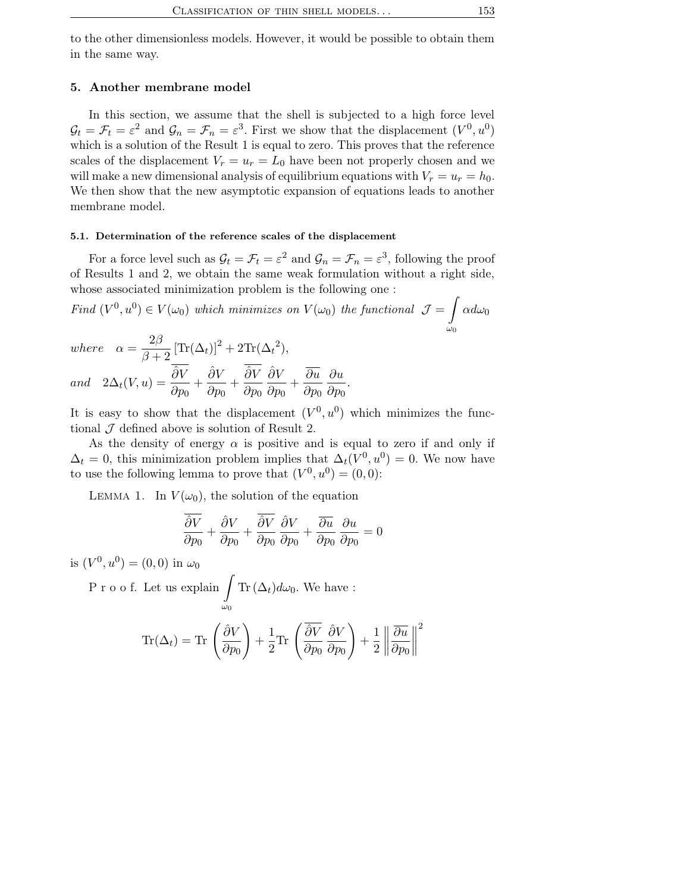to the other dimensionless models. However, it would be possible to obtain them in the same way.

## 5. Another membrane model

In this section, we assume that the shell is subjected to a high force level $\mathcal{G}_t = \mathcal{F}_t = \varepsilon^2$ and $\mathcal{G}_n = \mathcal{F}_n = \varepsilon^3$. First we show that the displacement $(V^0, u^0)$ which is a solution of the Result 1 is equal to zero. This proves that the reference scales of the displacement $V_r = u_r = L_0$ have been not properly chosen and we will make a new dimensional analysis of equilibrium equations with $V_r = u_r = h_0$. We then show that the new asymptotic expansion of equations leads to another membrane model.

### 5.1. Determination of the reference scales of the displacement

For a force level such as $\mathcal{G}_t = \mathcal{F}_t = \varepsilon^2$ and $\mathcal{G}_n = \mathcal{F}_n = \varepsilon^3$, following the proof of Results 1 and 2, we obtain the same weak formulation without a right side, whose associated minimization problem is the following one :

*Find* $(V^0, u^0) \in V(\omega_0)$ *which minimizes on* $V(\omega_0)$ *the functional* $\mathcal{J} = \int\limits_{\omega_0} \alpha d\omega_0$

*where* $\alpha = \dfrac{2\beta}{\beta+2}\left[\mathrm{Tr}(\Delta_t)\right]^2 + 2\mathrm{Tr}({\Delta_t}^2)$,

*and* $2\Delta_t(V,u) = \overline{\dfrac{\hat{\partial} V}{\partial p_0}} + \dfrac{\hat{\partial} V}{\partial p_0} + \overline{\dfrac{\hat{\partial} V}{\partial p_0}}\,\dfrac{\hat{\partial} V}{\partial p_0} + \overline{\dfrac{\partial u}{\partial p_0}}\,\dfrac{\partial u}{\partial p_0}$.

It is easy to show that the displacement $(V^0, u^0)$ which minimizes the functional $\mathcal{J}$ defined above is solution of Result 2.

As the density of energy $\alpha$ is positive and is equal to zero if and only if $\Delta_t = 0$, this minimization problem implies that $\Delta_t(V^0, u^0) = 0$. We now have to use the following lemma to prove that $(V^0, u^0) = (0, 0)$:

Lemma 1. In $V(\omega_0)$, the solution of the equation

$$\overline{\frac{\hat{\partial} V}{\partial p_0}} + \frac{\hat{\partial} V}{\partial p_0} + \overline{\frac{\hat{\partial} V}{\partial p_0}}\,\frac{\hat{\partial} V}{\partial p_0} + \overline{\frac{\partial u}{\partial p_0}}\,\frac{\partial u}{\partial p_0} = 0$$

is $(V^0, u^0) = (0, 0)$ in $\omega_0$

P r o o f. Let us explain $\int\limits_{\omega_0} \mathrm{Tr}\,(\Delta_t) d\omega_0$. We have :

$$\mathrm{Tr}(\Delta_t) = \mathrm{Tr}\left(\frac{\hat{\partial} V}{\partial p_0}\right) + \frac{1}{2}\mathrm{Tr}\left(\overline{\frac{\hat{\partial} V}{\partial p_0}}\,\frac{\hat{\partial} V}{\partial p_0}\right) + \frac{1}{2}\left\|\overline{\frac{\partial u}{\partial p_0}}\right\|^2$$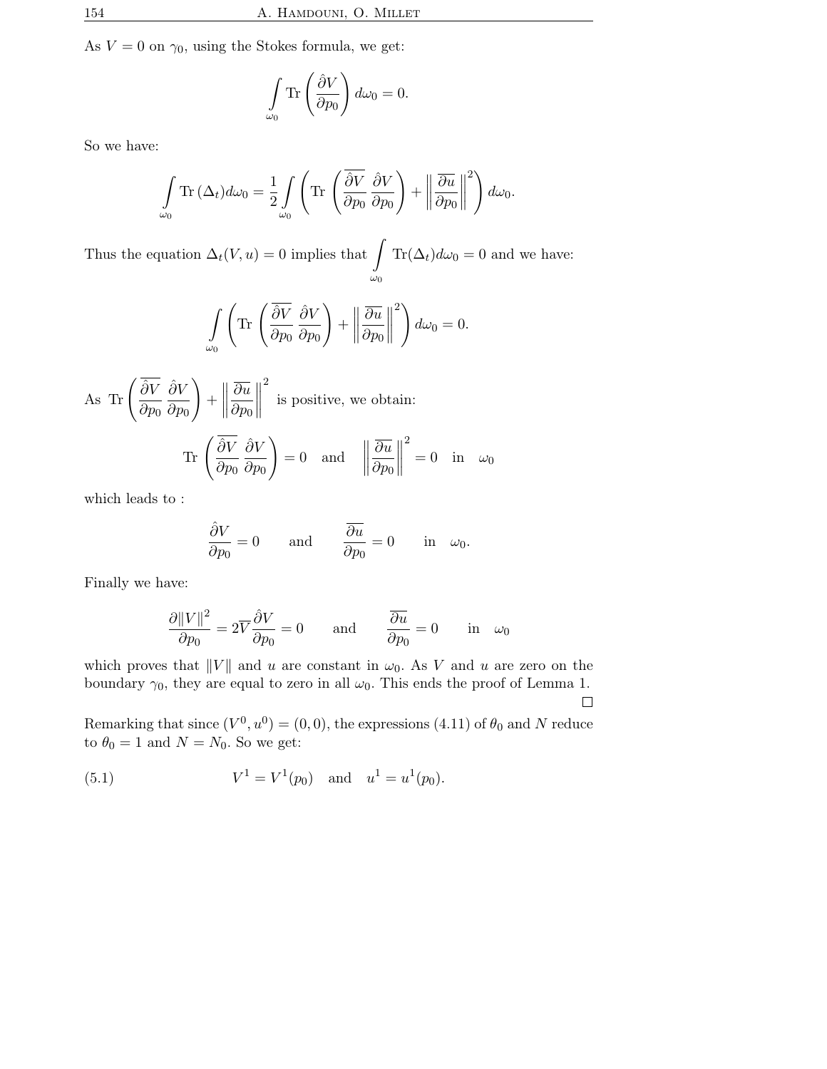As $V = 0$ on $\gamma_0$, using the Stokes formula, we get:

$$\int_{\omega_0} \mathrm{Tr}\left(\frac{\hat{\partial} V}{\partial p_0}\right) d\omega_0 = 0.$$

So we have:

$$\int_{\omega_0} \mathrm{Tr}\,(\Delta_t) d\omega_0 = \frac{1}{2}\int_{\omega_0} \left(\mathrm{Tr}\left(\overline{\frac{\hat{\partial} V}{\partial p_0}}\,\frac{\hat{\partial} V}{\partial p_0}\right) + \left\|\overline{\frac{\partial u}{\partial p_0}}\right\|^2\right) d\omega_0.$$

Thus the equation $\Delta_t(V, u) = 0$ implies that $\int_{\omega_0} \mathrm{Tr}(\Delta_t) d\omega_0 = 0$ and we have:

$$\int_{\omega_0} \left(\mathrm{Tr}\left(\overline{\frac{\hat{\partial} V}{\partial p_0}}\,\frac{\hat{\partial} V}{\partial p_0}\right) + \left\|\overline{\frac{\partial u}{\partial p_0}}\right\|^2\right) d\omega_0 = 0.$$

As $\mathrm{Tr}\left(\overline{\frac{\hat{\partial} V}{\partial p_0}}\,\frac{\hat{\partial} V}{\partial p_0}\right) + \left\|\overline{\frac{\partial u}{\partial p_0}}\right\|^2$ is positive, we obtain:

$$\mathrm{Tr}\left(\overline{\frac{\hat{\partial} V}{\partial p_0}}\,\frac{\hat{\partial} V}{\partial p_0}\right) = 0 \quad \text{and} \quad \left\|\overline{\frac{\partial u}{\partial p_0}}\right\|^2 = 0 \quad \text{in} \quad \omega_0$$

which leads to :

$$\frac{\hat{\partial} V}{\partial p_0} = 0 \qquad \text{and} \qquad \overline{\frac{\partial u}{\partial p_0}} = 0 \qquad \text{in} \quad \omega_0.$$

Finally we have:

$$\frac{\partial \|V\|^2}{\partial p_0} = 2\overline{V}\frac{\hat{\partial} V}{\partial p_0} = 0 \qquad \text{and} \qquad \overline{\frac{\partial u}{\partial p_0}} = 0 \qquad \text{in} \quad \omega_0$$

which proves that $\|V\|$ and $u$ are constant in $\omega_0$. As $V$ and $u$ are zero on the boundary $\gamma_0$, they are equal to zero in all $\omega_0$. This ends the proof of Lemma 1. $\square$

Remarking that since $(V^0, u^0) = (0, 0)$, the expressions (4.11) of $\theta_0$ and $N$ reduce to $\theta_0 = 1$ and $N = N_0$. So we get:

$$V^1 = V^1(p_0) \quad \text{and} \quad u^1 = u^1(p_0). \tag{5.1}$$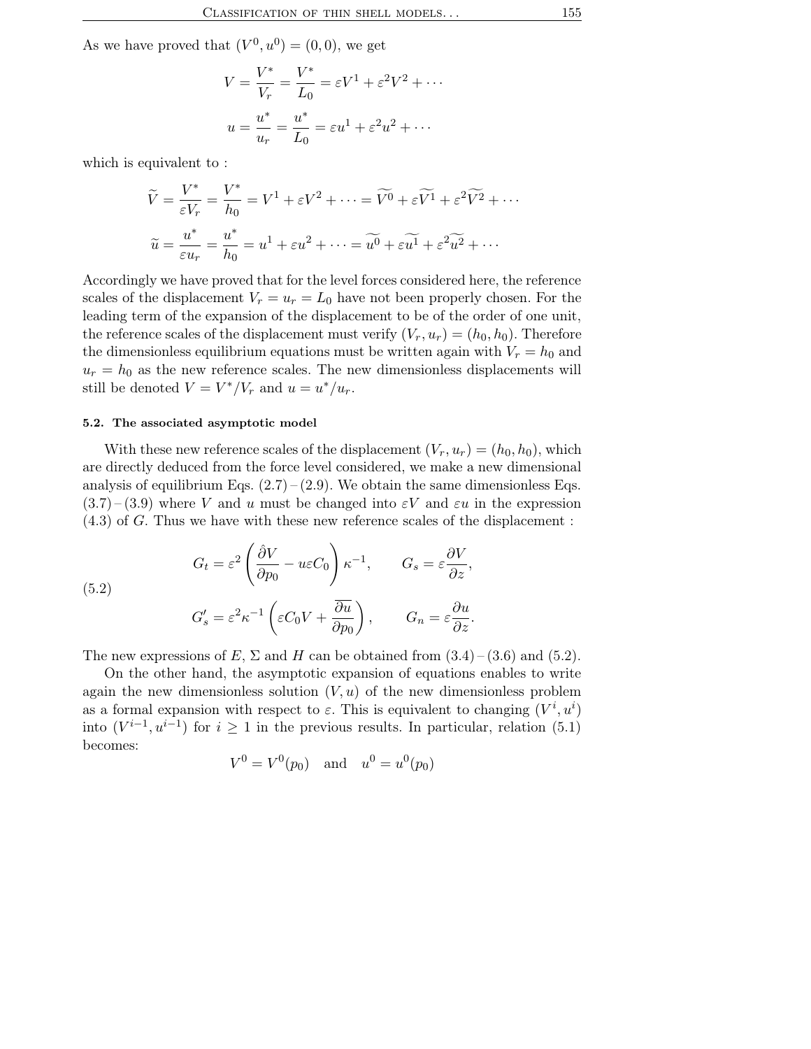As we have proved that $(V^0, u^0) = (0, 0)$, we get

$$V = \frac{V^*}{V_r} = \frac{V^*}{L_0} = \varepsilon V^1 + \varepsilon^2 V^2 + \cdots$$

$$u = \frac{u^*}{u_r} = \frac{u^*}{L_0} = \varepsilon u^1 + \varepsilon^2 u^2 + \cdots$$

which is equivalent to :

$$\widetilde{V} = \frac{V^*}{\varepsilon V_r} = \frac{V^*}{h_0} = V^1 + \varepsilon V^2 + \cdots = \widetilde{V^0} + \varepsilon \widetilde{V^1} + \varepsilon^2 \widetilde{V^2} + \cdots$$

$$\widetilde{u} = \frac{u^*}{\varepsilon u_r} = \frac{u^*}{h_0} = u^1 + \varepsilon u^2 + \cdots = \widetilde{u^0} + \varepsilon \widetilde{u^1} + \varepsilon^2 \widetilde{u^2} + \cdots$$

Accordingly we have proved that for the level forces considered here, the reference scales of the displacement $V_r = u_r = L_0$ have not been properly chosen. For the leading term of the expansion of the displacement to be of the order of one unit, the reference scales of the displacement must verify $(V_r, u_r) = (h_0, h_0)$. Therefore the dimensionless equilibrium equations must be written again with $V_r = h_0$ and $u_r = h_0$ as the new reference scales. The new dimensionless displacements will still be denoted $V = V^*/V_r$ and $u = u^*/u_r$.

#### 5.2. The associated asymptotic model

With these new reference scales of the displacement $(V_r, u_r) = (h_0, h_0)$, which are directly deduced from the force level considered, we make a new dimensional analysis of equilibrium Eqs. (2.7) – (2.9). We obtain the same dimensionless Eqs. (3.7) – (3.9) where $V$ and $u$ must be changed into $\varepsilon V$ and $\varepsilon u$ in the expression (4.3) of $G$. Thus we have with these new reference scales of the displacement :

$$G_t = \varepsilon^2 \left( \frac{\hat{\partial} V}{\partial p_0} - u \varepsilon C_0 \right) \kappa^{-1}, \qquad G_s = \varepsilon \frac{\partial V}{\partial z},$$
$$G'_s = \varepsilon^2 \kappa^{-1} \left( \varepsilon C_0 V + \frac{\overline{\partial u}}{\partial p_0} \right), \qquad G_n = \varepsilon \frac{\partial u}{\partial z}. \tag{5.2}$$

The new expressions of $E$, $\Sigma$ and $H$ can be obtained from (3.4) – (3.6) and (5.2).

On the other hand, the asymptotic expansion of equations enables to write again the new dimensionless solution $(V, u)$ of the new dimensionless problem as a formal expansion with respect to $\varepsilon$. This is equivalent to changing $(V^i, u^i)$ into $(V^{i-1}, u^{i-1})$ for $i \geq 1$ in the previous results. In particular, relation (5.1) becomes:

$$V^0 = V^0(p_0) \quad \text{and} \quad u^0 = u^0(p_0)$$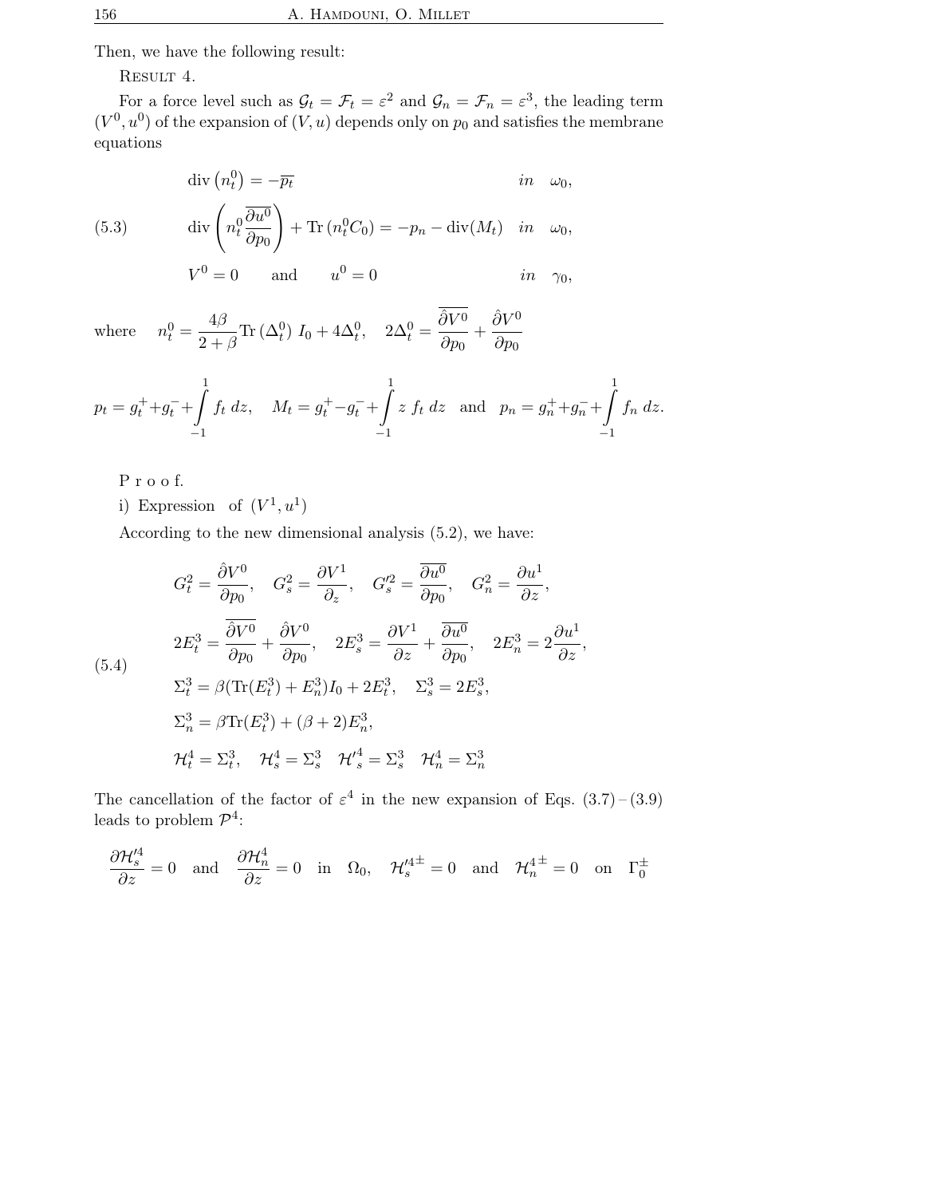Then, we have the following result:

RESULT 4.

For a force level such as $\mathcal{G}_t = \mathcal{F}_t = \varepsilon^2$ and $\mathcal{G}_n = \mathcal{F}_n = \varepsilon^3$, the leading term $(V^0, u^0)$ of the expansion of $(V, u)$ depends only on $p_0$ and satisfies the membrane equations

$$
\begin{aligned}
&\operatorname{div}\left(n_t^0\right) = -\overline{p_t} && in \quad \omega_0, \\
&\operatorname{div}\left(n_t^0 \overline{\frac{\partial u^0}{\partial p_0}}\right) + \operatorname{Tr}\left(n_t^0 C_0\right) = -p_n - \operatorname{div}(M_t) && in \quad \omega_0, \\
&V^0 = 0 \qquad \text{and} \qquad u^0 = 0 && in \quad \gamma_0,
\end{aligned}
\tag{5.3}
$$

where $\quad n_t^0 = \dfrac{4\beta}{2+\beta}\operatorname{Tr}\left(\Delta_t^0\right) I_0 + 4\Delta_t^0, \quad 2\Delta_t^0 = \overline{\dfrac{\hat{\partial} V^0}{\partial p_0}} + \dfrac{\hat{\partial} V^0}{\partial p_0}$

$$
p_t = g_t^+ + g_t^- + \int_{-1}^{1} f_t \, dz, \quad M_t = g_t^+ - g_t^- + \int_{-1}^{1} z \, f_t \, dz \quad \text{and} \quad p_n = g_n^+ + g_n^- + \int_{-1}^{1} f_n \, dz.
$$

P r o o f.

i) Expression of $(V^1, u^1)$

According to the new dimensional analysis (5.2), we have:

$$
\begin{aligned}
&G_t^2 = \frac{\hat{\partial} V^0}{\partial p_0}, \quad G_s^2 = \frac{\partial V^1}{\partial_z}, \quad G_s'^2 = \overline{\frac{\partial u^0}{\partial p_0}}, \quad G_n^2 = \frac{\partial u^1}{\partial z}, \\
&2E_t^3 = \overline{\frac{\hat{\partial} V^0}{\partial p_0}} + \frac{\hat{\partial} V^0}{\partial p_0}, \quad 2E_s^3 = \frac{\partial V^1}{\partial z} + \overline{\frac{\partial u^0}{\partial p_0}}, \quad 2E_n^3 = 2\frac{\partial u^1}{\partial z}, \\
&\Sigma_t^3 = \beta(\operatorname{Tr}(E_t^3) + E_n^3) I_0 + 2E_t^3, \quad \Sigma_s^3 = 2E_s^3, \\
&\Sigma_n^3 = \beta \operatorname{Tr}(E_t^3) + (\beta + 2) E_n^3, \\
&\mathcal{H}_t^4 = \Sigma_t^3, \quad \mathcal{H}_s^4 = \Sigma_s^3 \quad \mathcal{H}'^4_s = \Sigma_s^3 \quad \mathcal{H}_n^4 = \Sigma_n^3
\end{aligned}
\tag{5.4}
$$

The cancellation of the factor of $\varepsilon^4$ in the new expansion of Eqs. (3.7) – (3.9) leads to problem $\mathcal{P}^4$:

$$
\frac{\partial \mathcal{H}'^4_s}{\partial z} = 0 \quad \text{and} \quad \frac{\partial \mathcal{H}_n^4}{\partial z} = 0 \quad \text{in} \quad \Omega_0, \quad \mathcal{H}'^{4\pm}_s = 0 \quad \text{and} \quad \mathcal{H}_n^{4\pm} = 0 \quad \text{on} \quad \Gamma_0^\pm
$$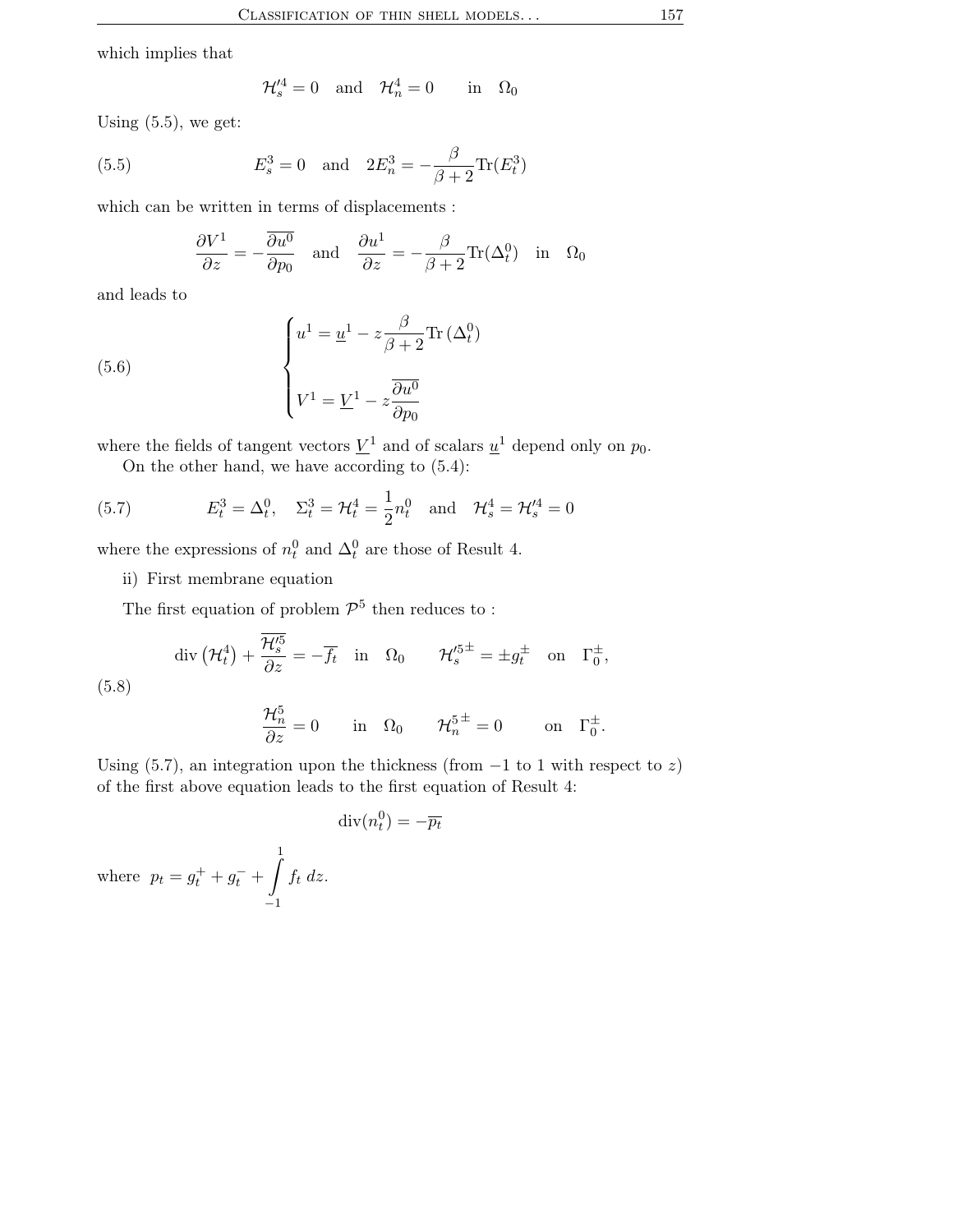which implies that

$$\mathcal{H}'^4_s = 0 \quad \text{and} \quad \mathcal{H}^4_n = 0 \qquad \text{in} \quad \Omega_0$$

Using (5.5), we get:

$$E^3_s = 0 \quad \text{and} \quad 2E^3_n = -\frac{\beta}{\beta+2}\mathrm{Tr}(E^3_t) \tag{5.5}$$

which can be written in terms of displacements :

$$\frac{\partial V^1}{\partial z} = -\overline{\frac{\partial u^0}{\partial p_0}} \quad \text{and} \quad \frac{\partial u^1}{\partial z} = -\frac{\beta}{\beta+2}\mathrm{Tr}(\Delta^0_t) \quad \text{in} \quad \Omega_0$$

and leads to

$$\begin{cases} u^1 = \underline{u}^1 - z\dfrac{\beta}{\beta+2}\mathrm{Tr}\,(\Delta^0_t) \\[2ex] V^1 = \underline{V}^1 - z\overline{\dfrac{\partial u^0}{\partial p_0}} \end{cases} \tag{5.6}$$

where the fields of tangent vectors $\underline{V}^1$ and of scalars $\underline{u}^1$ depend only on $p_0$.

On the other hand, we have according to (5.4):

$$E^3_t = \Delta^0_t, \quad \Sigma^3_t = \mathcal{H}^4_t = \frac{1}{2}n^0_t \quad \text{and} \quad \mathcal{H}^4_s = \mathcal{H}'^4_s = 0 \tag{5.7}$$

where the expressions of $n^0_t$ and $\Delta^0_t$ are those of Result 4.

ii) First membrane equation

The first equation of problem $\mathcal{P}^5$ then reduces to :

$$\begin{gathered} \mathrm{div}\left(\mathcal{H}^4_t\right) + \frac{\overline{\mathcal{H}'^5_s}}{\partial z} = -\overline{f_t} \quad \text{in} \quad \Omega_0 \qquad \mathcal{H}'^{5\pm}_s = \pm g^\pm_t \quad \text{on} \quad \Gamma^\pm_0, \\[1ex] \frac{\mathcal{H}^5_n}{\partial z} = 0 \qquad \text{in} \quad \Omega_0 \qquad \mathcal{H}^{5\,\pm}_n = 0 \qquad \text{on} \quad \Gamma^\pm_0. \end{gathered} \tag{5.8}$$

Using (5.7), an integration upon the thickness (from $-1$ to $1$ with respect to $z$) of the first above equation leads to the first equation of Result 4:

$$\mathrm{div}(n^0_t) = -\overline{p_t}$$

where $p_t = g^+_t + g^-_t + \displaystyle\int_{-1}^{1} f_t \, dz$.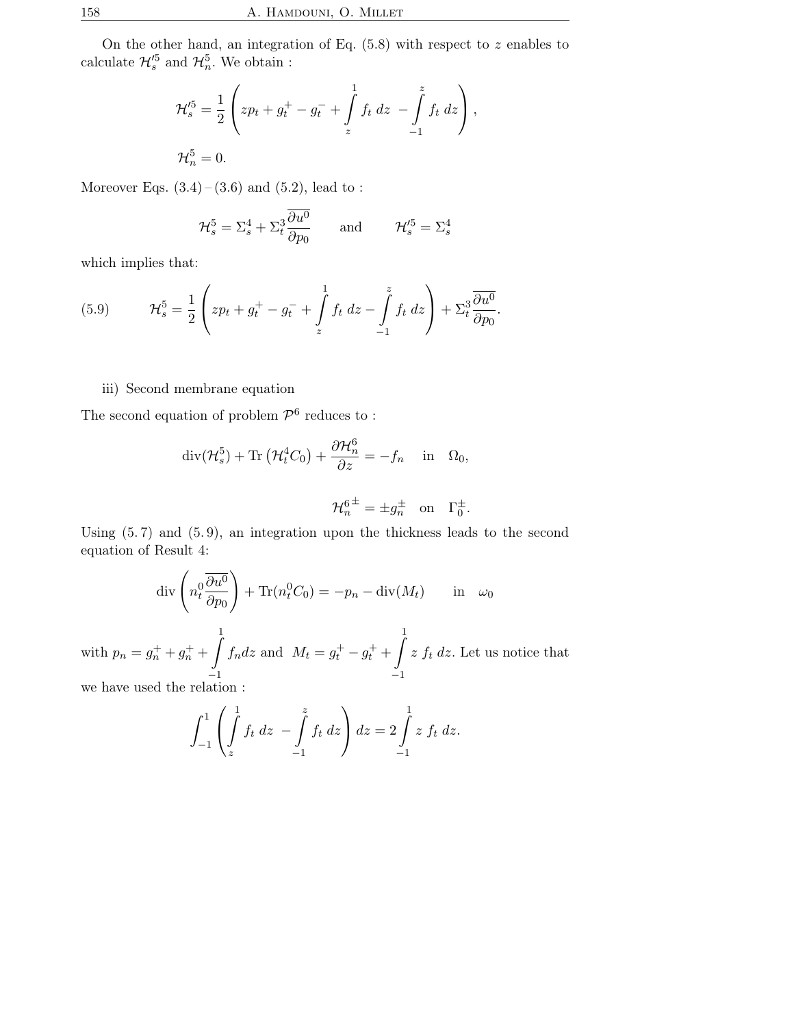On the other hand, an integration of Eq. (5.8) with respect to $z$ enables to calculate $\mathcal{H}_s'^5$ and $\mathcal{H}_n^5$. We obtain :

$$\mathcal{H}_s'^5 = \frac{1}{2}\left( zp_t + g_t^+ - g_t^- + \int_z^1 f_t \, dz \; - \int_{-1}^z f_t \, dz \right),$$

$$\mathcal{H}_n^5 = 0.$$

Moreover Eqs. (3.4) – (3.6) and (5.2), lead to :

$$\mathcal{H}_s^5 = \Sigma_s^4 + \Sigma_t^3 \overline{\frac{\partial u^0}{\partial p_0}} \qquad \text{and} \qquad \mathcal{H}_s'^5 = \Sigma_s^4$$

which implies that:

$$\mathcal{H}_s^5 = \frac{1}{2}\left( zp_t + g_t^+ - g_t^- + \int_z^1 f_t \, dz - \int_{-1}^z f_t \, dz \right) + \Sigma_t^3 \overline{\frac{\partial u^0}{\partial p_0}}. \tag{5.9}$$

iii) Second membrane equation

The second equation of problem $\mathcal{P}^6$ reduces to :

$$\operatorname{div}(\mathcal{H}_s^5) + \operatorname{Tr}\left(\mathcal{H}_t^4 C_0\right) + \frac{\partial \mathcal{H}_n^6}{\partial z} = -f_n \quad \text{in} \quad \Omega_0,$$

$$\mathcal{H}_n^{6\,\pm} = \pm g_n^\pm \quad \text{on} \quad \Gamma_0^\pm.$$

Using (5. 7) and (5. 9), an integration upon the thickness leads to the second equation of Result 4:

$$\operatorname{div}\left( n_t^0 \overline{\frac{\partial u^0}{\partial p_0}} \right) + \operatorname{Tr}(n_t^0 C_0) = -p_n - \operatorname{div}(M_t) \qquad \text{in} \quad \omega_0$$

with $p_n = g_n^+ + g_n^+ + \int_{-1}^1 f_n dz$ and $M_t = g_t^+ - g_t^+ + \int_{-1}^1 z \, f_t \, dz$. Let us notice that we have used the relation :

$$\int_{-1}^1 \left( \int_z^1 f_t \, dz \; - \int_{-1}^z f_t \, dz \right) dz = 2 \int_{-1}^1 z \, f_t \, dz.$$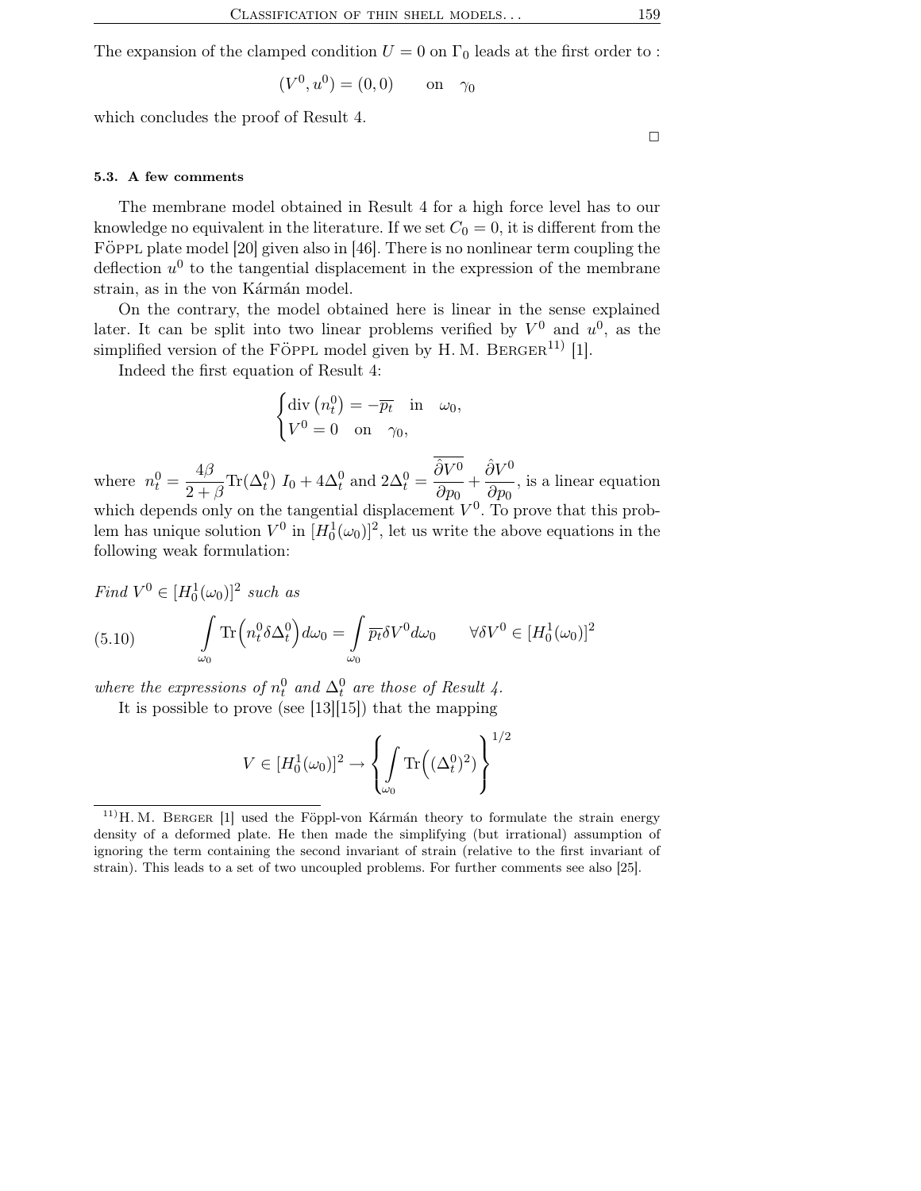The expansion of the clamped condition $U = 0$ on $\Gamma_0$ leads at the first order to :

$$(V^0, u^0) = (0, 0) \qquad \text{on} \quad \gamma_0$$

which concludes the proof of Result 4.

□

### 5.3. A few comments

The membrane model obtained in Result 4 for a high force level has to our knowledge no equivalent in the literature. If we set $C_0 = 0$, it is different from the Föppl plate model [20] given also in [46]. There is no nonlinear term coupling the deflection $u^0$ to the tangential displacement in the expression of the membrane strain, as in the von Kármán model.

On the contrary, the model obtained here is linear in the sense explained later. It can be split into two linear problems verified by $V^0$ and $u^0$, as the simplified version of the Föppl model given by H. M. Berger[11] [1].

Indeed the first equation of Result 4:

$$\begin{cases} \operatorname{div}\left(n_t^0\right) = -\overline{p_t} & \text{in} \quad \omega_0, \\ V^0 = 0 \quad \text{on} \quad \gamma_0, \end{cases}$$

where $n_t^0 = \dfrac{4\beta}{2+\beta}\operatorname{Tr}(\Delta_t^0)\, I_0 + 4\Delta_t^0$ and $2\Delta_t^0 = \overline{\dfrac{\hat{\partial} V^0}{\partial p_0}} + \dfrac{\hat{\partial} V^0}{\partial p_0}$, is a linear equation which depends only on the tangential displacement $V^0$. To prove that this problem has unique solution $V^0$ in $[H_0^1(\omega_0)]^2$, let us write the above equations in the following weak formulation:

*Find $V^0 \in [H_0^1(\omega_0)]^2$ such as*

$$\int_{\omega_0} \operatorname{Tr}\Big(n_t^0 \delta\Delta_t^0\Big) d\omega_0 = \int_{\omega_0} \overline{p_t} \delta V^0 d\omega_0 \qquad \forall \delta V^0 \in [H_0^1(\omega_0)]^2 \tag{5.10}$$

*where the expressions of $n_t^0$ and $\Delta_t^0$ are those of Result 4.*

It is possible to prove (see [13][15]) that the mapping

$$V \in [H_0^1(\omega_0)]^2 \rightarrow \left\{ \int_{\omega_0} \operatorname{Tr}\Big((\Delta_t^0)^2\Big) \right\}^{1/2}$$

---

[11] H. M. Berger [1] used the Föppl-von Kármán theory to formulate the strain energy density of a deformed plate. He then made the simplifying (but irrational) assumption of ignoring the term containing the second invariant of strain (relative to the first invariant of strain). This leads to a set of two uncoupled problems. For further comments see also [25].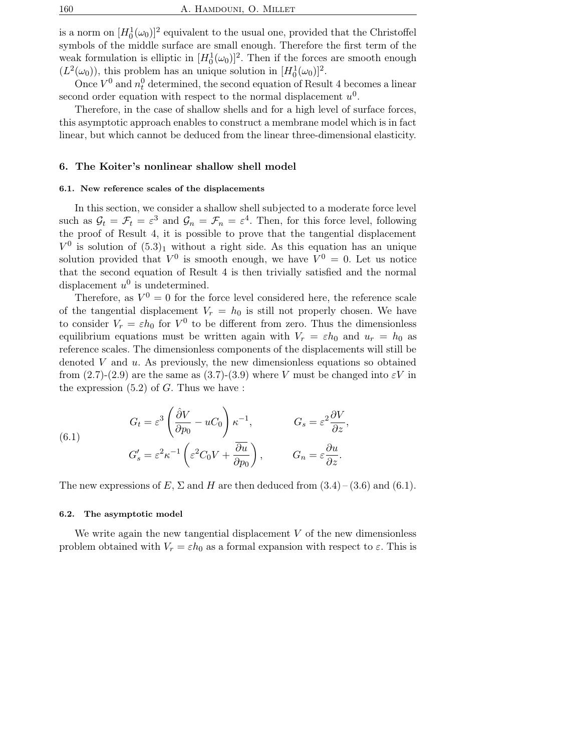is a norm on $[H_0^1(\omega_0)]^2$ equivalent to the usual one, provided that the Christoffel symbols of the middle surface are small enough. Therefore the first term of the weak formulation is elliptic in $[H_0^1(\omega_0)]^2$. Then if the forces are smooth enough ($L^2(\omega_0)$), this problem has an unique solution in $[H_0^1(\omega_0)]^2$.

Once $V^0$ and $n_t^0$ determined, the second equation of Result 4 becomes a linear second order equation with respect to the normal displacement $u^0$.

Therefore, in the case of shallow shells and for a high level of surface forces, this asymptotic approach enables to construct a membrane model which is in fact linear, but which cannot be deduced from the linear three-dimensional elasticity.

## 6. The Koiter's nonlinear shallow shell model

### 6.1. New reference scales of the displacements

In this section, we consider a shallow shell subjected to a moderate force level such as $\mathcal{G}_t = \mathcal{F}_t = \varepsilon^3$ and $\mathcal{G}_n = \mathcal{F}_n = \varepsilon^4$. Then, for this force level, following the proof of Result 4, it is possible to prove that the tangential displacement $V^0$ is solution of $(5.3)_1$ without a right side. As this equation has an unique solution provided that $V^0$ is smooth enough, we have $V^0 = 0$. Let us notice that the second equation of Result 4 is then trivially satisfied and the normal displacement $u^0$ is undetermined.

Therefore, as $V^0 = 0$ for the force level considered here, the reference scale of the tangential displacement $V_r = h_0$ is still not properly chosen. We have to consider $V_r = \varepsilon h_0$ for $V^0$ to be different from zero. Thus the dimensionless equilibrium equations must be written again with $V_r = \varepsilon h_0$ and $u_r = h_0$ as reference scales. The dimensionless components of the displacements will still be denoted $V$ and $u$. As previously, the new dimensionless equations so obtained from (2.7)-(2.9) are the same as (3.7)-(3.9) where $V$ must be changed into $\varepsilon V$ in the expression (5.2) of $G$. Thus we have :

$$
(6.1)\qquad
\begin{aligned}
G_t &= \varepsilon^3 \left( \frac{\hat{\partial} V}{\partial p_0} - u C_0 \right) \kappa^{-1}, &\qquad G_s &= \varepsilon^2 \frac{\partial V}{\partial z},\\
G_s' &= \varepsilon^2 \kappa^{-1} \left( \varepsilon^2 C_0 V + \overline{\frac{\partial u}{\partial p_0}} \right), &\qquad G_n &= \varepsilon \frac{\partial u}{\partial z}.
\end{aligned}
$$

The new expressions of $E$, $\Sigma$ and $H$ are then deduced from (3.4) – (3.6) and (6.1).

### 6.2. The asymptotic model

We write again the new tangential displacement $V$ of the new dimensionless problem obtained with $V_r = \varepsilon h_0$ as a formal expansion with respect to $\varepsilon$. This is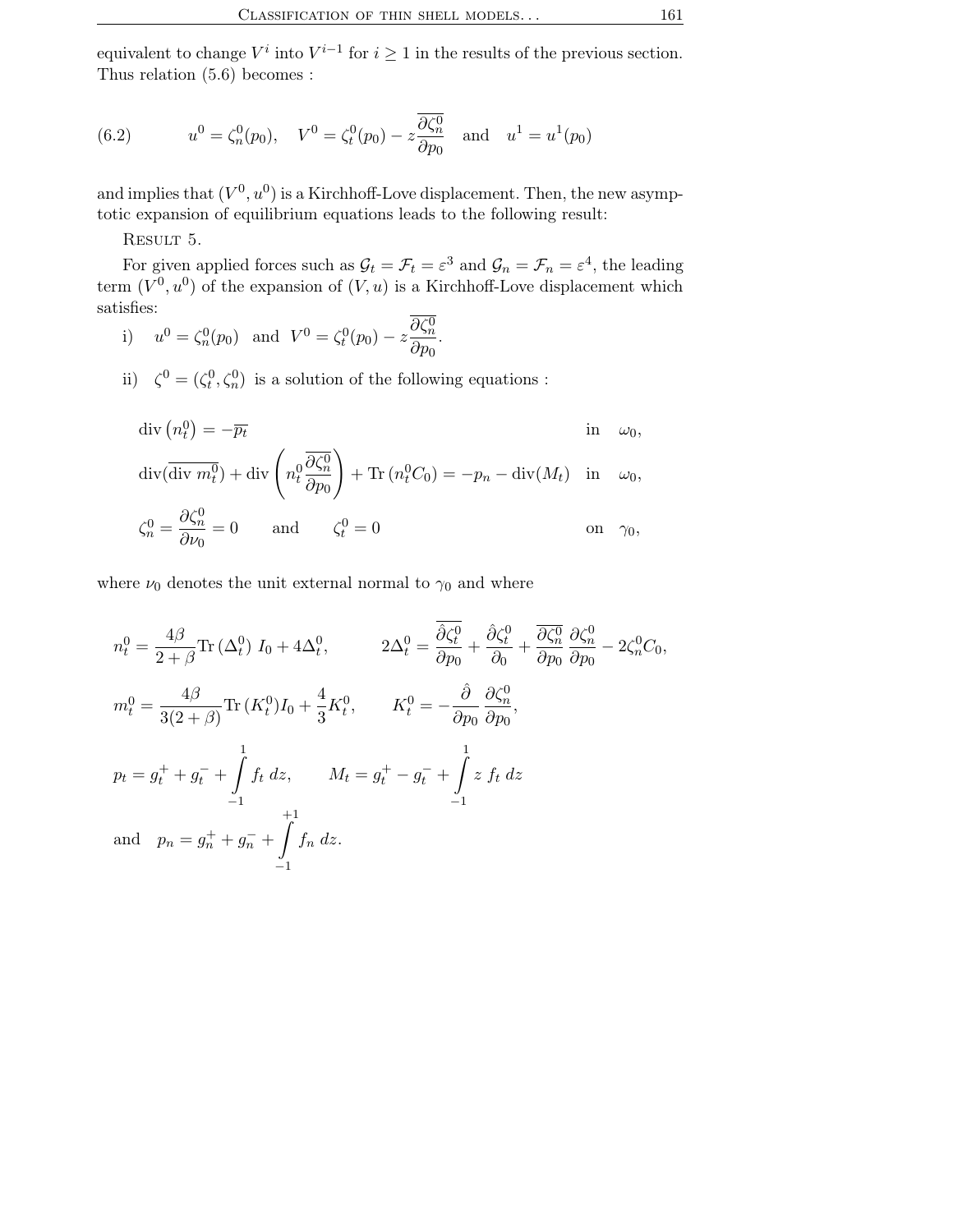equivalent to change $V^i$ into $V^{i-1}$ for $i \geq 1$ in the results of the previous section. Thus relation (5.6) becomes :

$$u^0 = \zeta_n^0(p_0), \quad V^0 = \zeta_t^0(p_0) - z\overline{\frac{\partial \zeta_n^0}{\partial p_0}} \quad \text{and} \quad u^1 = u^1(p_0) \tag{6.2}$$

and implies that $(V^0, u^0)$ is a Kirchhoff-Love displacement. Then, the new asymptotic expansion of equilibrium equations leads to the following result:

Result 5.

For given applied forces such as $\mathcal{G}_t = \mathcal{F}_t = \varepsilon^3$ and $\mathcal{G}_n = \mathcal{F}_n = \varepsilon^4$, the leading term $(V^0, u^0)$ of the expansion of $(V, u)$ is a Kirchhoff-Love displacement which satisfies:

i) $u^0 = \zeta_n^0(p_0)$ and $V^0 = \zeta_t^0(p_0) - z\overline{\dfrac{\partial \zeta_n^0}{\partial p_0}}$.

ii) $\zeta^0 = (\zeta_t^0, \zeta_n^0)$ is a solution of the following equations :

$$\begin{aligned}
&\operatorname{div}\left(n_t^0\right) = -\overline{p_t} && \text{in} \quad \omega_0,\\
&\operatorname{div}(\overline{\operatorname{div} m_t^0}) + \operatorname{div}\left(n_t^0\overline{\frac{\partial \zeta_n^0}{\partial p_0}}\right) + \operatorname{Tr}\left(n_t^0 C_0\right) = -p_n - \operatorname{div}(M_t) && \text{in} \quad \omega_0,\\
&\zeta_n^0 = \frac{\partial \zeta_n^0}{\partial \nu_0} = 0 \qquad \text{and} \qquad \zeta_t^0 = 0 && \text{on} \quad \gamma_0,
\end{aligned}$$

where $\nu_0$ denotes the unit external normal to $\gamma_0$ and where

$$n_t^0 = \frac{4\beta}{2+\beta}\operatorname{Tr}\left(\Delta_t^0\right) I_0 + 4\Delta_t^0, \qquad 2\Delta_t^0 = \overline{\frac{\hat{\partial}\zeta_t^0}{\partial p_0}} + \frac{\hat{\partial}\zeta_t^0}{\partial_0} + \overline{\frac{\partial\zeta_n^0}{\partial p_0}}\,\frac{\partial\zeta_n^0}{\partial p_0} - 2\zeta_n^0 C_0,$$

$$m_t^0 = \frac{4\beta}{3(2+\beta)}\operatorname{Tr}\left(K_t^0\right) I_0 + \frac{4}{3}K_t^0, \qquad K_t^0 = -\frac{\hat{\partial}}{\partial p_0}\,\frac{\partial\zeta_n^0}{\partial p_0},$$

$$p_t = g_t^+ + g_t^- + \int_{-1}^{1} f_t\, dz, \qquad M_t = g_t^+ - g_t^- + \int_{-1}^{1} z\, f_t\, dz$$

$$\text{and} \quad p_n = g_n^+ + g_n^- + \int_{-1}^{+1} f_n\, dz.$$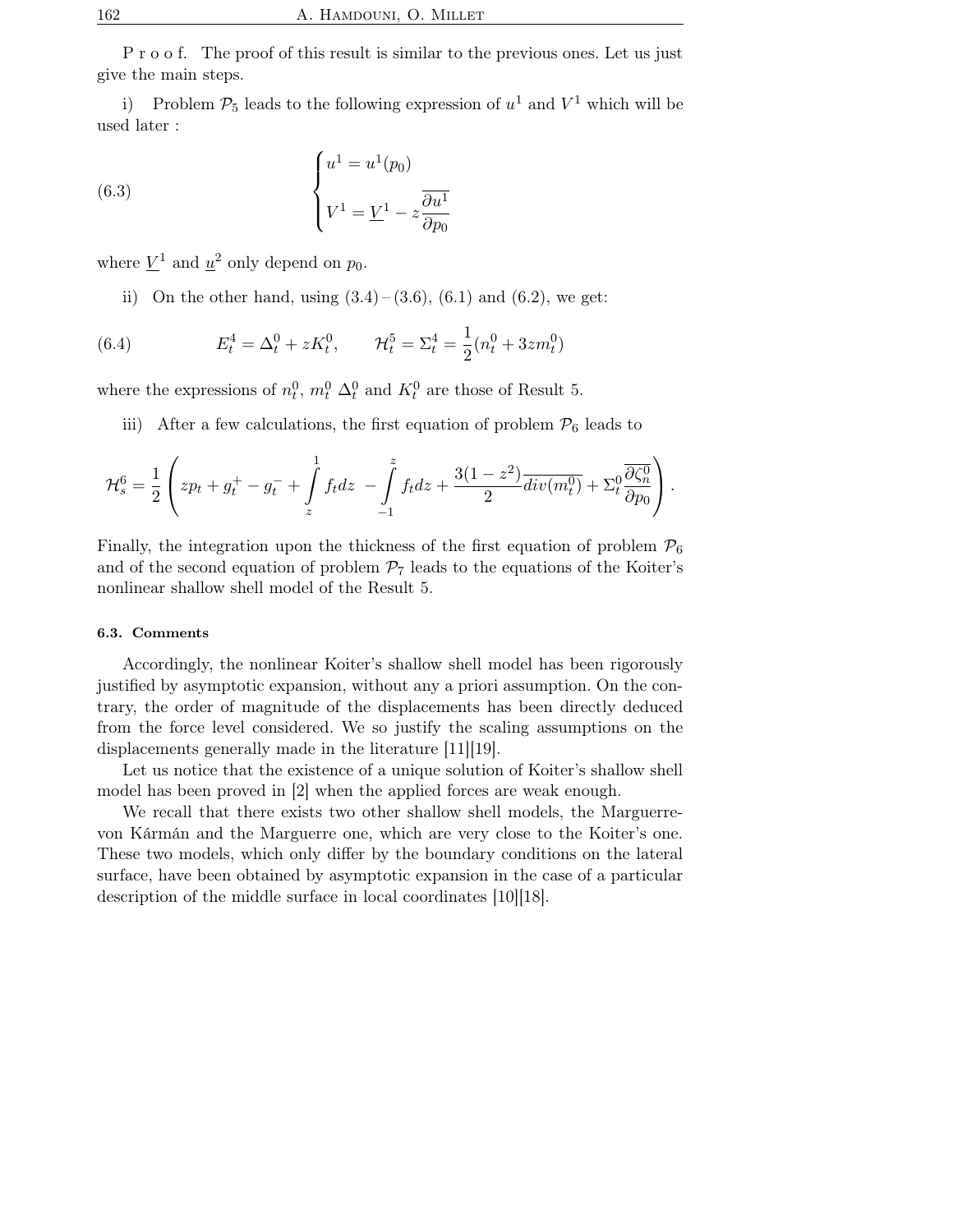P r o o f. The proof of this result is similar to the previous ones. Let us just give the main steps.

i) Problem $\mathcal{P}_5$ leads to the following expression of $u^1$ and $V^1$ which will be used later :

$$
\begin{cases} u^1 = u^1(p_0) \\[1ex] V^1 = \underline{V}^1 - z\overline{\dfrac{\partial u^1}{\partial p_0}} \end{cases} \tag{6.3}
$$

where $\underline{V}^1$ and $\underline{u}^2$ only depend on $p_0$.

ii) On the other hand, using (3.4) – (3.6), (6.1) and (6.2), we get:

$$
E_t^4 = \Delta_t^0 + zK_t^0, \qquad \mathcal{H}_t^5 = \Sigma_t^4 = \frac{1}{2}(n_t^0 + 3zm_t^0) \tag{6.4}
$$

where the expressions of $n_t^0$, $m_t^0$ $\Delta_t^0$ and $K_t^0$ are those of Result 5.

iii) After a few calculations, the first equation of problem $\mathcal{P}_6$ leads to

$$
\mathcal{H}_s^6 = \frac{1}{2}\left( zp_t + g_t^+ - g_t^- + \int_z^1 f_t dz \; - \int_{-1}^{z} f_t dz + \frac{3(1-z^2)}{2}\overline{div(m_t^0)} + \Sigma_t^0 \overline{\frac{\partial \zeta_n^0}{\partial p_0}} \right).
$$

Finally, the integration upon the thickness of the first equation of problem $\mathcal{P}_6$ and of the second equation of problem $\mathcal{P}_7$ leads to the equations of the Koiter's nonlinear shallow shell model of the Result 5.

### 6.3. Comments

Accordingly, the nonlinear Koiter's shallow shell model has been rigorously justified by asymptotic expansion, without any a priori assumption. On the contrary, the order of magnitude of the displacements has been directly deduced from the force level considered. We so justify the scaling assumptions on the displacements generally made in the literature [11][19].

Let us notice that the existence of a unique solution of Koiter's shallow shell model has been proved in [2] when the applied forces are weak enough.

We recall that there exists two other shallow shell models, the Marguerre-von Kármán and the Marguerre one, which are very close to the Koiter's one. These two models, which only differ by the boundary conditions on the lateral surface, have been obtained by asymptotic expansion in the case of a particular description of the middle surface in local coordinates [10][18].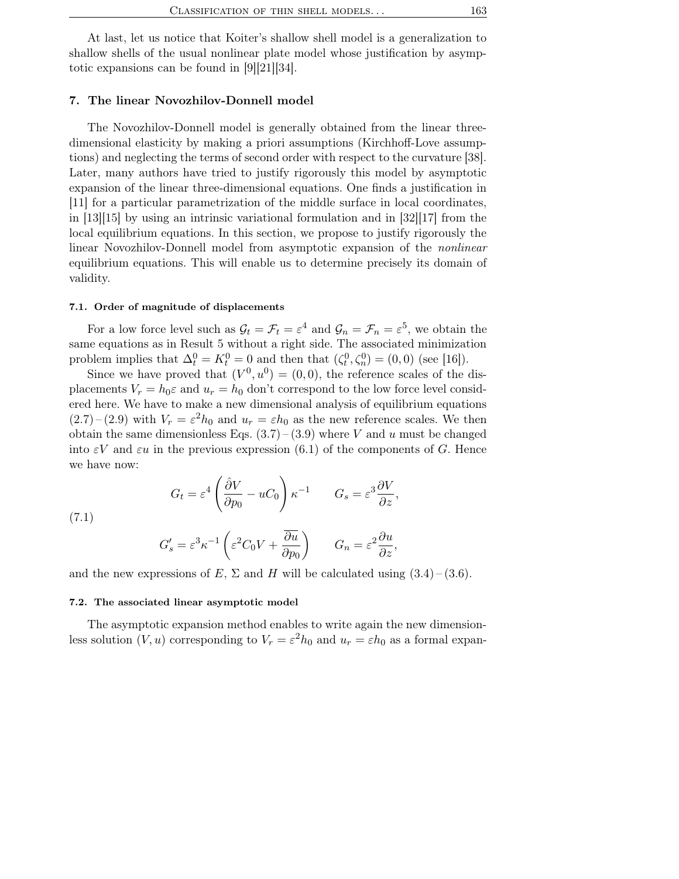At last, let us notice that Koiter's shallow shell model is a generalization to shallow shells of the usual nonlinear plate model whose justification by asymptotic expansions can be found in [9][21][34].

## 7. The linear Novozhilov-Donnell model

The Novozhilov-Donnell model is generally obtained from the linear three-dimensional elasticity by making a priori assumptions (Kirchhoff-Love assumptions) and neglecting the terms of second order with respect to the curvature [38]. Later, many authors have tried to justify rigorously this model by asymptotic expansion of the linear three-dimensional equations. One finds a justification in [11] for a particular parametrization of the middle surface in local coordinates, in [13][15] by using an intrinsic variational formulation and in [32][17] from the local equilibrium equations. In this section, we propose to justify rigorously the linear Novozhilov-Donnell model from asymptotic expansion of the *nonlinear* equilibrium equations. This will enable us to determine precisely its domain of validity.

### 7.1. Order of magnitude of displacements

For a low force level such as $\mathcal{G}_t = \mathcal{F}_t = \varepsilon^4$ and $\mathcal{G}_n = \mathcal{F}_n = \varepsilon^5$, we obtain the same equations as in Result 5 without a right side. The associated minimization problem implies that $\Delta_t^0 = K_t^0 = 0$ and then that $(\zeta_t^0, \zeta_n^0) = (0, 0)$ (see [16]).

Since we have proved that $(V^0, u^0) = (0, 0)$, the reference scales of the displacements $V_r = h_0\varepsilon$ and $u_r = h_0$ don't correspond to the low force level considered here. We have to make a new dimensional analysis of equilibrium equations (2.7) – (2.9) with $V_r = \varepsilon^2 h_0$ and $u_r = \varepsilon h_0$ as the new reference scales. We then obtain the same dimensionless Eqs. (3.7) – (3.9) where $V$ and $u$ must be changed into $\varepsilon V$ and $\varepsilon u$ in the previous expression (6.1) of the components of $G$. Hence we have now:

$$
G_t = \varepsilon^4 \left( \frac{\hat{\partial} V}{\partial p_0} - uC_0 \right) \kappa^{-1} \qquad G_s = \varepsilon^3 \frac{\partial V}{\partial z},
$$

$$
G_s' = \varepsilon^3 \kappa^{-1} \left( \varepsilon^2 C_0 V + \overline{\frac{\partial u}{\partial p_0}} \right) \qquad G_n = \varepsilon^2 \frac{\partial u}{\partial z}, \tag{7.1}
$$

and the new expressions of $E$, $\Sigma$ and $H$ will be calculated using (3.4) – (3.6).

### 7.2. The associated linear asymptotic model

The asymptotic expansion method enables to write again the new dimensionless solution $(V, u)$ corresponding to $V_r = \varepsilon^2 h_0$ and $u_r = \varepsilon h_0$ as a formal expan-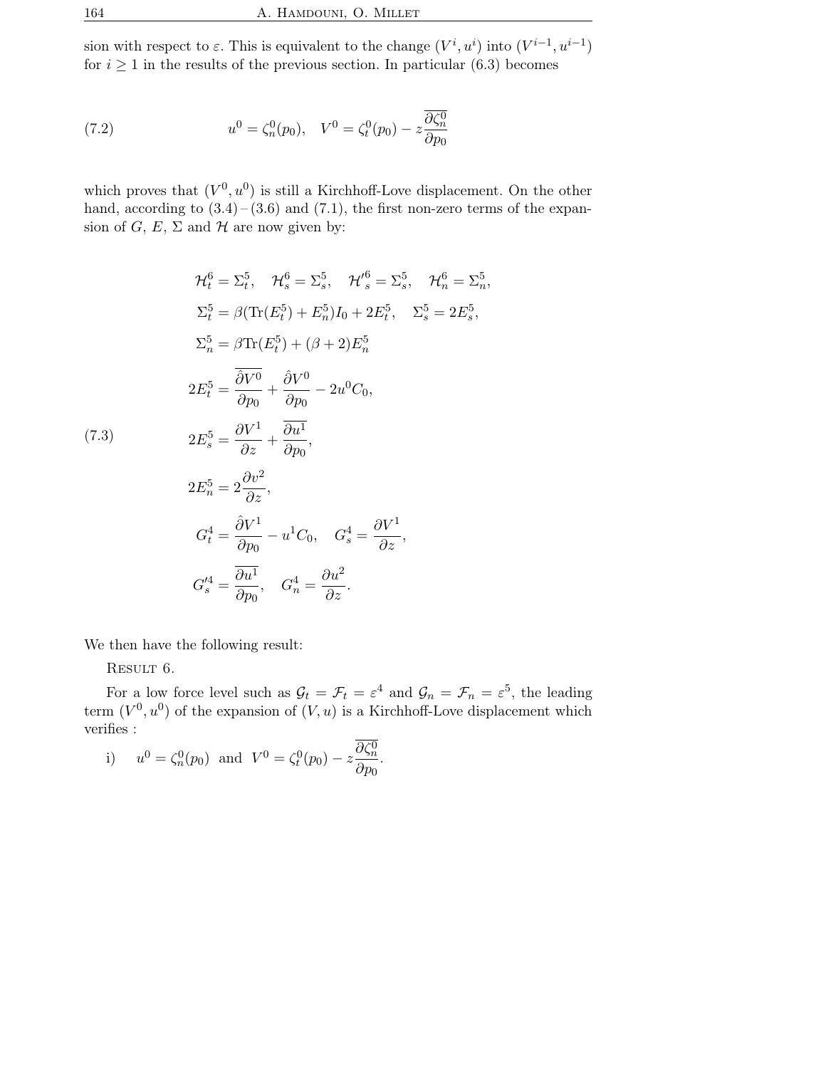sion with respect to $\varepsilon$. This is equivalent to the change $(V^i, u^i)$ into $(V^{i-1}, u^{i-1})$ for $i \geq 1$ in the results of the previous section. In particular (6.3) becomes

$$
u^0 = \zeta_n^0(p_0), \quad V^0 = \zeta_t^0(p_0) - z\overline{\frac{\partial \zeta_n^0}{\partial p_0}} \tag{7.2}
$$

which proves that $(V^0, u^0)$ is still a Kirchhoff-Love displacement. On the other hand, according to (3.4)–(3.6) and (7.1), the first non-zero terms of the expansion of $G$, $E$, $\Sigma$ and $\mathcal{H}$ are now given by:

$$
\begin{aligned}
&\mathcal{H}_t^6 = \Sigma_t^5, \quad \mathcal{H}_s^6 = \Sigma_s^5, \quad \mathcal{H'}_s^6 = \Sigma_s^5, \quad \mathcal{H}_n^6 = \Sigma_n^5,\\
&\Sigma_t^5 = \beta(\mathrm{Tr}(E_t^5) + E_n^5)I_0 + 2E_t^5, \quad \Sigma_s^5 = 2E_s^5,\\
&\Sigma_n^5 = \beta \mathrm{Tr}(E_t^5) + (\beta+2)E_n^5\\
&2E_t^5 = \overline{\frac{\hat{\partial} V^0}{\partial p_0}} + \frac{\hat{\partial} V^0}{\partial p_0} - 2u^0 C_0,\\
&2E_s^5 = \frac{\partial V^1}{\partial z} + \overline{\frac{\partial u^1}{\partial p_0}},\\
&2E_n^5 = 2\frac{\partial v^2}{\partial z},\\
&G_t^4 = \frac{\hat{\partial} V^1}{\partial p_0} - u^1 C_0, \quad G_s^4 = \frac{\partial V^1}{\partial z},\\
&G_s'^4 = \overline{\frac{\partial u^1}{\partial p_0}}, \quad G_n^4 = \frac{\partial u^2}{\partial z}.
\end{aligned} \tag{7.3}
$$

We then have the following result:

Result 6.

For a low force level such as $\mathcal{G}_t = \mathcal{F}_t = \varepsilon^4$ and $\mathcal{G}_n = \mathcal{F}_n = \varepsilon^5$, the leading term $(V^0, u^0)$ of the expansion of $(V, u)$ is a Kirchhoff-Love displacement which verifies :

i) $\quad u^0 = \zeta_n^0(p_0)$ and $V^0 = \zeta_t^0(p_0) - z\overline{\dfrac{\partial \zeta_n^0}{\partial p_0}}$.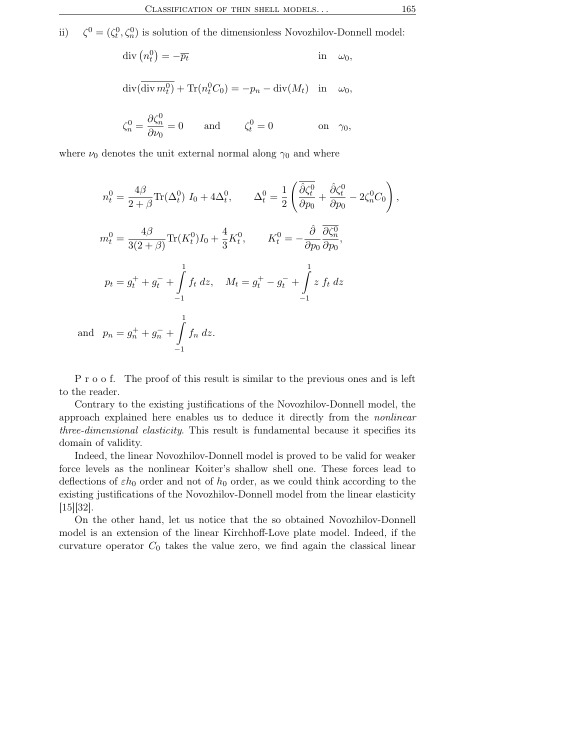ii) $\zeta^0 = (\zeta_t^0, \zeta_n^0)$ is solution of the dimensionless Novozhilov-Donnell model:

$$\operatorname{div}\left(n_t^0\right) = -\overline{p_t} \qquad \text{in} \quad \omega_0,$$

$$\operatorname{div}(\overline{\operatorname{div} m_t^0}) + \operatorname{Tr}(n_t^0 C_0) = -p_n - \operatorname{div}(M_t) \quad \text{in} \quad \omega_0,$$

$$\zeta_n^0 = \frac{\partial \zeta_n^0}{\partial \nu_0} = 0 \qquad \text{and} \qquad \zeta_t^0 = 0 \qquad \text{on} \quad \gamma_0,$$

where $\nu_0$ denotes the unit external normal along $\gamma_0$ and where

$$n_t^0 = \frac{4\beta}{2+\beta} \operatorname{Tr}(\Delta_t^0)\ I_0 + 4\Delta_t^0, \qquad \Delta_t^0 = \frac{1}{2}\left( \overline{\frac{\hat{\partial}\zeta_t^0}{\partial p_0}} + \frac{\hat{\partial}\zeta_t^0}{\partial p_0} - 2\zeta_n^0 C_0 \right),$$

$$m_t^0 = \frac{4\beta}{3(2+\beta)} \operatorname{Tr}(K_t^0) I_0 + \frac{4}{3} K_t^0, \qquad K_t^0 = -\frac{\hat{\partial}}{\partial p_0} \overline{\frac{\partial \zeta_n^0}{\partial p_0}},$$

$$p_t = g_t^+ + g_t^- + \int_{-1}^{1} f_t\, dz, \quad M_t = g_t^+ - g_t^- + \int_{-1}^{1} z\ f_t\, dz$$

and $\quad p_n = g_n^+ + g_n^- + \displaystyle\int_{-1}^{1} f_n\, dz.$

P r o o f. The proof of this result is similar to the previous ones and is left to the reader.

Contrary to the existing justifications of the Novozhilov-Donnell model, the approach explained here enables us to deduce it directly from the *nonlinear three-dimensional elasticity*. This result is fundamental because it specifies its domain of validity.

Indeed, the linear Novozhilov-Donnell model is proved to be valid for weaker force levels as the nonlinear Koiter's shallow shell one. These forces lead to deflections of $\varepsilon h_0$ order and not of $h_0$ order, as we could think according to the existing justifications of the Novozhilov-Donnell model from the linear elasticity [15][32].

On the other hand, let us notice that the so obtained Novozhilov-Donnell model is an extension of the linear Kirchhoff-Love plate model. Indeed, if the curvature operator $C_0$ takes the value zero, we find again the classical linear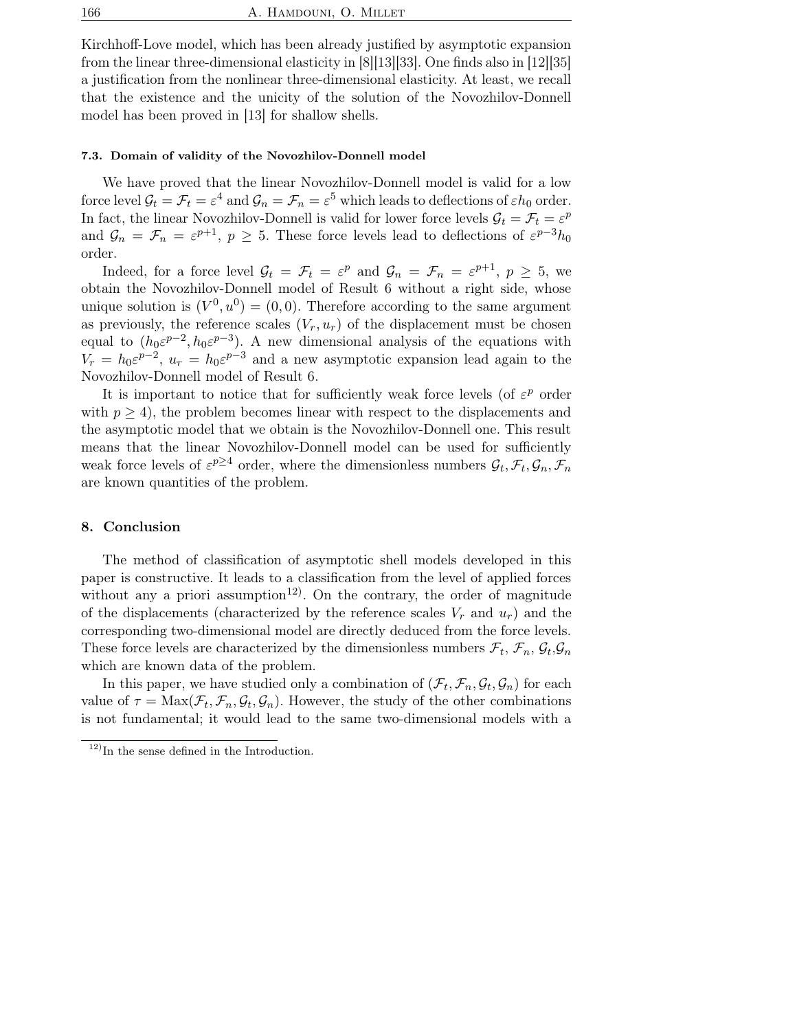Kirchhoff-Love model, which has been already justified by asymptotic expansion from the linear three-dimensional elasticity in [8][13][33]. One finds also in [12][35] a justification from the nonlinear three-dimensional elasticity. At least, we recall that the existence and the unicity of the solution of the Novozhilov-Donnell model has been proved in [13] for shallow shells.

### 7.3. Domain of validity of the Novozhilov-Donnell model

We have proved that the linear Novozhilov-Donnell model is valid for a low force level $\mathcal{G}_t = \mathcal{F}_t = \varepsilon^4$ and $\mathcal{G}_n = \mathcal{F}_n = \varepsilon^5$ which leads to deflections of $\varepsilon h_0$ order. In fact, the linear Novozhilov-Donnell is valid for lower force levels $\mathcal{G}_t = \mathcal{F}_t = \varepsilon^p$ and $\mathcal{G}_n = \mathcal{F}_n = \varepsilon^{p+1}$, $p \geq 5$. These force levels lead to deflections of $\varepsilon^{p-3}h_0$ order.

Indeed, for a force level $\mathcal{G}_t = \mathcal{F}_t = \varepsilon^p$ and $\mathcal{G}_n = \mathcal{F}_n = \varepsilon^{p+1}$, $p \geq 5$, we obtain the Novozhilov-Donnell model of Result 6 without a right side, whose unique solution is $(V^0, u^0) = (0, 0)$. Therefore according to the same argument as previously, the reference scales $(V_r, u_r)$ of the displacement must be chosen equal to $(h_0\varepsilon^{p-2}, h_0\varepsilon^{p-3})$. A new dimensional analysis of the equations with $V_r = h_0\varepsilon^{p-2}$, $u_r = h_0\varepsilon^{p-3}$ and a new asymptotic expansion lead again to the Novozhilov-Donnell model of Result 6.

It is important to notice that for sufficiently weak force levels (of $\varepsilon^p$ order with $p \geq 4$), the problem becomes linear with respect to the displacements and the asymptotic model that we obtain is the Novozhilov-Donnell one. This result means that the linear Novozhilov-Donnell model can be used for sufficiently weak force levels of $\varepsilon^{p\geq 4}$ order, where the dimensionless numbers $\mathcal{G}_t, \mathcal{F}_t, \mathcal{G}_n, \mathcal{F}_n$ are known quantities of the problem.

## 8. Conclusion

The method of classification of asymptotic shell models developed in this paper is constructive. It leads to a classification from the level of applied forces without any a priori assumption[12]. On the contrary, the order of magnitude of the displacements (characterized by the reference scales $V_r$ and $u_r$) and the corresponding two-dimensional model are directly deduced from the force levels. These force levels are characterized by the dimensionless numbers $\mathcal{F}_t$, $\mathcal{F}_n$, $\mathcal{G}_t$, $\mathcal{G}_n$ which are known data of the problem.

In this paper, we have studied only a combination of $(\mathcal{F}_t, \mathcal{F}_n, \mathcal{G}_t, \mathcal{G}_n)$ for each value of $\tau = \mathrm{Max}(\mathcal{F}_t, \mathcal{F}_n, \mathcal{G}_t, \mathcal{G}_n)$. However, the study of the other combinations is not fundamental; it would lead to the same two-dimensional models with a

[12] In the sense defined in the Introduction.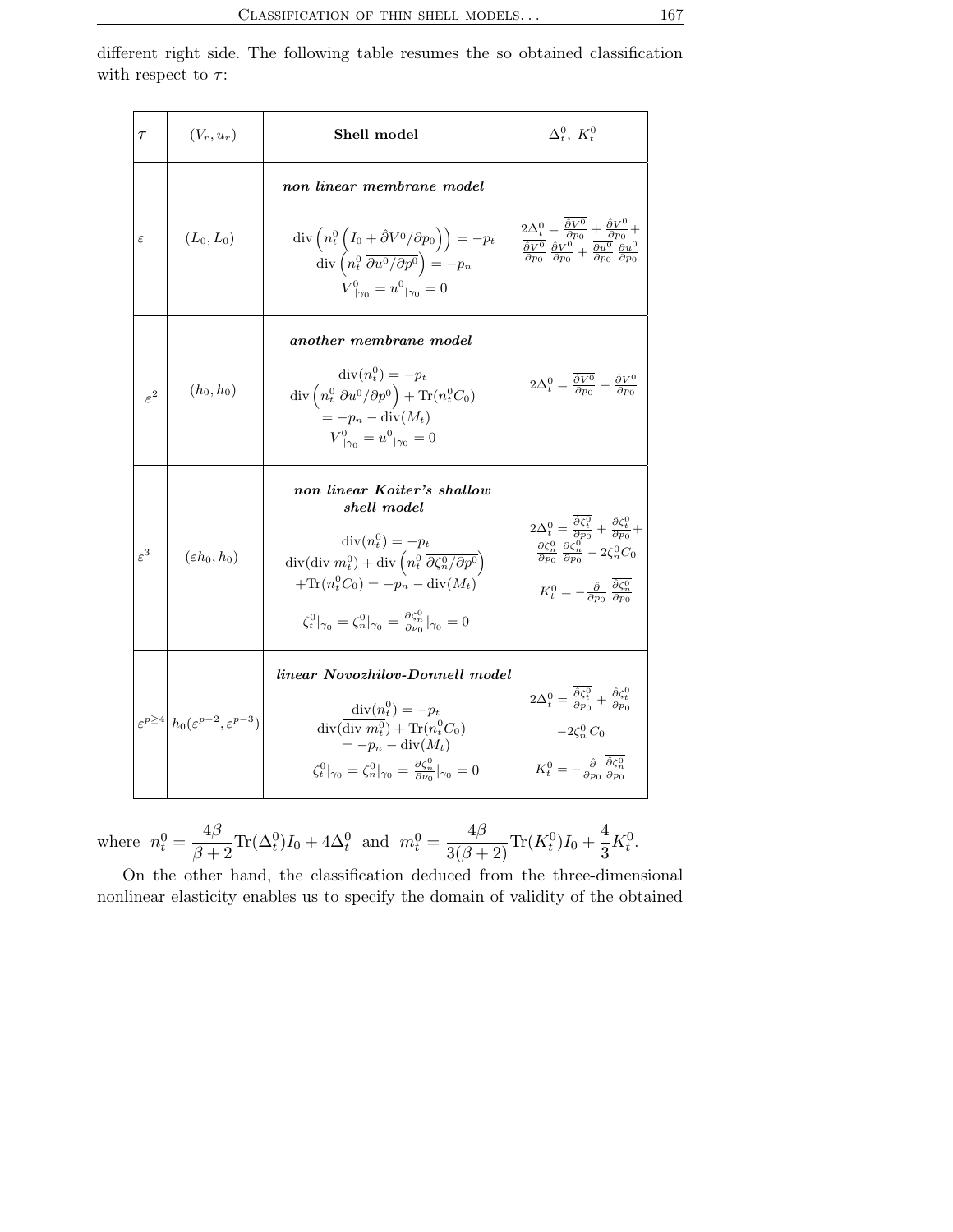different right side. The following table resumes the so obtained classification with respect to $\tau$:

| $\tau$ | $(V_r, u_r)$ | **Shell model** | $\Delta_t^0,\ K_t^0$ |
|---|---|---|---|
| $\varepsilon$ | $(L_0, L_0)$ | ***non linear membrane model*** $$\mathrm{div}\left(n_t^0\left(I_0+\overline{\hat{\partial} V^0/\partial p_0}\right)\right)=-p_t$$ $$\mathrm{div}\left(n_t^0\ \overline{\partial u^0/\partial p^0}\right)=-p_n$$ $$V^0{}_{\vert\gamma_0}=u^0{}_{\vert\gamma_0}=0$$ | $2\Delta_t^0=\overline{\frac{\hat{\partial} V^0}{\partial p_0}}+\frac{\hat{\partial} V^0}{\partial p_0}+\overline{\frac{\hat{\partial} V^0}{\partial p_0}}\ \frac{\hat{\partial} V^0}{\partial p_0}+\overline{\frac{\partial u^0}{\partial p_0}}\ \frac{\partial u^0}{\partial p_0}$ |
| $\varepsilon^2$ | $(h_0, h_0)$ | ***another membrane model*** $$\mathrm{div}(n_t^0)=-p_t$$ $$\mathrm{div}\left(n_t^0\ \overline{\partial u^0/\partial p^0}\right)+\mathrm{Tr}(n_t^0 C_0)$$ $$=-p_n-\mathrm{div}(M_t)$$ $$V^0{}_{\vert\gamma_0}=u^0{}_{\vert\gamma_0}=0$$ | $2\Delta_t^0=\overline{\frac{\hat{\partial} V^0}{\partial p_0}}+\frac{\hat{\partial} V^0}{\partial p_0}$ |
| $\varepsilon^3$ | $(\varepsilon h_0, h_0)$ | ***non linear Koiter's shallow shell model*** $$\mathrm{div}(n_t^0)=-p_t$$ $$\mathrm{div}(\overline{\mathrm{div}\ m_t^0})+\mathrm{div}\left(n_t^0\ \overline{\partial\zeta_n^0/\partial p^0}\right)$$ $$+\mathrm{Tr}(n_t^0 C_0)=-p_n-\mathrm{div}(M_t)$$ $$\zeta_t^0\vert_{\gamma_0}=\zeta_n^0\vert_{\gamma_0}=\frac{\partial\zeta_n^0}{\partial\nu_0}\vert_{\gamma_0}=0$$ | $2\Delta_t^0=\overline{\frac{\hat{\partial}\zeta_t^0}{\partial p_0}}+\frac{\hat{\partial}\zeta_t^0}{\partial p_0}+\overline{\frac{\partial\zeta_n^0}{\partial p_0}}\ \frac{\partial\zeta_n^0}{\partial p_0}-2\zeta_n^0 C_0$ <br><br> $K_t^0=-\frac{\hat{\partial}}{\partial p_0}\ \overline{\frac{\partial\zeta_n^0}{\partial p_0}}$ |
| $\varepsilon^{p\geq 4}$ | $h_0(\varepsilon^{p-2}, \varepsilon^{p-3})$ | ***linear Novozhilov-Donnell model*** $$\mathrm{div}(n_t^0)=-p_t$$ $$\mathrm{div}(\overline{\mathrm{div}\ m_t^0})+\mathrm{Tr}(n_t^0 C_0)$$ $$=-p_n-\mathrm{div}(M_t)$$ $$\zeta_t^0\vert_{\gamma_0}=\zeta_n^0\vert_{\gamma_0}=\frac{\partial\zeta_n^0}{\partial\nu_0}\vert_{\gamma_0}=0$$ | $2\Delta_t^0=\overline{\frac{\hat{\partial}\zeta_t^0}{\partial p_0}}+\frac{\hat{\partial}\zeta_t^0}{\partial p_0}$ $-2\zeta_n^0\, C_0$ <br><br> $K_t^0=-\frac{\hat{\partial}}{\partial p_0}\ \overline{\frac{\partial\zeta_n^0}{\partial p_0}}$ |

where $n_t^0=\dfrac{4\beta}{\beta+2}\mathrm{Tr}(\Delta_t^0)I_0+4\Delta_t^0$ and $m_t^0=\dfrac{4\beta}{3(\beta+2)}\mathrm{Tr}(K_t^0)I_0+\dfrac{4}{3}K_t^0$.

On the other hand, the classification deduced from the three-dimensional nonlinear elasticity enables us to specify the domain of validity of the obtained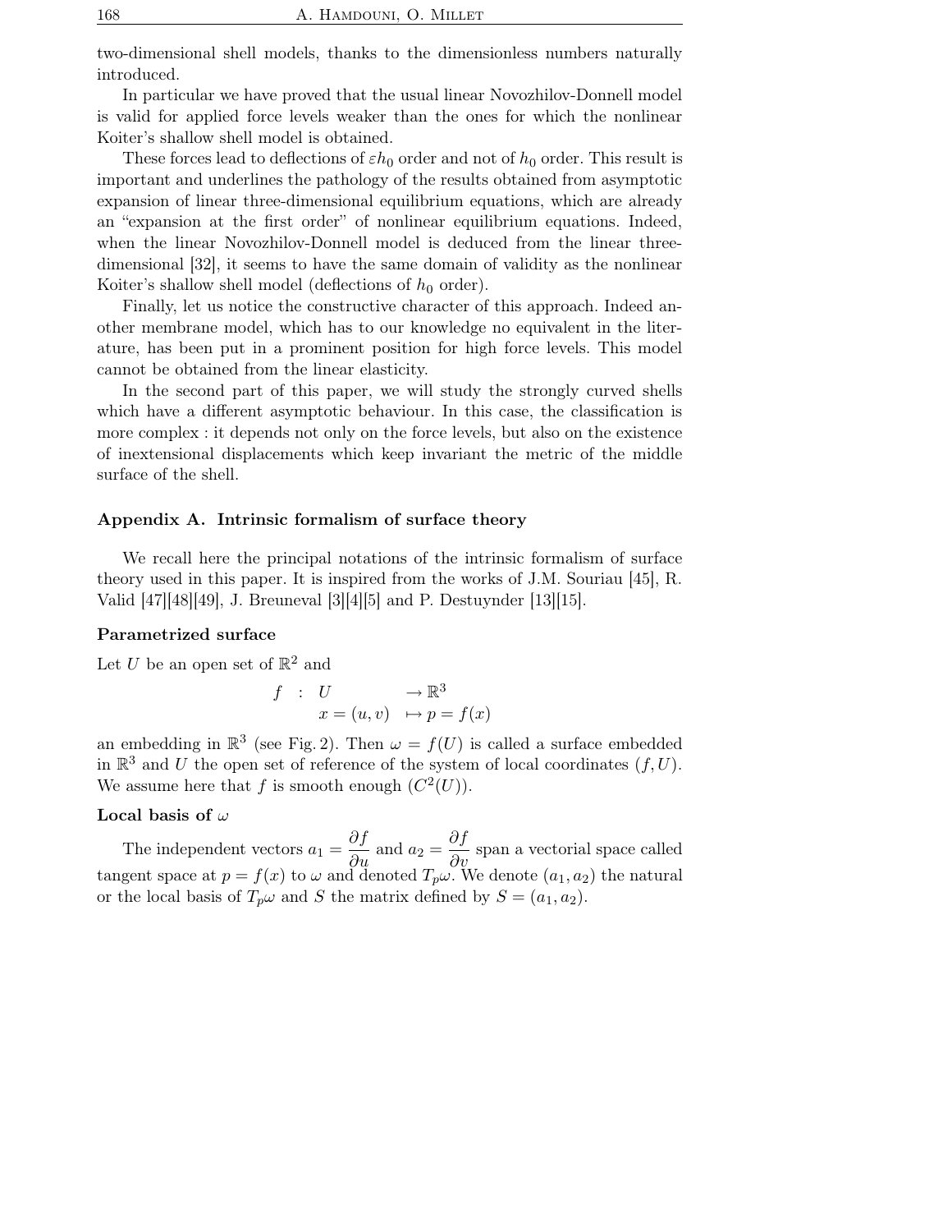two-dimensional shell models, thanks to the dimensionless numbers naturally introduced.

In particular we have proved that the usual linear Novozhilov-Donnell model is valid for applied force levels weaker than the ones for which the nonlinear Koiter's shallow shell model is obtained.

These forces lead to deflections of $\varepsilon h_0$ order and not of $h_0$ order. This result is important and underlines the pathology of the results obtained from asymptotic expansion of linear three-dimensional equilibrium equations, which are already an "expansion at the first order" of nonlinear equilibrium equations. Indeed, when the linear Novozhilov-Donnell model is deduced from the linear three-dimensional [32], it seems to have the same domain of validity as the nonlinear Koiter's shallow shell model (deflections of $h_0$ order).

Finally, let us notice the constructive character of this approach. Indeed another membrane model, which has to our knowledge no equivalent in the literature, has been put in a prominent position for high force levels. This model cannot be obtained from the linear elasticity.

In the second part of this paper, we will study the strongly curved shells which have a different asymptotic behaviour. In this case, the classification is more complex : it depends not only on the force levels, but also on the existence of inextensional displacements which keep invariant the metric of the middle surface of the shell.

## Appendix A. Intrinsic formalism of surface theory

We recall here the principal notations of the intrinsic formalism of surface theory used in this paper. It is inspired from the works of J.M. Souriau [45], R. Valid [47][48][49], J. Breuneval [3][4][5] and P. Destuynder [13][15].

### Parametrized surface

Let $U$ be an open set of $\mathbb{R}^2$ and

$$
\begin{aligned}
f \;:\; & U && \to \mathbb{R}^3 \\
& x = (u,v) && \mapsto p = f(x)
\end{aligned}
$$

an embedding in $\mathbb{R}^3$ (see Fig. 2). Then $\omega = f(U)$ is called a surface embedded in $\mathbb{R}^3$ and $U$ the open set of reference of the system of local coordinates $(f, U)$. We assume here that $f$ is smooth enough ($C^2(U)$).

### Local basis of $\omega$

The independent vectors $a_1 = \dfrac{\partial f}{\partial u}$ and $a_2 = \dfrac{\partial f}{\partial v}$ span a vectorial space called tangent space at $p = f(x)$ to $\omega$ and denoted $T_p\omega$. We denote $(a_1, a_2)$ the natural or the local basis of $T_p\omega$ and $S$ the matrix defined by $S = (a_1, a_2)$.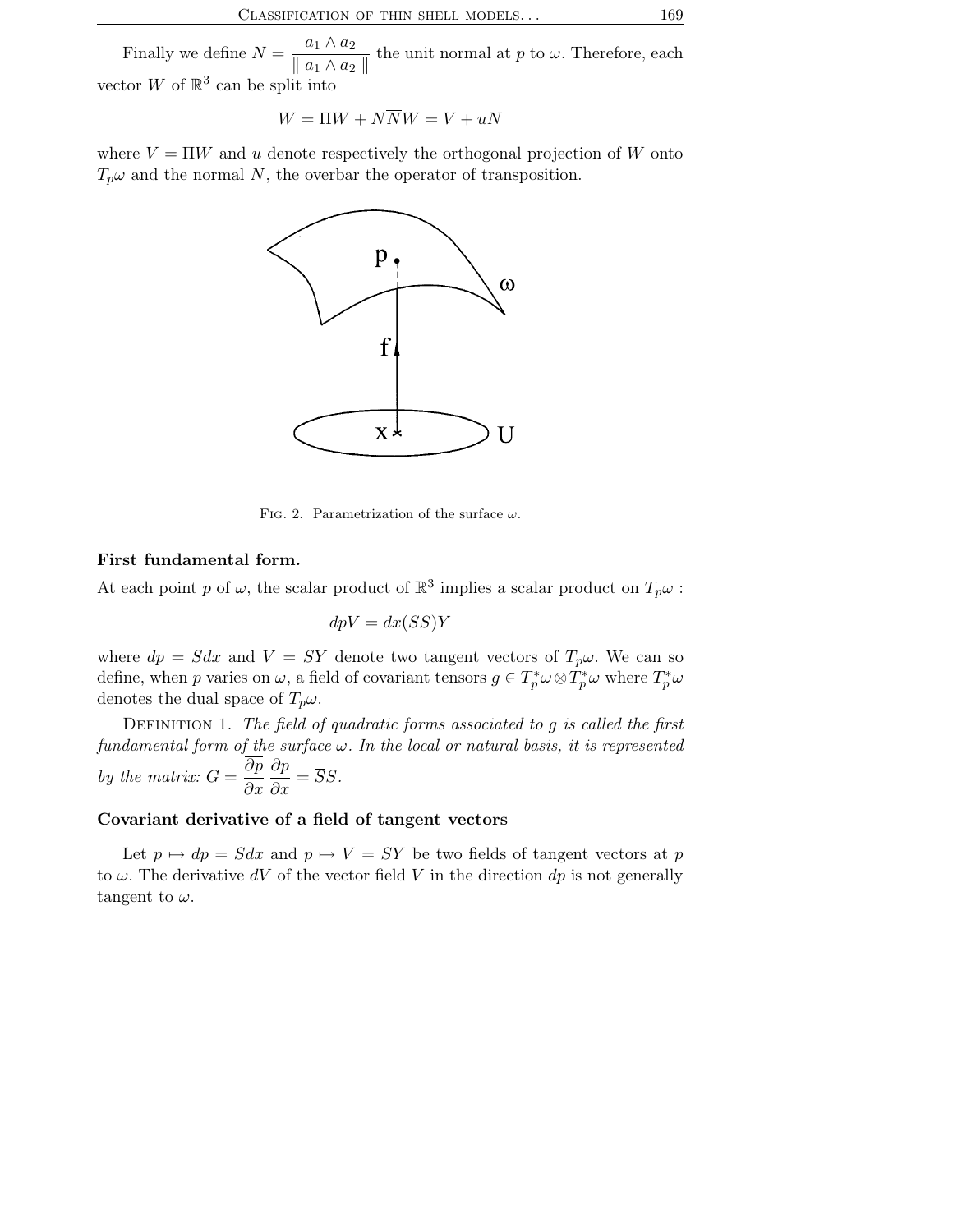Finally we define $N = \dfrac{a_1 \wedge a_2}{\| a_1 \wedge a_2 \|}$ the unit normal at $p$ to $\omega$. Therefore, each vector $W$ of $\mathbb{R}^3$ can be split into

$$W = \Pi W + N\overline{N}W = V + uN$$

where $V = \Pi W$ and $u$ denote respectively the orthogonal projection of $W$ onto $T_p\omega$ and the normal $N$, the overbar the operator of transposition.

Fig. 2. Parametrization of the surface $\omega$.

**First fundamental form.**

At each point $p$ of $\omega$, the scalar product of $\mathbb{R}^3$ implies a scalar product on $T_p\omega$ :

$$\overline{dp}V = \overline{dx}(\overline{S}S)Y$$

where $dp = Sdx$ and $V = SY$ denote two tangent vectors of $T_p\omega$. We can so define, when $p$ varies on $\omega$, a field of covariant tensors $g \in T_p^*\omega \otimes T_p^*\omega$ where $T_p^*\omega$ denotes the dual space of $T_p\omega$.

Definition 1. *The field of quadratic forms associated to $g$ is called the first fundamental form of the surface $\omega$. In the local or natural basis, it is represented by the matrix:* $G = \overline{\dfrac{\partial p}{\partial x}}\,\dfrac{\partial p}{\partial x} = \overline{S}S$.

**Covariant derivative of a field of tangent vectors**

Let $p \mapsto dp = Sdx$ and $p \mapsto V = SY$ be two fields of tangent vectors at $p$ to $\omega$. The derivative $dV$ of the vector field $V$ in the direction $dp$ is not generally tangent to $\omega$.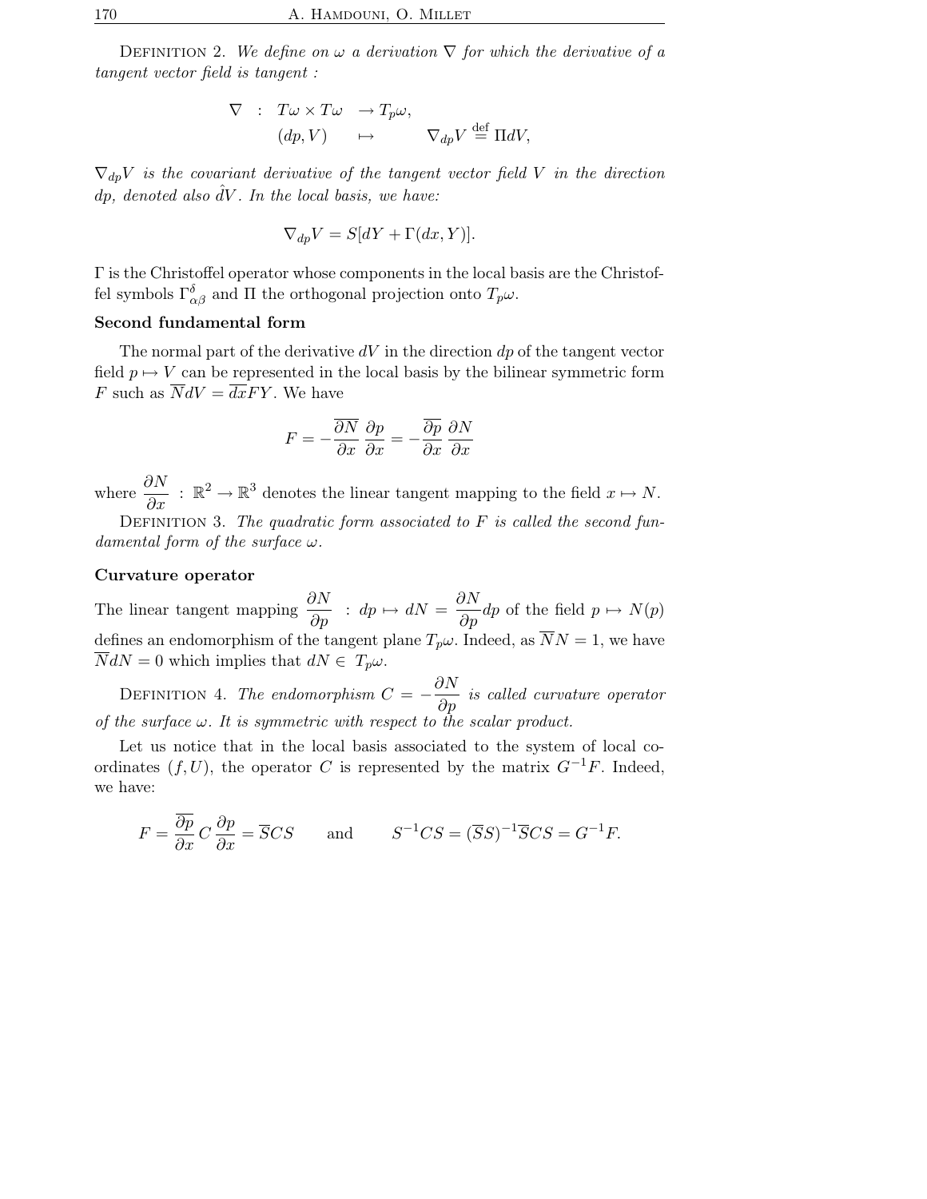DEFINITION 2. *We define on $\omega$ a derivation $\nabla$ for which the derivative of a tangent vector field is tangent :*

$$
\begin{array}{rcll}
\nabla & : & T\omega \times T\omega & \to T_p\omega, \\
 & & (dp, V) & \mapsto \qquad \nabla_{dp} V \overset{\text{def}}{=} \Pi dV,
\end{array}
$$

*$\nabla_{dp} V$ is the covariant derivative of the tangent vector field $V$ in the direction $dp$, denoted also $\hat{d}V$. In the local basis, we have:*

$$
\nabla_{dp} V = S[dY + \Gamma(dx, Y)].
$$

$\Gamma$ is the Christoffel operator whose components in the local basis are the Christoffel symbols $\Gamma^{\delta}_{\alpha\beta}$ and $\Pi$ the orthogonal projection onto $T_p\omega$.

**Second fundamental form**

The normal part of the derivative $dV$ in the direction $dp$ of the tangent vector field $p \mapsto V$ can be represented in the local basis by the bilinear symmetric form $F$ such as $\overline{N}dV = \overline{dx}FY$. We have

$$
F = -\overline{\frac{\partial N}{\partial x}}\, \frac{\partial p}{\partial x} = -\overline{\frac{\partial p}{\partial x}}\, \frac{\partial N}{\partial x}
$$

where $\dfrac{\partial N}{\partial x} \ : \ \mathbb{R}^2 \to \mathbb{R}^3$ denotes the linear tangent mapping to the field $x \mapsto N$.

DEFINITION 3. *The quadratic form associated to $F$ is called the second fundamental form of the surface $\omega$.*

**Curvature operator**

The linear tangent mapping $\dfrac{\partial N}{\partial p} \ : \ dp \mapsto dN = \dfrac{\partial N}{\partial p} dp$ of the field $p \mapsto N(p)$ defines an endomorphism of the tangent plane $T_p\omega$. Indeed, as $\overline{N}N = 1$, we have $\overline{N}dN = 0$ which implies that $dN \in T_p\omega$.

DEFINITION 4. *The endomorphism $C = -\dfrac{\partial N}{\partial p}$ is called curvature operator of the surface $\omega$. It is symmetric with respect to the scalar product.*

Let us notice that in the local basis associated to the system of local coordinates $(f, U)$, the operator $C$ is represented by the matrix $G^{-1}F$. Indeed, we have:

$$
F = \overline{\frac{\partial p}{\partial x}}\, C\, \frac{\partial p}{\partial x} = \overline{S}CS \qquad \text{and} \qquad S^{-1}CS = (\overline{S}S)^{-1}\overline{S}CS = G^{-1}F.
$$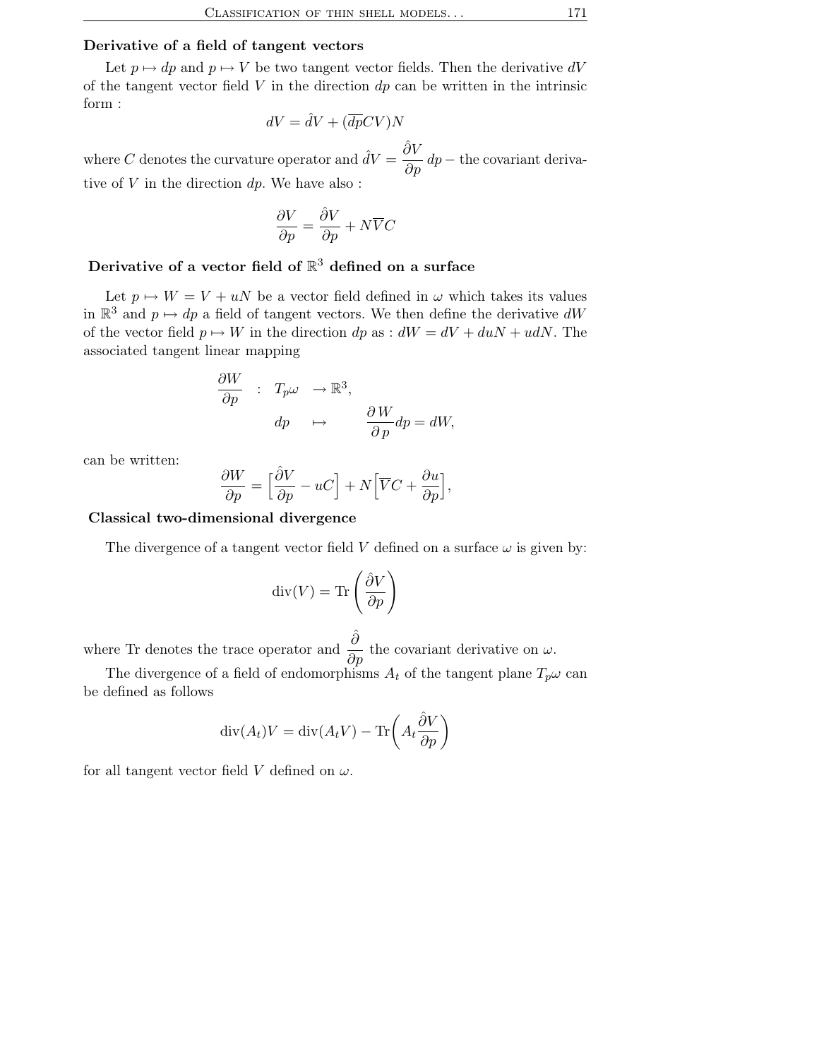**Derivative of a field of tangent vectors**

Let $p \mapsto dp$ and $p \mapsto V$ be two tangent vector fields. Then the derivative $dV$ of the tangent vector field $V$ in the direction $dp$ can be written in the intrinsic form :

$$dV = \hat{d}V + (\overline{dp}CV)N$$

where $C$ denotes the curvature operator and $\hat{d}V = \dfrac{\hat{\partial} V}{\partial p}\, dp$ – the covariant derivative of $V$ in the direction $dp$. We have also :

$$\frac{\partial V}{\partial p} = \frac{\hat{\partial} V}{\partial p} + N\overline{V}C$$

**Derivative of a vector field of $\mathbb{R}^3$ defined on a surface**

Let $p \mapsto W = V + uN$ be a vector field defined in $\omega$ which takes its values in $\mathbb{R}^3$ and $p \mapsto dp$ a field of tangent vectors. We then define the derivative $dW$ of the vector field $p \mapsto W$ in the direction $dp$ as : $dW = dV + duN + udN$. The associated tangent linear mapping

$$\begin{aligned} \frac{\partial W}{\partial p} \quad &: \quad T_p\omega \quad \to \mathbb{R}^3, \\ & \quad\; dp \quad \mapsto \quad \frac{\partial W}{\partial p} dp = dW, \end{aligned}$$

can be written:

$$\frac{\partial W}{\partial p} = \Big[\frac{\hat{\partial} V}{\partial p} - uC\Big] + N\Big[\overline{V}C + \frac{\partial u}{\partial p}\Big],$$

**Classical two-dimensional divergence**

The divergence of a tangent vector field $V$ defined on a surface $\omega$ is given by:

$$\operatorname{div}(V) = \operatorname{Tr}\left(\frac{\hat{\partial} V}{\partial p}\right)$$

where Tr denotes the trace operator and $\dfrac{\hat{\partial}}{\partial p}$ the covariant derivative on $\omega$.

The divergence of a field of endomorphisms $A_t$ of the tangent plane $T_p\omega$ can be defined as follows

$$\operatorname{div}(A_t)V = \operatorname{div}(A_t V) - \operatorname{Tr}\left(A_t \frac{\hat{\partial} V}{\partial p}\right)$$

for all tangent vector field $V$ defined on $\omega$.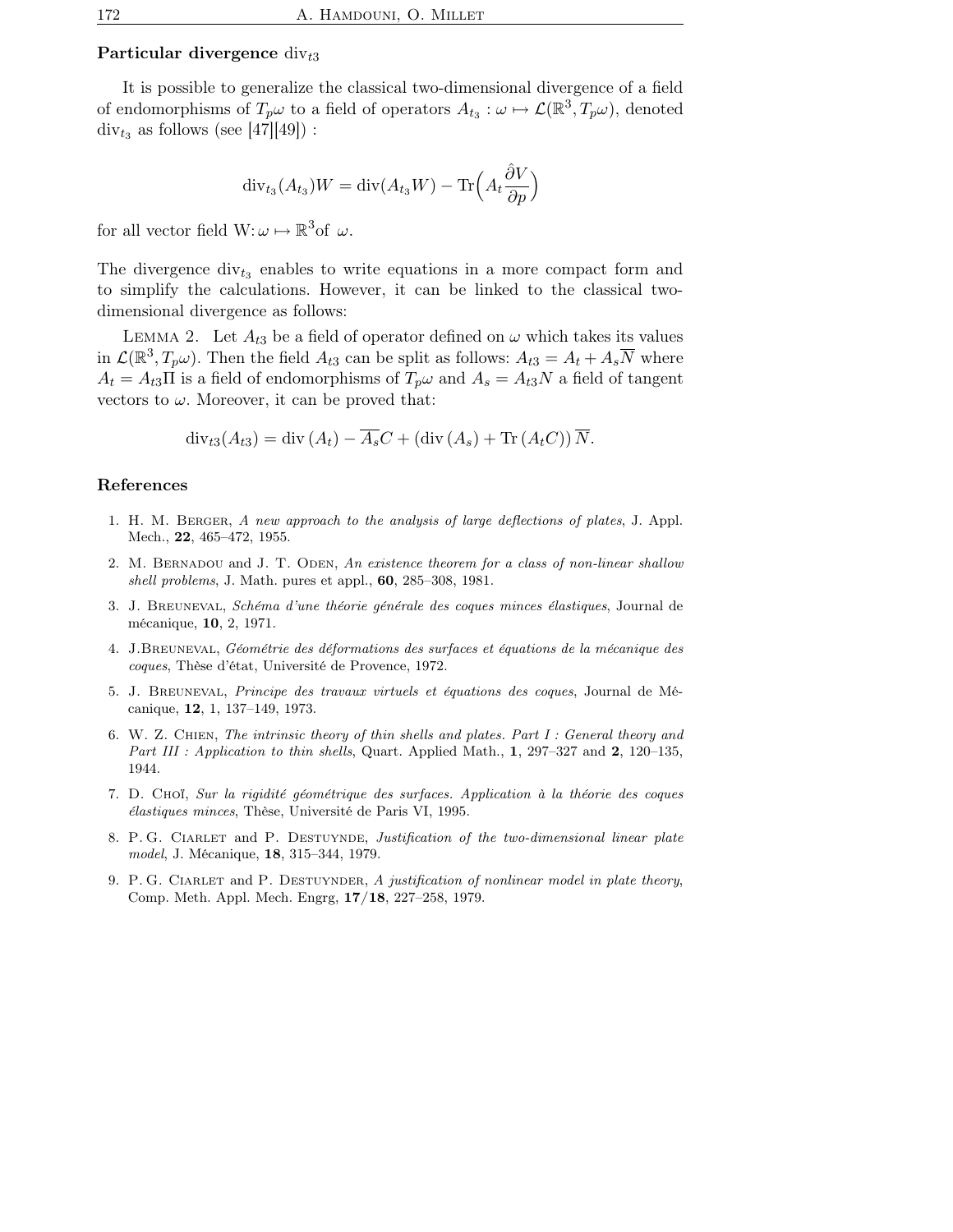**Particular divergence** $\mathrm{div}_{t3}$

It is possible to generalize the classical two-dimensional divergence of a field of endomorphisms of $T_p\omega$ to a field of operators $A_{t_3} : \omega \mapsto \mathcal{L}(\mathbb{R}^3, T_p\omega)$, denoted $\mathrm{div}_{t_3}$ as follows (see [47][49]) :

$$\mathrm{div}_{t_3}(A_{t_3})W = \mathrm{div}(A_{t_3}W) - \mathrm{Tr}\Big(A_t \frac{\hat{\partial} V}{\partial p}\Big)$$

for all vector field W: $\omega \mapsto \mathbb{R}^3$of $\omega$.

The divergence $\mathrm{div}_{t_3}$ enables to write equations in a more compact form and to simplify the calculations. However, it can be linked to the classical two-dimensional divergence as follows:

Lemma 2. Let $A_{t3}$ be a field of operator defined on $\omega$ which takes its values in $\mathcal{L}(\mathbb{R}^3, T_p\omega)$. Then the field $A_{t3}$ can be split as follows: $A_{t3} = A_t + A_s\overline{N}$ where $A_t = A_{t3}\Pi$ is a field of endomorphisms of $T_p\omega$ and $A_s = A_{t3}N$ a field of tangent vectors to $\omega$. Moreover, it can be proved that:

$$\mathrm{div}_{t3}(A_{t3}) = \mathrm{div}\,(A_t) - \overline{A_s}C + (\mathrm{div}\,(A_s) + \mathrm{Tr}\,(A_tC))\,\overline{N}.$$

## References

1. H. M. Berger, *A new approach to the analysis of large deflections of plates*, J. Appl. Mech., **22**, 465–472, 1955.
2. M. Bernadou and J. T. Oden, *An existence theorem for a class of non-linear shallow shell problems*, J. Math. pures et appl., **60**, 285–308, 1981.
3. J. Breuneval, *Schéma d'une théorie générale des coques minces élastiques*, Journal de mécanique, **10**, 2, 1971.
4. J.Breuneval, *Géométrie des déformations des surfaces et équations de la mécanique des coques*, Thèse d'état, Université de Provence, 1972.
5. J. Breuneval, *Principe des travaux virtuels et équations des coques*, Journal de Mécanique, **12**, 1, 137–149, 1973.
6. W. Z. Chien, *The intrinsic theory of thin shells and plates. Part I : General theory and Part III : Application to thin shells*, Quart. Applied Math., **1**, 297–327 and **2**, 120–135, 1944.
7. D. Choï, *Sur la rigidité géométrique des surfaces. Application à la théorie des coques élastiques minces*, Thèse, Université de Paris VI, 1995.
8. P. G. Ciarlet and P. Destuynde, *Justification of the two-dimensional linear plate model*, J. Mécanique, **18**, 315–344, 1979.
9. P. G. Ciarlet and P. Destuynder, *A justification of nonlinear model in plate theory*, Comp. Meth. Appl. Mech. Engrg, **17/18**, 227–258, 1979.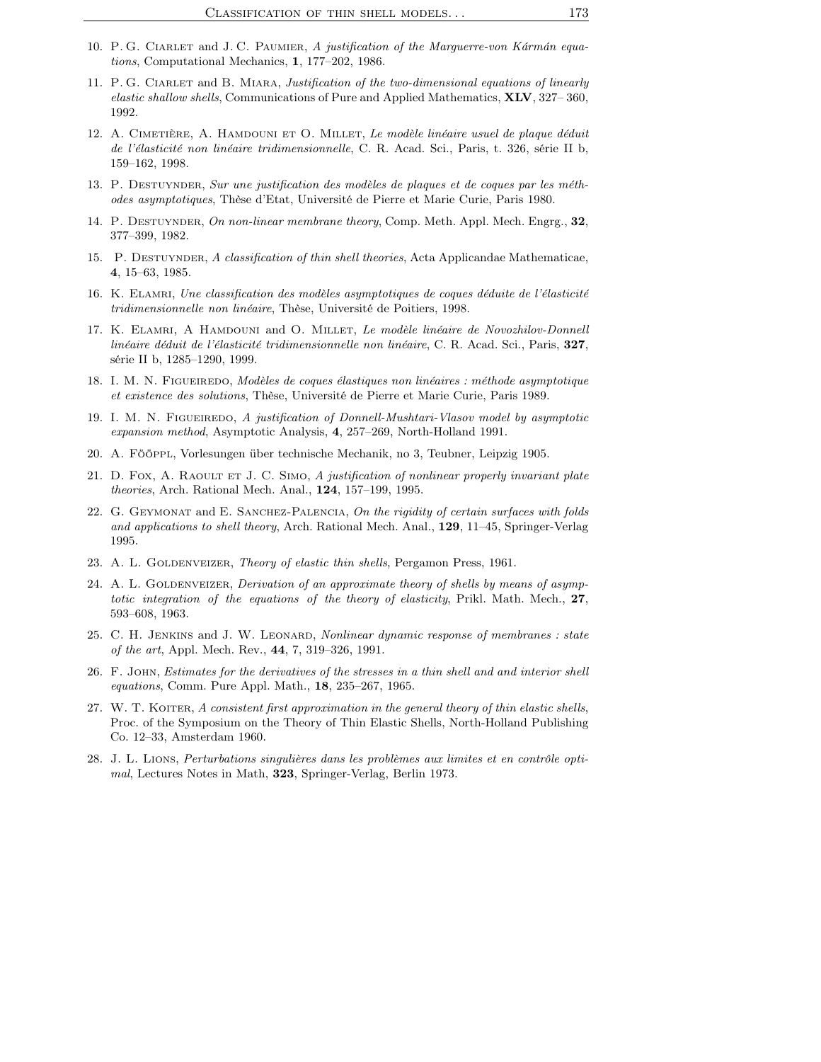10. P. G. Ciarlet and J. C. Paumier, *A justification of the Marguerre-von Kármán equations*, Computational Mechanics, **1**, 177–202, 1986.

11. P. G. Ciarlet and B. Miara, *Justification of the two-dimensional equations of linearly elastic shallow shells*, Communications of Pure and Applied Mathematics, **XLV**, 327– 360, 1992.

12. A. Cimetière, A. Hamdouni et O. Millet, *Le modèle linéaire usuel de plaque déduit de l'élasticité non linéaire tridimensionnelle*, C. R. Acad. Sci., Paris, t. 326, série II b, 159–162, 1998.

13. P. Destuynder, *Sur une justification des modèles de plaques et de coques par les méthodes asymptotiques*, Thèse d'Etat, Université de Pierre et Marie Curie, Paris 1980.

14. P. Destuynder, *On non-linear membrane theory*, Comp. Meth. Appl. Mech. Engrg., **32**, 377–399, 1982.

15. P. Destuynder, *A classification of thin shell theories*, Acta Applicandae Mathematicae, **4**, 15–63, 1985.

16. K. Elamri, *Une classification des modèles asymptotiques de coques déduite de l'élasticité tridimensionnelle non linéaire*, Thèse, Université de Poitiers, 1998.

17. K. Elamri, A Hamdouni and O. Millet, *Le modèle linéaire de Novozhilov-Donnell linéaire déduit de l'élasticité tridimensionnelle non linéaire*, C. R. Acad. Sci., Paris, **327**, série II b, 1285–1290, 1999.

18. I. M. N. Figueiredo, *Modèles de coques élastiques non linéaires : méthode asymptotique et existence des solutions*, Thèse, Université de Pierre et Marie Curie, Paris 1989.

19. I. M. N. Figueiredo, *A justification of Donnell-Mushtari-Vlasov model by asymptotic expansion method*, Asymptotic Analysis, **4**, 257–269, North-Holland 1991.

20. A. Fööppl, Vorlesungen über technische Mechanik, no 3, Teubner, Leipzig 1905.

21. D. Fox, A. Raoult et J. C. Simo, *A justification of nonlinear properly invariant plate theories*, Arch. Rational Mech. Anal., **124**, 157–199, 1995.

22. G. Geymonat and E. Sanchez-Palencia, *On the rigidity of certain surfaces with folds and applications to shell theory*, Arch. Rational Mech. Anal., **129**, 11–45, Springer-Verlag 1995.

23. A. L. Goldenveizer, *Theory of elastic thin shells*, Pergamon Press, 1961.

24. A. L. Goldenveizer, *Derivation of an approximate theory of shells by means of asymptotic integration of the equations of the theory of elasticity*, Prikl. Math. Mech., **27**, 593–608, 1963.

25. C. H. Jenkins and J. W. Leonard, *Nonlinear dynamic response of membranes : state of the art*, Appl. Mech. Rev., **44**, 7, 319–326, 1991.

26. F. John, *Estimates for the derivatives of the stresses in a thin shell and and interior shell equations*, Comm. Pure Appl. Math., **18**, 235–267, 1965.

27. W. T. Koiter, *A consistent first approximation in the general theory of thin elastic shells*, Proc. of the Symposium on the Theory of Thin Elastic Shells, North-Holland Publishing Co. 12–33, Amsterdam 1960.

28. J. L. Lions, *Perturbations singulières dans les problèmes aux limites et en contrôle optimal*, Lectures Notes in Math, **323**, Springer-Verlag, Berlin 1973.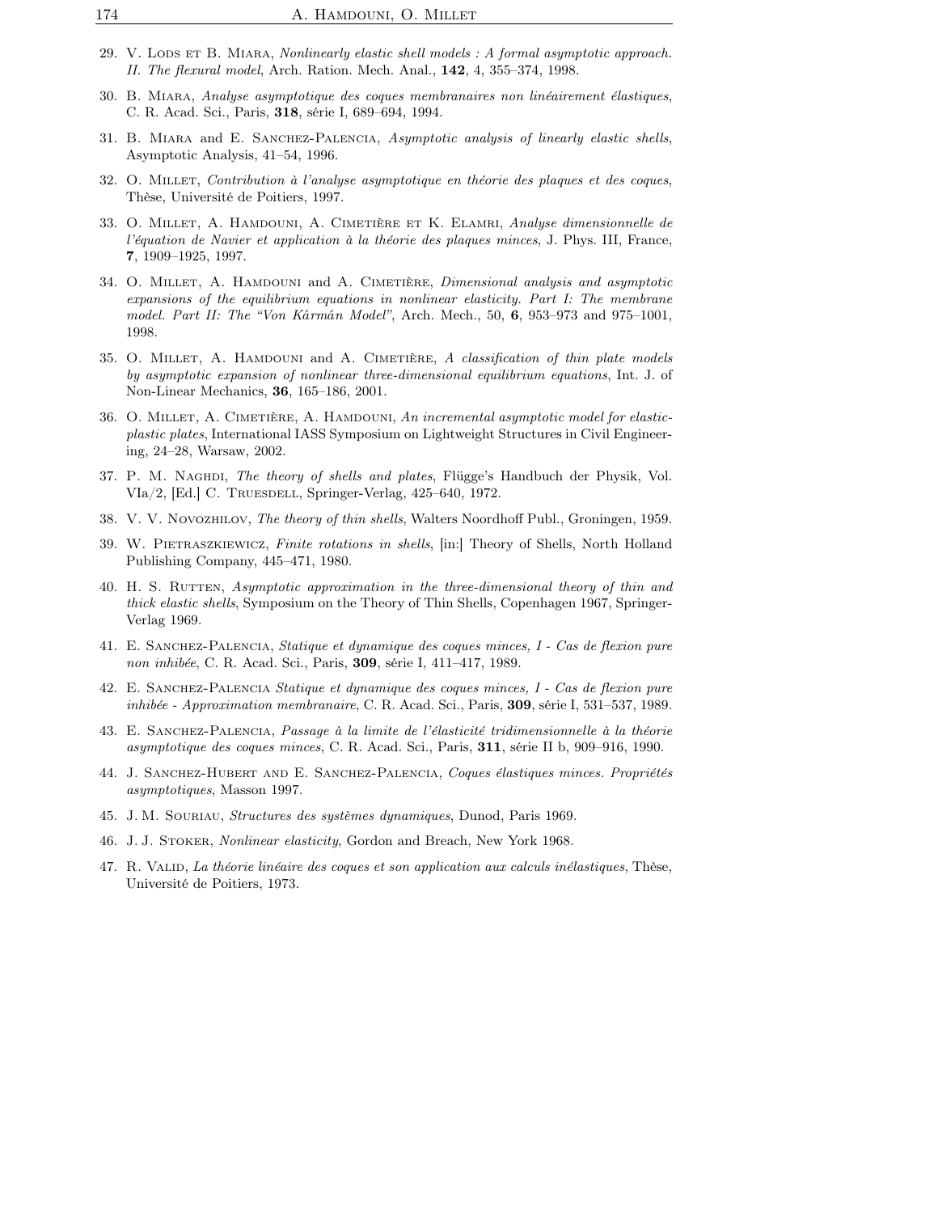29. V. Lods et B. Miara, *Nonlinearly elastic shell models : A formal asymptotic approach. II. The flexural model*, Arch. Ration. Mech. Anal., **142**, 4, 355–374, 1998.

30. B. Miara, *Analyse asymptotique des coques membranaires non linéairement élastiques*, C. R. Acad. Sci., Paris, **318**, série I, 689–694, 1994.

31. B. Miara and E. Sanchez-Palencia, *Asymptotic analysis of linearly elastic shells*, Asymptotic Analysis, 41–54, 1996.

32. O. Millet, *Contribution à l'analyse asymptotique en théorie des plaques et des coques*, Thèse, Université de Poitiers, 1997.

33. O. Millet, A. Hamdouni, A. Cimetière et K. Elamri, *Analyse dimensionnelle de l'équation de Navier et application à la théorie des plaques minces*, J. Phys. III, France, **7**, 1909–1925, 1997.

34. O. Millet, A. Hamdouni and A. Cimetière, *Dimensional analysis and asymptotic expansions of the equilibrium equations in nonlinear elasticity. Part I: The membrane model. Part II: The "Von Kármán Model"*, Arch. Mech., 50, **6**, 953–973 and 975–1001, 1998.

35. O. Millet, A. Hamdouni and A. Cimetière, *A classification of thin plate models by asymptotic expansion of nonlinear three-dimensional equilibrium equations*, Int. J. of Non-Linear Mechanics, **36**, 165–186, 2001.

36. O. Millet, A. Cimetière, A. Hamdouni, *An incremental asymptotic model for elastic-plastic plates*, International IASS Symposium on Lightweight Structures in Civil Engineering, 24–28, Warsaw, 2002.

37. P. M. Naghdi, *The theory of shells and plates*, Flügge's Handbuch der Physik, Vol. VIa/2, [Ed.] C. Truesdell, Springer-Verlag, 425–640, 1972.

38. V. V. Novozhilov, *The theory of thin shells*, Walters Noordhoff Publ., Groningen, 1959.

39. W. Pietraszkiewicz, *Finite rotations in shells*, [in:] Theory of Shells, North Holland Publishing Company, 445–471, 1980.

40. H. S. Rutten, *Asymptotic approximation in the three-dimensional theory of thin and thick elastic shells*, Symposium on the Theory of Thin Shells, Copenhagen 1967, Springer-Verlag 1969.

41. E. Sanchez-Palencia, *Statique et dynamique des coques minces, I - Cas de flexion pure non inhibée*, C. R. Acad. Sci., Paris, **309**, série I, 411–417, 1989.

42. E. Sanchez-Palencia *Statique et dynamique des coques minces, I - Cas de flexion pure inhibée - Approximation membranaire*, C. R. Acad. Sci., Paris, **309**, série I, 531–537, 1989.

43. E. Sanchez-Palencia, *Passage à la limite de l'élasticité tridimensionnelle à la théorie asymptotique des coques minces*, C. R. Acad. Sci., Paris, **311**, série II b, 909–916, 1990.

44. J. Sanchez-Hubert and E. Sanchez-Palencia, *Coques élastiques minces. Propriétés asymptotiques*, Masson 1997.

45. J. M. Souriau, *Structures des systèmes dynamiques*, Dunod, Paris 1969.

46. J. J. Stoker, *Nonlinear elasticity*, Gordon and Breach, New York 1968.

47. R. Valid, *La théorie linéaire des coques et son application aux calculs inélastiques*, Thèse, Université de Poitiers, 1973.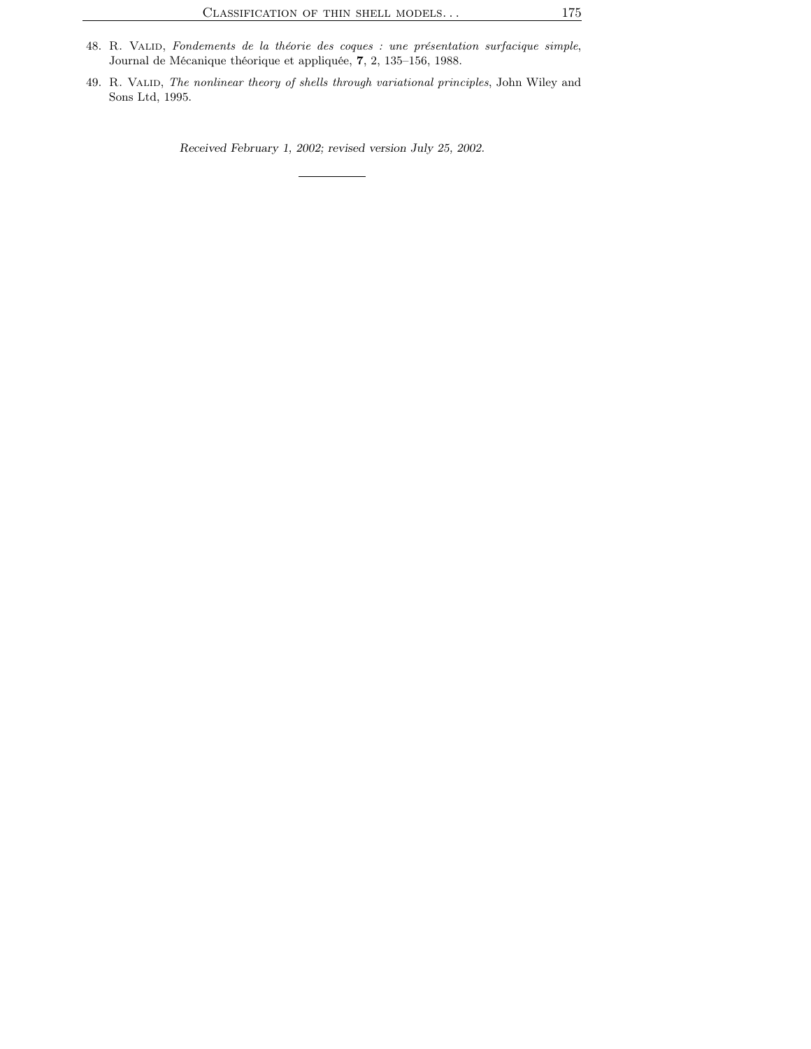48. R. Valid, *Fondements de la théorie des coques : une présentation surfacique simple*, Journal de Mécanique théorique et appliquée, **7**, 2, 135–156, 1988.

49. R. Valid, *The nonlinear theory of shells through variational principles*, John Wiley and Sons Ltd, 1995.

*Received February 1, 2002; revised version July 25, 2002.*